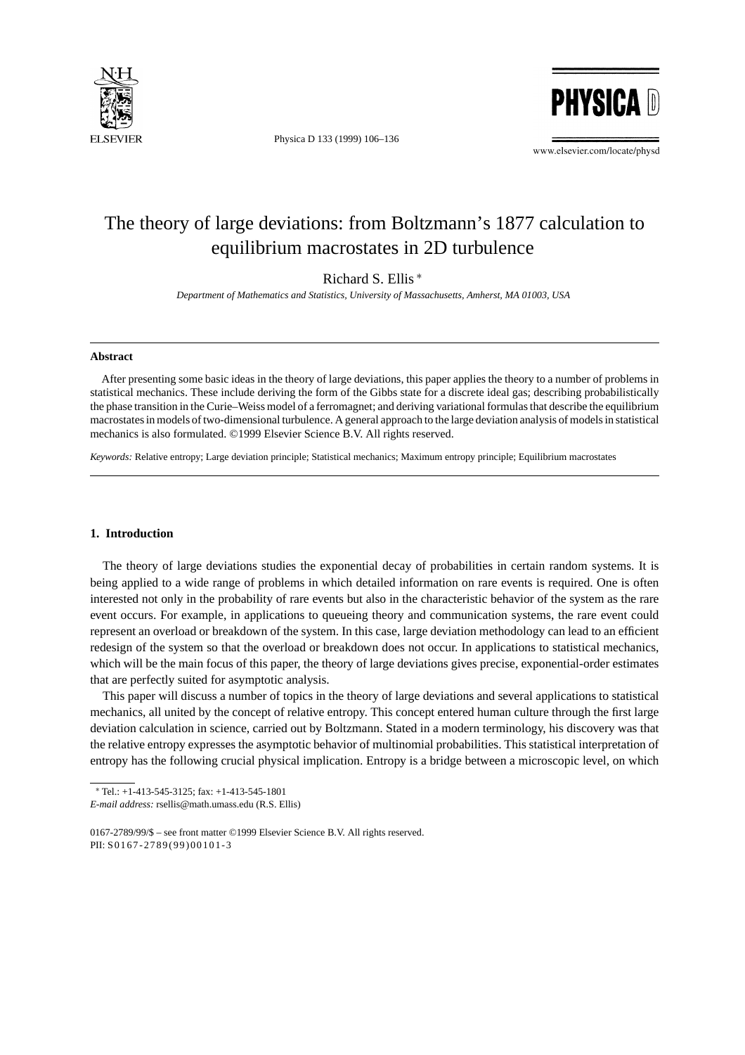# The theory of large deviations: from Boltzmann's 1877 calculation to equilibrium macrostates in 2D turbulence

Richard S. Ellis *

*Department of Mathematics and Statistics, University of Massachusetts, Amherst, MA 01003, USA*

## Abstract

After presenting some basic ideas in the theory of large deviations, this paper applies the theory to a number of problems in statistical mechanics. These include deriving the form of the Gibbs state for a discrete ideal gas; describing probabilistically the phase transition in the Curie–Weiss model of a ferromagnet; and deriving variational formulas that describe the equilibrium macrostates in models of two-dimensional turbulence. A general approach to the large deviation analysis of models in statistical mechanics is also formulated. ©1999 Elsevier Science B.V. All rights reserved.

*Keywords:* Relative entropy; Large deviation principle; Statistical mechanics; Maximum entropy principle; Equilibrium macrostates

## 1. Introduction

The theory of large deviations studies the exponential decay of probabilities in certain random systems. It is being applied to a wide range of problems in which detailed information on rare events is required. One is often interested not only in the probability of rare events but also in the characteristic behavior of the system as the rare event occurs. For example, in applications to queueing theory and communication systems, the rare event could represent an overload or breakdown of the system. In this case, large deviation methodology can lead to an efficient redesign of the system so that the overload or breakdown does not occur. In applications to statistical mechanics, which will be the main focus of this paper, the theory of large deviations gives precise, exponential-order estimates that are perfectly suited for asymptotic analysis.

This paper will discuss a number of topics in the theory of large deviations and several applications to statistical mechanics, all united by the concept of relative entropy. This concept entered human culture through the first large deviation calculation in science, carried out by Boltzmann. Stated in a modern terminology, his discovery was that the relative entropy expresses the asymptotic behavior of multinomial probabilities. This statistical interpretation of entropy has the following crucial physical implication. Entropy is a bridge between a microscopic level, on which

* Tel.: +1-413-545-3125; fax: +1-413-545-1801
*E-mail address:* rsellis@math.umass.edu (R.S. Ellis)

0167-2789/99/$ – see front matter ©1999 Elsevier Science B.V. All rights reserved.
PII: S0167-2789(99)00101-3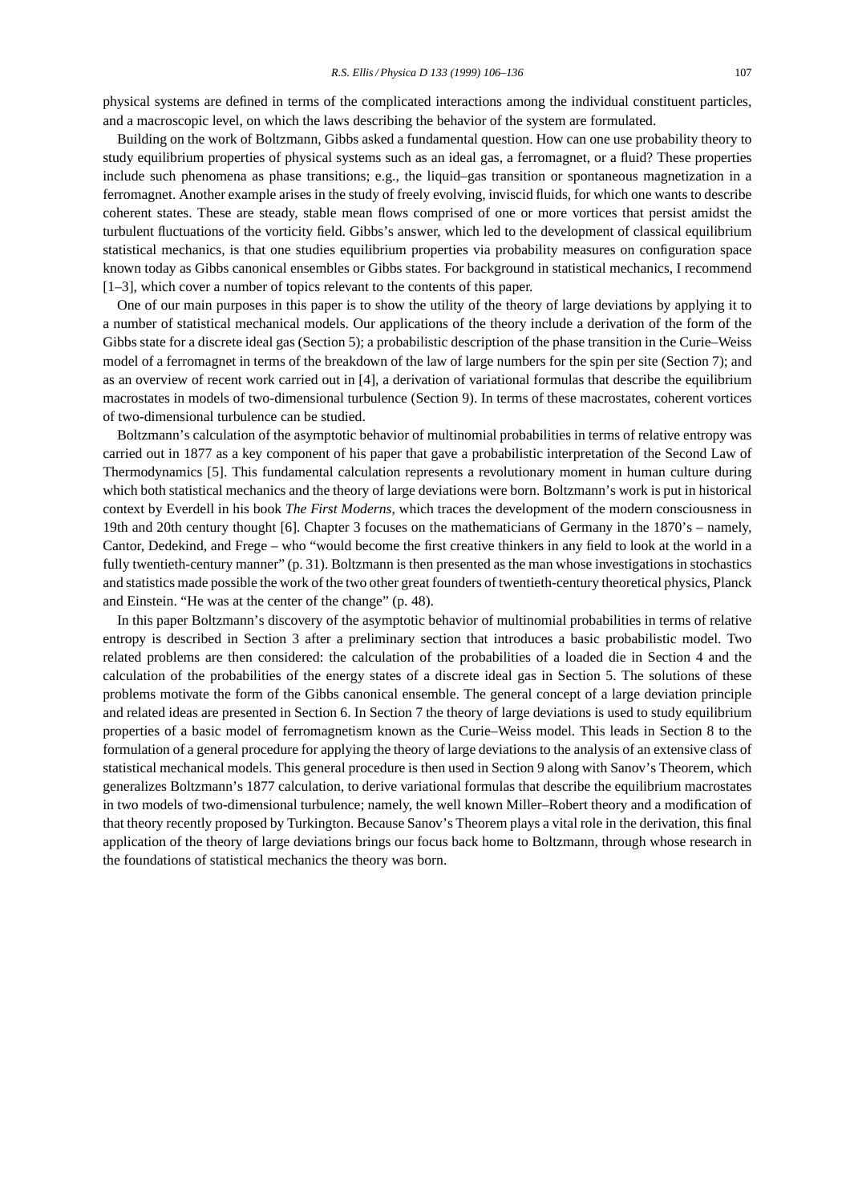physical systems are defined in terms of the complicated interactions among the individual constituent particles, and a macroscopic level, on which the laws describing the behavior of the system are formulated.

Building on the work of Boltzmann, Gibbs asked a fundamental question. How can one use probability theory to study equilibrium properties of physical systems such as an ideal gas, a ferromagnet, or a fluid? These properties include such phenomena as phase transitions; e.g., the liquid–gas transition or spontaneous magnetization in a ferromagnet. Another example arises in the study of freely evolving, inviscid fluids, for which one wants to describe coherent states. These are steady, stable mean flows comprised of one or more vortices that persist amidst the turbulent fluctuations of the vorticity field. Gibbs's answer, which led to the development of classical equilibrium statistical mechanics, is that one studies equilibrium properties via probability measures on configuration space known today as Gibbs canonical ensembles or Gibbs states. For background in statistical mechanics, I recommend [1–3], which cover a number of topics relevant to the contents of this paper.

One of our main purposes in this paper is to show the utility of the theory of large deviations by applying it to a number of statistical mechanical models. Our applications of the theory include a derivation of the form of the Gibbs state for a discrete ideal gas (Section 5); a probabilistic description of the phase transition in the Curie–Weiss model of a ferromagnet in terms of the breakdown of the law of large numbers for the spin per site (Section 7); and as an overview of recent work carried out in [4], a derivation of variational formulas that describe the equilibrium macrostates in models of two-dimensional turbulence (Section 9). In terms of these macrostates, coherent vortices of two-dimensional turbulence can be studied.

Boltzmann's calculation of the asymptotic behavior of multinomial probabilities in terms of relative entropy was carried out in 1877 as a key component of his paper that gave a probabilistic interpretation of the Second Law of Thermodynamics [5]. This fundamental calculation represents a revolutionary moment in human culture during which both statistical mechanics and the theory of large deviations were born. Boltzmann's work is put in historical context by Everdell in his book *The First Moderns*, which traces the development of the modern consciousness in 19th and 20th century thought [6]. Chapter 3 focuses on the mathematicians of Germany in the 1870's – namely, Cantor, Dedekind, and Frege – who "would become the first creative thinkers in any field to look at the world in a fully twentieth-century manner" (p. 31). Boltzmann is then presented as the man whose investigations in stochastics and statistics made possible the work of the two other great founders of twentieth-century theoretical physics, Planck and Einstein. "He was at the center of the change" (p. 48).

In this paper Boltzmann's discovery of the asymptotic behavior of multinomial probabilities in terms of relative entropy is described in Section 3 after a preliminary section that introduces a basic probabilistic model. Two related problems are then considered: the calculation of the probabilities of a loaded die in Section 4 and the calculation of the probabilities of the energy states of a discrete ideal gas in Section 5. The solutions of these problems motivate the form of the Gibbs canonical ensemble. The general concept of a large deviation principle and related ideas are presented in Section 6. In Section 7 the theory of large deviations is used to study equilibrium properties of a basic model of ferromagnetism known as the Curie–Weiss model. This leads in Section 8 to the formulation of a general procedure for applying the theory of large deviations to the analysis of an extensive class of statistical mechanical models. This general procedure is then used in Section 9 along with Sanov's Theorem, which generalizes Boltzmann's 1877 calculation, to derive variational formulas that describe the equilibrium macrostates in two models of two-dimensional turbulence; namely, the well known Miller–Robert theory and a modification of that theory recently proposed by Turkington. Because Sanov's Theorem plays a vital role in the derivation, this final application of the theory of large deviations brings our focus back home to Boltzmann, through whose research in the foundations of statistical mechanics the theory was born.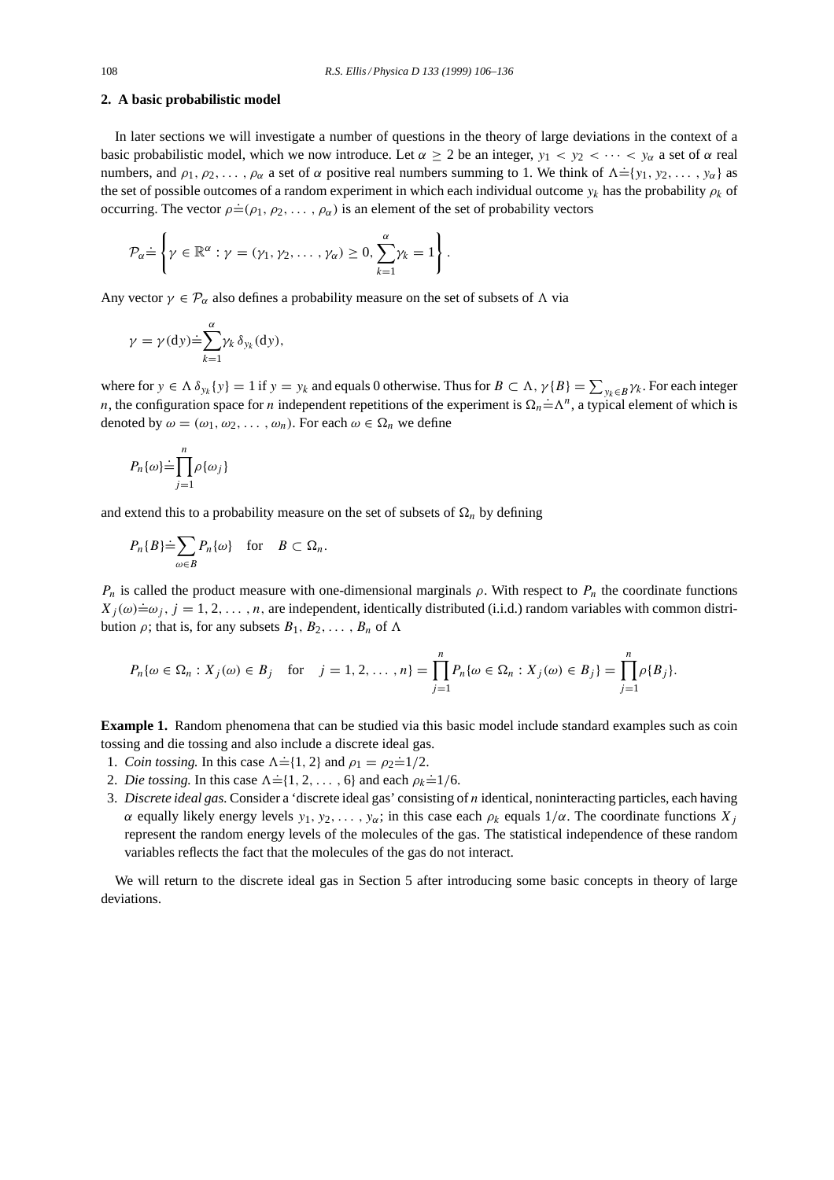## 2. A basic probabilistic model

In later sections we will investigate a number of questions in the theory of large deviations in the context of a basic probabilistic model, which we now introduce. Let $\alpha \geq 2$ be an integer, $y_1 < y_2 < \cdots < y_\alpha$ a set of $\alpha$ real numbers, and $\rho_1, \rho_2, \ldots, \rho_\alpha$ a set of $\alpha$ positive real numbers summing to 1. We think of $\Lambda \doteq \{y_1, y_2, \ldots, y_\alpha\}$ as the set of possible outcomes of a random experiment in which each individual outcome $y_k$ has the probability $\rho_k$ of occurring. The vector $\rho \doteq (\rho_1, \rho_2, \ldots, \rho_\alpha)$ is an element of the set of probability vectors

$$\mathcal{P}_\alpha \doteq \left\{ \gamma \in \mathbb{R}^\alpha : \gamma = (\gamma_1, \gamma_2, \ldots, \gamma_\alpha) \geq 0, \sum_{k=1}^{\alpha} \gamma_k = 1 \right\}.$$

Any vector $\gamma \in \mathcal{P}_\alpha$ also defines a probability measure on the set of subsets of $\Lambda$ via

$$\gamma = \gamma(\mathrm{d}y) \doteq \sum_{k=1}^{\alpha} \gamma_k \, \delta_{y_k}(\mathrm{d}y),$$

where for $y \in \Lambda$ $\delta_{y_k}\{y\} = 1$ if $y = y_k$ and equals 0 otherwise. Thus for $B \subset \Lambda$, $\gamma\{B\} = \sum_{y_k \in B} \gamma_k$. For each integer $n$, the configuration space for $n$ independent repetitions of the experiment is $\Omega_n \doteq \Lambda^n$, a typical element of which is denoted by $\omega = (\omega_1, \omega_2, \ldots, \omega_n)$. For each $\omega \in \Omega_n$ we define

$$P_n\{\omega\} \doteq \prod_{j=1}^{n} \rho\{\omega_j\}$$

and extend this to a probability measure on the set of subsets of $\Omega_n$ by defining

$$P_n\{B\} \doteq \sum_{\omega \in B} P_n\{\omega\} \quad \text{for} \quad B \subset \Omega_n.$$

$P_n$ is called the product measure with one-dimensional marginals $\rho$. With respect to $P_n$ the coordinate functions $X_j(\omega) \doteq \omega_j$, $j = 1, 2, \ldots, n$, are independent, identically distributed (i.i.d.) random variables with common distribution $\rho$; that is, for any subsets $B_1, B_2, \ldots, B_n$ of $\Lambda$

$$P_n\{\omega \in \Omega_n : X_j(\omega) \in B_j \quad \text{for} \quad j = 1, 2, \ldots, n\} = \prod_{j=1}^{n} P_n\{\omega \in \Omega_n : X_j(\omega) \in B_j\} = \prod_{j=1}^{n} \rho\{B_j\}.$$

**Example 1.** Random phenomena that can be studied via this basic model include standard examples such as coin tossing and die tossing and also include a discrete ideal gas.

1. *Coin tossing.* In this case $\Lambda \doteq \{1, 2\}$ and $\rho_1 = \rho_2 \doteq 1/2$.
2. *Die tossing.* In this case $\Lambda \doteq \{1, 2, \ldots, 6\}$ and each $\rho_k \doteq 1/6$.
3. *Discrete ideal gas.* Consider a 'discrete ideal gas' consisting of $n$ identical, noninteracting particles, each having $\alpha$ equally likely energy levels $y_1, y_2, \ldots, y_\alpha$; in this case each $\rho_k$ equals $1/\alpha$. The coordinate functions $X_j$ represent the random energy levels of the molecules of the gas. The statistical independence of these random variables reflects the fact that the molecules of the gas do not interact.

We will return to the discrete ideal gas in Section 5 after introducing some basic concepts in theory of large deviations.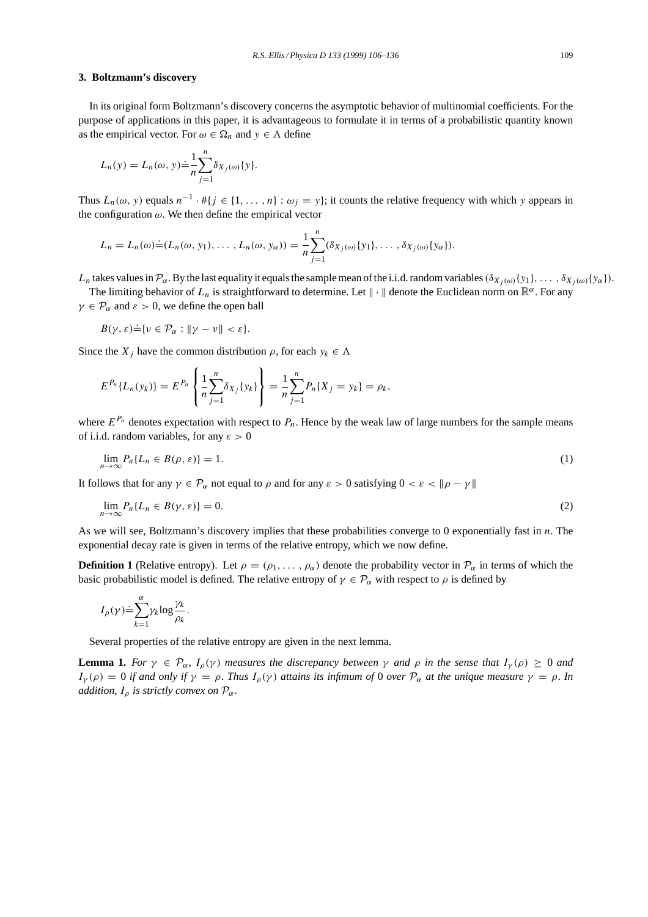## 3. Boltzmann's discovery

In its original form Boltzmann's discovery concerns the asymptotic behavior of multinomial coefficients. For the purpose of applications in this paper, it is advantageous to formulate it in terms of a probabilistic quantity known as the empirical vector. For $\omega \in \Omega_n$ and $y \in \Lambda$ define

$$L_n(y) = L_n(\omega, y) \doteq \frac{1}{n}\sum_{j=1}^{n} \delta_{X_j(\omega)}\{y\}.$$

Thus $L_n(\omega, y)$ equals $n^{-1} \cdot \#\{j \in \{1, \ldots, n\} : \omega_j = y\}$; it counts the relative frequency with which $y$ appears in the configuration $\omega$. We then define the empirical vector

$$L_n = L_n(\omega) \doteq (L_n(\omega, y_1), \ldots, L_n(\omega, y_\alpha)) = \frac{1}{n}\sum_{j=1}^{n} (\delta_{X_j(\omega)}\{y_1\}, \ldots, \delta_{X_j(\omega)}\{y_\alpha\}).$$

$L_n$ takes values in $\mathcal{P}_\alpha$. By the last equality it equals the sample mean of the i.i.d. random variables $(\delta_{X_j(\omega)}\{y_1\}, \ldots, \delta_{X_j(\omega)}\{y_\alpha\})$.

The limiting behavior of $L_n$ is straightforward to determine. Let $\| \cdot \|$ denote the Euclidean norm on $\mathbb{R}^\alpha$. For any $\gamma \in \mathcal{P}_\alpha$ and $\varepsilon > 0$, we define the open ball

$$B(\gamma, \varepsilon) \doteq \{\nu \in \mathcal{P}_\alpha : \|\gamma - \nu\| < \varepsilon\}.$$

Since the $X_j$ have the common distribution $\rho$, for each $y_k \in \Lambda$

$$E^{P_n}\{L_n(y_k)\} = E^{P_n}\left\{\frac{1}{n}\sum_{j=1}^{n} \delta_{X_j}\{y_k\}\right\} = \frac{1}{n}\sum_{j=1}^{n} P_n\{X_j = y_k\} = \rho_k,$$

where $E^{P_n}$ denotes expectation with respect to $P_n$. Hence by the weak law of large numbers for the sample means of i.i.d. random variables, for any $\varepsilon > 0$

$$\lim_{n\to\infty} P_n\{L_n \in B(\rho, \varepsilon)\} = 1. \tag{1}$$

It follows that for any $\gamma \in \mathcal{P}_\alpha$ not equal to $\rho$ and for any $\varepsilon > 0$ satisfying $0 < \varepsilon < \|\rho - \gamma\|$

$$\lim_{n\to\infty} P_n\{L_n \in B(\gamma, \varepsilon)\} = 0. \tag{2}$$

As we will see, Boltzmann's discovery implies that these probabilities converge to 0 exponentially fast in $n$. The exponential decay rate is given in terms of the relative entropy, which we now define.

**Definition 1** (Relative entropy). Let $\rho = (\rho_1, \ldots, \rho_\alpha)$ denote the probability vector in $\mathcal{P}_\alpha$ in terms of which the basic probabilistic model is defined. The relative entropy of $\gamma \in \mathcal{P}_\alpha$ with respect to $\rho$ is defined by

$$I_\rho(\gamma) \doteq \sum_{k=1}^{\alpha} \gamma_k \log \frac{\gamma_k}{\rho_k}.$$

Several properties of the relative entropy are given in the next lemma.

**Lemma 1.** *For $\gamma \in \mathcal{P}_\alpha$, $I_\rho(\gamma)$ measures the discrepancy between $\gamma$ and $\rho$ in the sense that $I_\gamma(\rho) \geq 0$ and $I_\gamma(\rho) = 0$ if and only if $\gamma = \rho$. Thus $I_\rho(\gamma)$ attains its infimum of 0 over $\mathcal{P}_\alpha$ at the unique measure $\gamma = \rho$. In addition, $I_\rho$ is strictly convex on $\mathcal{P}_\alpha$.*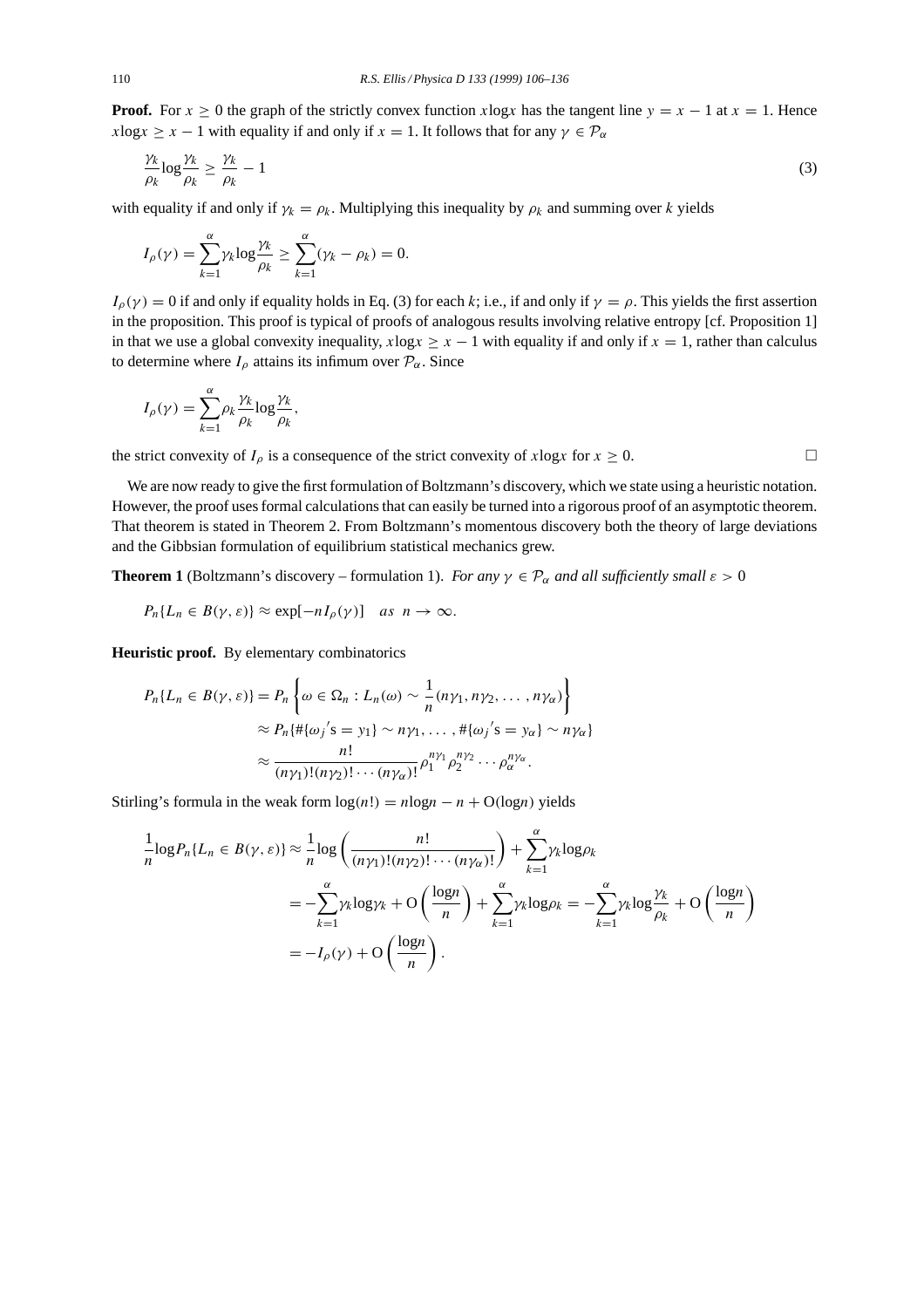**Proof.** For $x \geq 0$ the graph of the strictly convex function $x \log x$ has the tangent line $y = x - 1$ at $x = 1$. Hence $x \log x \geq x - 1$ with equality if and only if $x = 1$. It follows that for any $\gamma \in \mathcal{P}_\alpha$

$$\frac{\gamma_k}{\rho_k} \log \frac{\gamma_k}{\rho_k} \geq \frac{\gamma_k}{\rho_k} - 1 \tag{3}$$

with equality if and only if $\gamma_k = \rho_k$. Multiplying this inequality by $\rho_k$ and summing over $k$ yields

$$I_\rho(\gamma) = \sum_{k=1}^{\alpha} \gamma_k \log \frac{\gamma_k}{\rho_k} \geq \sum_{k=1}^{\alpha} (\gamma_k - \rho_k) = 0.$$

$I_\rho(\gamma) = 0$ if and only if equality holds in Eq. (3) for each $k$; i.e., if and only if $\gamma = \rho$. This yields the first assertion in the proposition. This proof is typical of proofs of analogous results involving relative entropy [cf. Proposition 1] in that we use a global convexity inequality, $x \log x \geq x - 1$ with equality if and only if $x = 1$, rather than calculus to determine where $I_\rho$ attains its infimum over $\mathcal{P}_\alpha$. Since

$$I_\rho(\gamma) = \sum_{k=1}^{\alpha} \rho_k \frac{\gamma_k}{\rho_k} \log \frac{\gamma_k}{\rho_k},$$

the strict convexity of $I_\rho$ is a consequence of the strict convexity of $x \log x$ for $x \geq 0$. □

We are now ready to give the first formulation of Boltzmann's discovery, which we state using a heuristic notation. However, the proof uses formal calculations that can easily be turned into a rigorous proof of an asymptotic theorem. That theorem is stated in Theorem 2. From Boltzmann's momentous discovery both the theory of large deviations and the Gibbsian formulation of equilibrium statistical mechanics grew.

**Theorem 1** (Boltzmann's discovery – formulation 1). *For any $\gamma \in \mathcal{P}_\alpha$ and all sufficiently small $\varepsilon > 0$*

$$P_n\{L_n \in B(\gamma, \varepsilon)\} \approx \exp[-n I_\rho(\gamma)] \quad as \;\; n \to \infty.$$

**Heuristic proof.** By elementary combinatorics

$$\begin{aligned}
P_n\{L_n \in B(\gamma, \varepsilon)\} &= P_n\left\{\omega \in \Omega_n : L_n(\omega) \sim \frac{1}{n}(n\gamma_1, n\gamma_2, \ldots, n\gamma_\alpha)\right\} \\
&\approx P_n\{\#\{\omega_j{}'\text{s} = y_1\} \sim n\gamma_1, \ldots, \#\{\omega_j{}'\text{s} = y_\alpha\} \sim n\gamma_\alpha\} \\
&\approx \frac{n!}{(n\gamma_1)!(n\gamma_2)! \cdots (n\gamma_\alpha)!} \rho_1^{n\gamma_1} \rho_2^{n\gamma_2} \cdots \rho_\alpha^{n\gamma_\alpha}.
\end{aligned}$$

Stirling's formula in the weak form $\log(n!) = n \log n - n + \mathrm{O}(\log n)$ yields

$$\begin{aligned}
\frac{1}{n} \log P_n\{L_n \in B(\gamma, \varepsilon)\} &\approx \frac{1}{n} \log\left(\frac{n!}{(n\gamma_1)!(n\gamma_2)! \cdots (n\gamma_\alpha)!}\right) + \sum_{k=1}^{\alpha} \gamma_k \log \rho_k \\
&= -\sum_{k=1}^{\alpha} \gamma_k \log \gamma_k + \mathrm{O}\left(\frac{\log n}{n}\right) + \sum_{k=1}^{\alpha} \gamma_k \log \rho_k = -\sum_{k=1}^{\alpha} \gamma_k \log \frac{\gamma_k}{\rho_k} + \mathrm{O}\left(\frac{\log n}{n}\right) \\
&= -I_\rho(\gamma) + \mathrm{O}\left(\frac{\log n}{n}\right).
\end{aligned}$$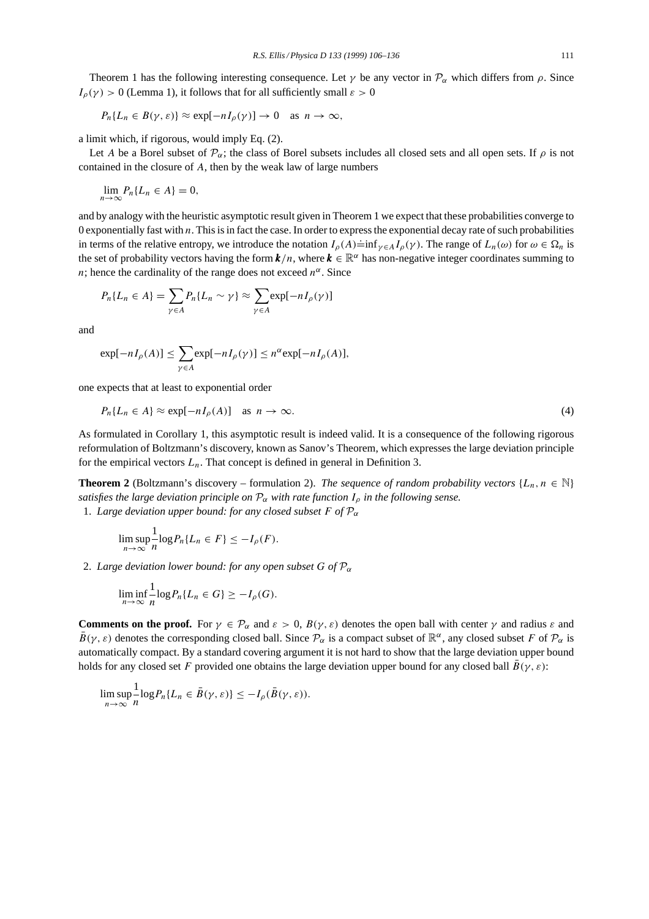Theorem 1 has the following interesting consequence. Let $\gamma$ be any vector in $\mathcal{P}_\alpha$ which differs from $\rho$. Since $I_\rho(\gamma) > 0$ (Lemma 1), it follows that for all sufficiently small $\varepsilon > 0$

$$P_n\{L_n \in B(\gamma, \varepsilon)\} \approx \exp[-nI_\rho(\gamma)] \to 0 \quad \text{as } n \to \infty,$$

a limit which, if rigorous, would imply Eq. (2).

Let $A$ be a Borel subset of $\mathcal{P}_\alpha$; the class of Borel subsets includes all closed sets and all open sets. If $\rho$ is not contained in the closure of $A$, then by the weak law of large numbers

$$\lim_{n\to\infty} P_n\{L_n \in A\} = 0,$$

and by analogy with the heuristic asymptotic result given in Theorem 1 we expect that these probabilities converge to 0 exponentially fast with $n$. This is in fact the case. In order to express the exponential decay rate of such probabilities in terms of the relative entropy, we introduce the notation $I_\rho(A) \doteq \inf_{\gamma \in A} I_\rho(\gamma)$. The range of $L_n(\omega)$ for $\omega \in \Omega_n$ is the set of probability vectors having the form $\boldsymbol{k}/n$, where $\boldsymbol{k} \in \mathbb{R}^\alpha$ has non-negative integer coordinates summing to $n$; hence the cardinality of the range does not exceed $n^\alpha$. Since

$$P_n\{L_n \in A\} = \sum_{\gamma \in A} P_n\{L_n \sim \gamma\} \approx \sum_{\gamma \in A} \exp[-nI_\rho(\gamma)]$$

and

$$\exp[-nI_\rho(A)] \le \sum_{\gamma \in A} \exp[-nI_\rho(\gamma)] \le n^\alpha \exp[-nI_\rho(A)],$$

one expects that at least to exponential order

$$P_n\{L_n \in A\} \approx \exp[-nI_\rho(A)] \quad \text{as } n \to \infty. \tag{4}$$

As formulated in Corollary 1, this asymptotic result is indeed valid. It is a consequence of the following rigorous reformulation of Boltzmann's discovery, known as Sanov's Theorem, which expresses the large deviation principle for the empirical vectors $L_n$. That concept is defined in general in Definition 3.

**Theorem 2** (Boltzmann's discovery – formulation 2). *The sequence of random probability vectors $\{L_n, n \in \mathbb{N}\}$ satisfies the large deviation principle on $\mathcal{P}_\alpha$ with rate function $I_\rho$ in the following sense.*

1. *Large deviation upper bound: for any closed subset $F$ of $\mathcal{P}_\alpha$*

$$\limsup_{n\to\infty} \frac{1}{n} \log P_n\{L_n \in F\} \le -I_\rho(F).$$

2. *Large deviation lower bound: for any open subset $G$ of $\mathcal{P}_\alpha$*

$$\liminf_{n\to\infty} \frac{1}{n} \log P_n\{L_n \in G\} \ge -I_\rho(G).$$

**Comments on the proof.** For $\gamma \in \mathcal{P}_\alpha$ and $\varepsilon > 0$, $B(\gamma, \varepsilon)$ denotes the open ball with center $\gamma$ and radius $\varepsilon$ and $\bar{B}(\gamma, \varepsilon)$ denotes the corresponding closed ball. Since $\mathcal{P}_\alpha$ is a compact subset of $\mathbb{R}^\alpha$, any closed subset $F$ of $\mathcal{P}_\alpha$ is automatically compact. By a standard covering argument it is not hard to show that the large deviation upper bound holds for any closed set $F$ provided one obtains the large deviation upper bound for any closed ball $\bar{B}(\gamma, \varepsilon)$:

$$\limsup_{n\to\infty} \frac{1}{n} \log P_n\{L_n \in \bar{B}(\gamma, \varepsilon)\} \le -I_\rho(\bar{B}(\gamma, \varepsilon)).$$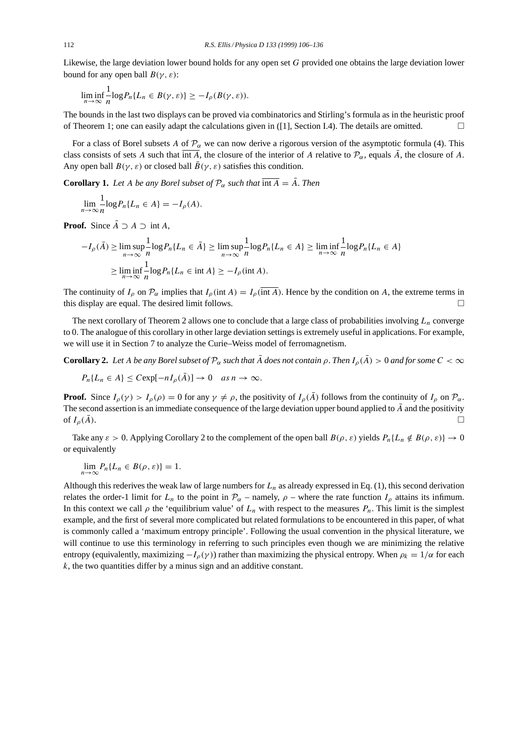Likewise, the large deviation lower bound holds for any open set $G$ provided one obtains the large deviation lower bound for any open ball $B(\gamma, \varepsilon)$:

$$\liminf_{n\to\infty} \frac{1}{n} \log P_n\{L_n \in B(\gamma, \varepsilon)\} \geq -I_\rho(B(\gamma, \varepsilon)).$$

The bounds in the last two displays can be proved via combinatorics and Stirling's formula as in the heuristic proof of Theorem 1; one can easily adapt the calculations given in ([1], Section I.4). The details are omitted. □

For a class of Borel subsets $A$ of $\mathcal{P}_\alpha$ we can now derive a rigorous version of the asymptotic formula (4). This class consists of sets $A$ such that $\overline{\text{int}\, A}$, the closure of the interior of $A$ relative to $\mathcal{P}_\alpha$, equals $\bar{A}$, the closure of $A$. Any open ball $B(\gamma, \varepsilon)$ or closed ball $\bar{B}(\gamma, \varepsilon)$ satisfies this condition.

**Corollary 1.** *Let $A$ be any Borel subset of $\mathcal{P}_\alpha$ such that $\overline{\text{int}\, A} = \bar{A}$. Then*

$$\lim_{n\to\infty} \frac{1}{n} \log P_n\{L_n \in A\} = -I_\rho(A).$$

**Proof.** Since $\bar{A} \supset A \supset \text{int}\, A$,

$$-I_\rho(\bar{A}) \geq \limsup_{n\to\infty} \frac{1}{n} \log P_n\{L_n \in \bar{A}\} \geq \limsup_{n\to\infty} \frac{1}{n} \log P_n\{L_n \in A\} \geq \liminf_{n\to\infty} \frac{1}{n} \log P_n\{L_n \in A\}$$
$$\geq \liminf_{n\to\infty} \frac{1}{n} \log P_n\{L_n \in \text{int}\, A\} \geq -I_\rho(\text{int}\, A).$$

The continuity of $I_\rho$ on $\mathcal{P}_\alpha$ implies that $I_\rho(\text{int}\, A) = I_\rho(\overline{\text{int}\, A})$. Hence by the condition on $A$, the extreme terms in this display are equal. The desired limit follows. □

The next corollary of Theorem 2 allows one to conclude that a large class of probabilities involving $L_n$ converge to 0. The analogue of this corollary in other large deviation settings is extremely useful in applications. For example, we will use it in Section 7 to analyze the Curie–Weiss model of ferromagnetism.

**Corollary 2.** *Let $A$ be any Borel subset of $\mathcal{P}_\alpha$ such that $\bar{A}$ does not contain $\rho$. Then $I_\rho(\bar{A}) > 0$ and for some $C < \infty$*

$$P_n\{L_n \in A\} \leq C \exp[-n I_\rho(\bar{A})] \to 0 \quad \text{as } n \to \infty.$$

**Proof.** Since $I_\rho(\gamma) > I_\rho(\rho) = 0$ for any $\gamma \neq \rho$, the positivity of $I_\rho(\bar{A})$ follows from the continuity of $I_\rho$ on $\mathcal{P}_\alpha$. The second assertion is an immediate consequence of the large deviation upper bound applied to $\bar{A}$ and the positivity of $I_\rho(\bar{A})$. □

Take any $\varepsilon > 0$. Applying Corollary 2 to the complement of the open ball $B(\rho, \varepsilon)$ yields $P_n\{L_n \notin B(\rho, \varepsilon)\} \to 0$ or equivalently

$$\lim_{n\to\infty} P_n\{L_n \in B(\rho, \varepsilon)\} = 1.$$

Although this rederives the weak law of large numbers for $L_n$ as already expressed in Eq. (1), this second derivation relates the order-1 limit for $L_n$ to the point in $\mathcal{P}_\alpha$ – namely, $\rho$ – where the rate function $I_\rho$ attains its infimum. In this context we call $\rho$ the 'equilibrium value' of $L_n$ with respect to the measures $P_n$. This limit is the simplest example, and the first of several more complicated but related formulations to be encountered in this paper, of what is commonly called a 'maximum entropy principle'. Following the usual convention in the physical literature, we will continue to use this terminology in referring to such principles even though we are minimizing the relative entropy (equivalently, maximizing $-I_\rho(\gamma)$) rather than maximizing the physical entropy. When $\rho_k = 1/\alpha$ for each $k$, the two quantities differ by a minus sign and an additive constant.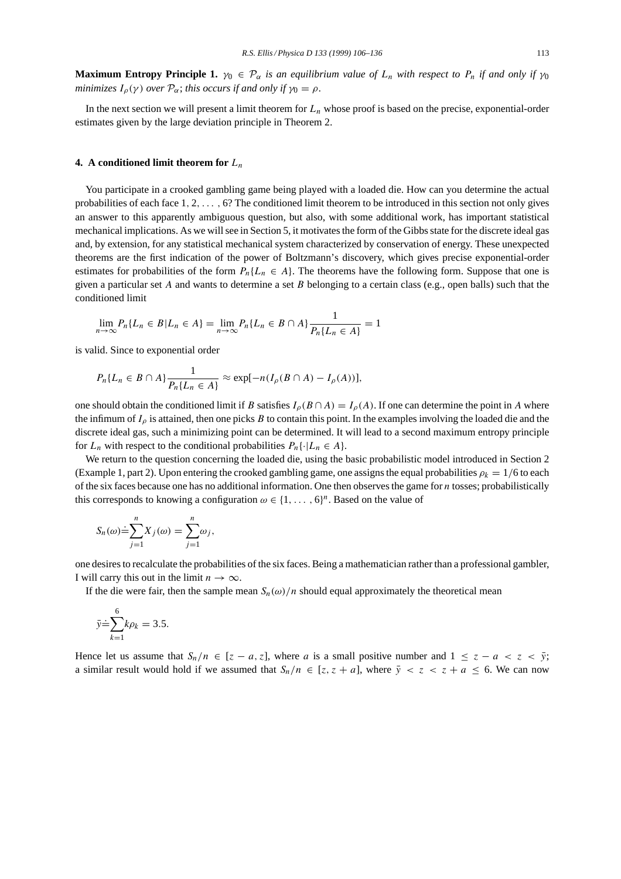**Maximum Entropy Principle 1.** *$\gamma_0 \in \mathcal{P}_\alpha$ is an equilibrium value of $L_n$ with respect to $P_n$ if and only if $\gamma_0$ minimizes $I_\rho(\gamma)$ over $\mathcal{P}_\alpha$; this occurs if and only if $\gamma_0 = \rho$.*

In the next section we will present a limit theorem for $L_n$ whose proof is based on the precise, exponential-order estimates given by the large deviation principle in Theorem 2.

## 4. A conditioned limit theorem for $L_n$

You participate in a crooked gambling game being played with a loaded die. How can you determine the actual probabilities of each face $1, 2, \ldots, 6$? The conditioned limit theorem to be introduced in this section not only gives an answer to this apparently ambiguous question, but also, with some additional work, has important statistical mechanical implications. As we will see in Section 5, it motivates the form of the Gibbs state for the discrete ideal gas and, by extension, for any statistical mechanical system characterized by conservation of energy. These unexpected theorems are the first indication of the power of Boltzmann's discovery, which gives precise exponential-order estimates for probabilities of the form $P_n\{L_n \in A\}$. The theorems have the following form. Suppose that one is given a particular set $A$ and wants to determine a set $B$ belonging to a certain class (e.g., open balls) such that the conditioned limit

$$\lim_{n\to\infty} P_n\{L_n \in B | L_n \in A\} = \lim_{n\to\infty} P_n\{L_n \in B \cap A\} \frac{1}{P_n\{L_n \in A\}} = 1$$

is valid. Since to exponential order

$$P_n\{L_n \in B \cap A\} \frac{1}{P_n\{L_n \in A\}} \approx \exp[-n(I_\rho(B \cap A) - I_\rho(A))],$$

one should obtain the conditioned limit if $B$ satisfies $I_\rho(B \cap A) = I_\rho(A)$. If one can determine the point in $A$ where the infimum of $I_\rho$ is attained, then one picks $B$ to contain this point. In the examples involving the loaded die and the discrete ideal gas, such a minimizing point can be determined. It will lead to a second maximum entropy principle for $L_n$ with respect to the conditional probabilities $P_n\{\cdot | L_n \in A\}$.

We return to the question concerning the loaded die, using the basic probabilistic model introduced in Section 2 (Example 1, part 2). Upon entering the crooked gambling game, one assigns the equal probabilities $\rho_k = 1/6$ to each of the six faces because one has no additional information. One then observes the game for $n$ tosses; probabilistically this corresponds to knowing a configuration $\omega \in \{1, \ldots, 6\}^n$. Based on the value of

$$S_n(\omega) \doteq \sum_{j=1}^{n} X_j(\omega) = \sum_{j=1}^{n} \omega_j,$$

one desires to recalculate the probabilities of the six faces. Being a mathematician rather than a professional gambler, I will carry this out in the limit $n \to \infty$.

If the die were fair, then the sample mean $S_n(\omega)/n$ should equal approximately the theoretical mean

$$\bar{y} \doteq \sum_{k=1}^{6} k\rho_k = 3.5.$$

Hence let us assume that $S_n/n \in [z - a, z]$, where $a$ is a small positive number and $1 \leq z - a < z < \bar{y}$; a similar result would hold if we assumed that $S_n/n \in [z, z + a]$, where $\bar{y} < z < z + a \leq 6$. We can now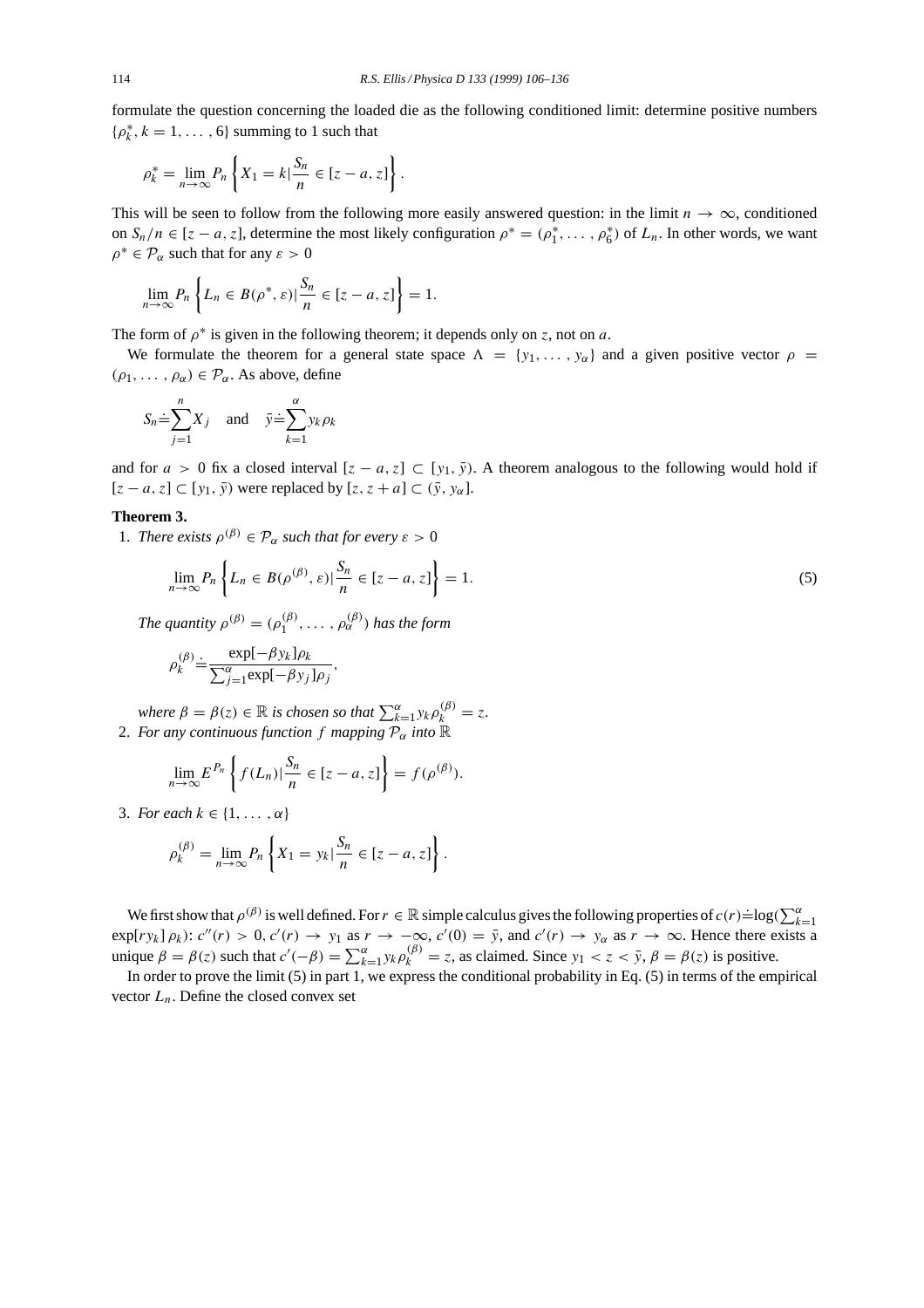formulate the question concerning the loaded die as the following conditioned limit: determine positive numbers $\{\rho_k^*, k = 1, \ldots, 6\}$ summing to 1 such that

$$\rho_k^* = \lim_{n\to\infty} P_n \left\{ X_1 = k | \frac{S_n}{n} \in [z-a, z] \right\}.$$

This will be seen to follow from the following more easily answered question: in the limit $n \to \infty$, conditioned on $S_n/n \in [z-a, z]$, determine the most likely configuration $\rho^* = (\rho_1^*, \ldots, \rho_6^*)$ of $L_n$. In other words, we want $\rho^* \in \mathcal{P}_\alpha$ such that for any $\varepsilon > 0$

$$\lim_{n\to\infty} P_n \left\{ L_n \in B(\rho^*, \varepsilon) | \frac{S_n}{n} \in [z-a, z] \right\} = 1.$$

The form of $\rho^*$ is given in the following theorem; it depends only on $z$, not on $a$.

We formulate the theorem for a general state space $\Lambda = \{y_1, \ldots, y_\alpha\}$ and a given positive vector $\rho = (\rho_1, \ldots, \rho_\alpha) \in \mathcal{P}_\alpha$. As above, define

$$S_n \doteq \sum_{j=1}^{n} X_j \quad \text{and} \quad \bar{y} \doteq \sum_{k=1}^{\alpha} y_k \rho_k$$

and for $a > 0$ fix a closed interval $[z-a, z] \subset [y_1, \bar{y})$. A theorem analogous to the following would hold if $[z-a, z] \subset [y_1, \bar{y})$ were replaced by $[z, z+a] \subset (\bar{y}, y_\alpha]$.

**Theorem 3.**

1. *There exists* $\rho^{(\beta)} \in \mathcal{P}_\alpha$ *such that for every* $\varepsilon > 0$

$$\lim_{n\to\infty} P_n \left\{ L_n \in B(\rho^{(\beta)}, \varepsilon) | \frac{S_n}{n} \in [z-a, z] \right\} = 1. \tag{5}$$

   *The quantity* $\rho^{(\beta)} = (\rho_1^{(\beta)}, \ldots, \rho_\alpha^{(\beta)})$ *has the form*

$$\rho_k^{(\beta)} \doteq \frac{\exp[-\beta y_k]\rho_k}{\sum_{j=1}^{\alpha} \exp[-\beta y_j]\rho_j},$$

   *where* $\beta = \beta(z) \in \mathbb{R}$ *is chosen so that* $\sum_{k=1}^{\alpha} y_k \rho_k^{(\beta)} = z$.

2. *For any continuous function* $f$ *mapping* $\mathcal{P}_\alpha$ *into* $\mathbb{R}$

$$\lim_{n\to\infty} E^{P_n} \left\{ f(L_n) | \frac{S_n}{n} \in [z-a, z] \right\} = f(\rho^{(\beta)}).$$

3. *For each* $k \in \{1, \ldots, \alpha\}$

$$\rho_k^{(\beta)} = \lim_{n\to\infty} P_n \left\{ X_1 = y_k | \frac{S_n}{n} \in [z-a, z] \right\}.$$

We first show that $\rho^{(\beta)}$ is well defined. For $r \in \mathbb{R}$ simple calculus gives the following properties of $c(r) \doteq \log(\sum_{k=1}^{\alpha} \exp[r y_k]\, \rho_k)$: $c''(r) > 0$, $c'(r) \to y_1$ as $r \to -\infty$, $c'(0) = \bar{y}$, and $c'(r) \to y_\alpha$ as $r \to \infty$. Hence there exists a unique $\beta = \beta(z)$ such that $c'(-\beta) = \sum_{k=1}^{\alpha} y_k \rho_k^{(\beta)} = z$, as claimed. Since $y_1 < z < \bar{y}$, $\beta = \beta(z)$ is positive.

In order to prove the limit (5) in part 1, we express the conditional probability in Eq. (5) in terms of the empirical vector $L_n$. Define the closed convex set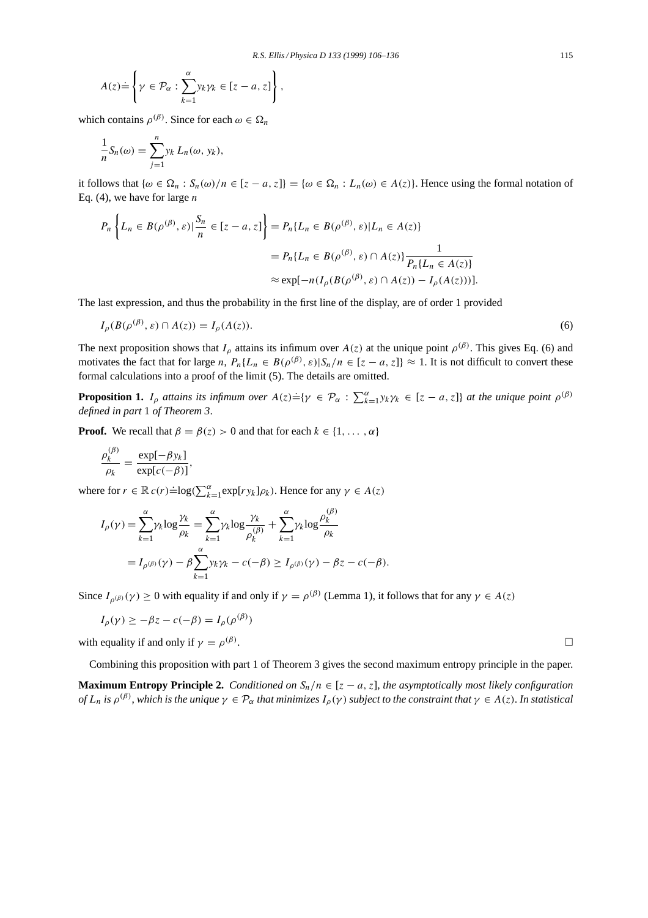$$A(z) \doteq \left\{ \gamma \in \mathcal{P}_\alpha : \sum_{k=1}^{\alpha} y_k \gamma_k \in [z-a, z] \right\},$$

which contains $\rho^{(\beta)}$. Since for each $\omega \in \Omega_n$

$$\frac{1}{n} S_n(\omega) = \sum_{j=1}^{n} y_k \, L_n(\omega, y_k),$$

it follows that $\{\omega \in \Omega_n : S_n(\omega)/n \in [z-a, z]\} = \{\omega \in \Omega_n : L_n(\omega) \in A(z)\}$. Hence using the formal notation of Eq. (4), we have for large $n$

$$\begin{aligned} P_n \left\{ L_n \in B(\rho^{(\beta)}, \varepsilon) | \frac{S_n}{n} \in [z-a, z] \right\} &= P_n\{L_n \in B(\rho^{(\beta)}, \varepsilon) | L_n \in A(z)\} \\ &= P_n\{L_n \in B(\rho^{(\beta)}, \varepsilon) \cap A(z)\} \frac{1}{P_n\{L_n \in A(z)\}} \\ &\approx \exp[-n(I_\rho(B(\rho^{(\beta)}, \varepsilon) \cap A(z)) - I_\rho(A(z)))]. \end{aligned}$$

The last expression, and thus the probability in the first line of the display, are of order 1 provided

$$I_\rho(B(\rho^{(\beta)}, \varepsilon) \cap A(z)) = I_\rho(A(z)). \tag{6}$$

The next proposition shows that $I_\rho$ attains its infimum over $A(z)$ at the unique point $\rho^{(\beta)}$. This gives Eq. (6) and motivates the fact that for large $n$, $P_n\{L_n \in B(\rho^{(\beta)}, \varepsilon) | S_n/n \in [z-a, z]\} \approx 1$. It is not difficult to convert these formal calculations into a proof of the limit (5). The details are omitted.

**Proposition 1.** *$I_\rho$ attains its infimum over $A(z) \doteq \{\gamma \in \mathcal{P}_\alpha : \sum_{k=1}^{\alpha} y_k \gamma_k \in [z-a, z]\}$ at the unique point $\rho^{(\beta)}$ defined in part* 1 *of Theorem 3.*

**Proof.** We recall that $\beta = \beta(z) > 0$ and that for each $k \in \{1, \ldots, \alpha\}$

$$\frac{\rho_k^{(\beta)}}{\rho_k} = \frac{\exp[-\beta y_k]}{\exp[c(-\beta)]},$$

where for $r \in \mathbb{R}$ $c(r) \doteq \log(\sum_{k=1}^{\alpha} \exp[r y_k] \rho_k)$. Hence for any $\gamma \in A(z)$

$$\begin{aligned} I_\rho(\gamma) &= \sum_{k=1}^{\alpha} \gamma_k \log \frac{\gamma_k}{\rho_k} = \sum_{k=1}^{\alpha} \gamma_k \log \frac{\gamma_k}{\rho_k^{(\beta)}} + \sum_{k=1}^{\alpha} \gamma_k \log \frac{\rho_k^{(\beta)}}{\rho_k} \\ &= I_{\rho^{(\beta)}}(\gamma) - \beta \sum_{k=1}^{\alpha} y_k \gamma_k - c(-\beta) \geq I_{\rho^{(\beta)}}(\gamma) - \beta z - c(-\beta). \end{aligned}$$

Since $I_{\rho^{(\beta)}}(\gamma) \geq 0$ with equality if and only if $\gamma = \rho^{(\beta)}$ (Lemma 1), it follows that for any $\gamma \in A(z)$

$$I_\rho(\gamma) \geq -\beta z - c(-\beta) = I_\rho(\rho^{(\beta)})$$

with equality if and only if $\gamma = \rho^{(\beta)}$. □

Combining this proposition with part 1 of Theorem 3 gives the second maximum entropy principle in the paper.

**Maximum Entropy Principle 2.** *Conditioned on $S_n/n \in [z-a, z]$, the asymptotically most likely configuration of $L_n$ is $\rho^{(\beta)}$, which is the unique $\gamma \in \mathcal{P}_\alpha$ that minimizes $I_\rho(\gamma)$ subject to the constraint that $\gamma \in A(z)$. In statistical*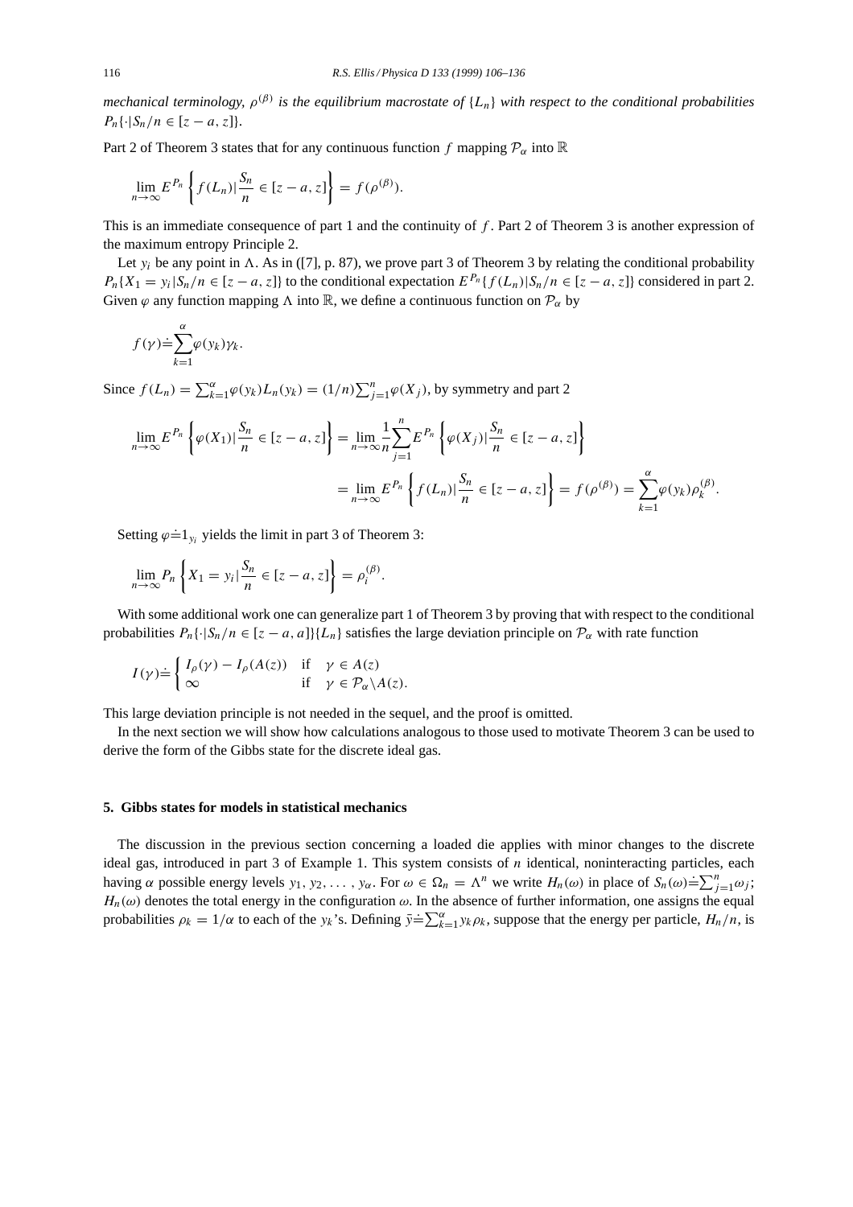*mechanical terminology, $\rho^{(\beta)}$ is the equilibrium macrostate of $\{L_n\}$ with respect to the conditional probabilities $P_n\{\cdot|S_n/n \in [z-a,z]\}$.*

Part 2 of Theorem 3 states that for any continuous function $f$ mapping $\mathcal{P}_\alpha$ into $\mathbb{R}$

$$\lim_{n\to\infty} E^{P_n}\left\{ f(L_n) | \frac{S_n}{n} \in [z-a,z] \right\} = f(\rho^{(\beta)}).$$

This is an immediate consequence of part 1 and the continuity of $f$. Part 2 of Theorem 3 is another expression of the maximum entropy Principle 2.

Let $y_i$ be any point in $\Lambda$. As in ([7], p. 87), we prove part 3 of Theorem 3 by relating the conditional probability $P_n\{X_1 = y_i | S_n/n \in [z-a,z]\}$ to the conditional expectation $E^{P_n}\{f(L_n)|S_n/n \in [z-a,z]\}$ considered in part 2. Given $\varphi$ any function mapping $\Lambda$ into $\mathbb{R}$, we define a continuous function on $\mathcal{P}_\alpha$ by

$$f(\gamma) \doteq \sum_{k=1}^{\alpha} \varphi(y_k)\gamma_k.$$

Since $f(L_n) = \sum_{k=1}^{\alpha} \varphi(y_k) L_n(y_k) = (1/n)\sum_{j=1}^{n} \varphi(X_j)$, by symmetry and part 2

$$\lim_{n\to\infty} E^{P_n}\left\{ \varphi(X_1) | \frac{S_n}{n} \in [z-a,z] \right\} = \lim_{n\to\infty} \frac{1}{n} \sum_{j=1}^{n} E^{P_n}\left\{ \varphi(X_j) | \frac{S_n}{n} \in [z-a,z] \right\}$$

$$= \lim_{n\to\infty} E^{P_n}\left\{ f(L_n) | \frac{S_n}{n} \in [z-a,z] \right\} = f(\rho^{(\beta)}) = \sum_{k=1}^{\alpha} \varphi(y_k)\rho_k^{(\beta)}.$$

Setting $\varphi \doteq 1_{y_i}$ yields the limit in part 3 of Theorem 3:

$$\lim_{n\to\infty} P_n\left\{ X_1 = y_i | \frac{S_n}{n} \in [z-a,z] \right\} = \rho_i^{(\beta)}.$$

With some additional work one can generalize part 1 of Theorem 3 by proving that with respect to the conditional probabilities $P_n\{\cdot|S_n/n \in [z-a,a]\}\{L_n\}$ satisfies the large deviation principle on $\mathcal{P}_\alpha$ with rate function

$$I(\gamma) \doteq \begin{cases} I_\rho(\gamma) - I_\rho(A(z)) & \text{if} \quad \gamma \in A(z) \\ \infty & \text{if} \quad \gamma \in \mathcal{P}_\alpha \backslash A(z). \end{cases}$$

This large deviation principle is not needed in the sequel, and the proof is omitted.

In the next section we will show how calculations analogous to those used to motivate Theorem 3 can be used to derive the form of the Gibbs state for the discrete ideal gas.

## 5. Gibbs states for models in statistical mechanics

The discussion in the previous section concerning a loaded die applies with minor changes to the discrete ideal gas, introduced in part 3 of Example 1. This system consists of $n$ identical, noninteracting particles, each having $\alpha$ possible energy levels $y_1, y_2, \ldots, y_\alpha$. For $\omega \in \Omega_n = \Lambda^n$ we write $H_n(\omega)$ in place of $S_n(\omega) \doteq \sum_{j=1}^{n} \omega_j$; $H_n(\omega)$ denotes the total energy in the configuration $\omega$. In the absence of further information, one assigns the equal probabilities $\rho_k = 1/\alpha$ to each of the $y_k$'s. Defining $\bar{y} \doteq \sum_{k=1}^{\alpha} y_k \rho_k$, suppose that the energy per particle, $H_n/n$, is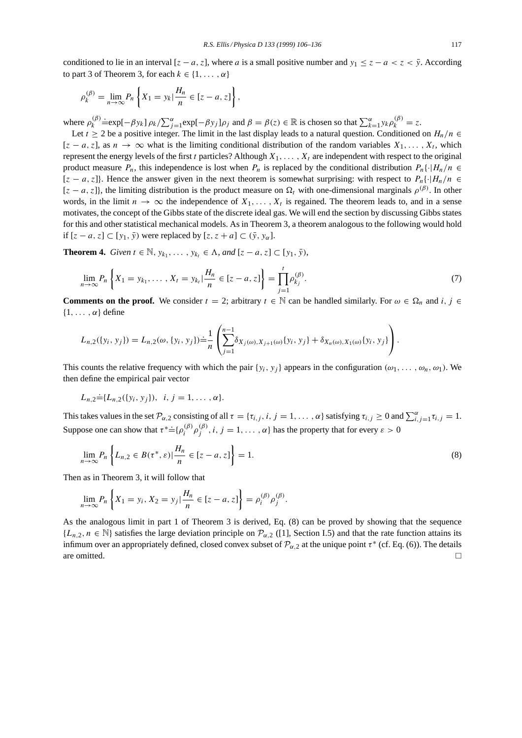conditioned to lie in an interval $[z-a, z]$, where $a$ is a small positive number and $y_1 \leq z - a < z < \bar{y}$. According to part 3 of Theorem 3, for each $k \in \{1, \ldots, \alpha\}$

$$\rho_k^{(\beta)} = \lim_{n\to\infty} P_n \left\{ X_1 = y_k | \frac{H_n}{n} \in [z-a, z] \right\},$$

where $\rho_k^{(\beta)} \doteq \exp[-\beta y_k]\, \rho_k / \sum_{j=1}^{\alpha} \exp[-\beta y_j] \rho_j$ and $\beta = \beta(z) \in \mathbb{R}$ is chosen so that $\sum_{k=1}^{\alpha} y_k \rho_k^{(\beta)} = z$.

Let $t \geq 2$ be a positive integer. The limit in the last display leads to a natural question. Conditioned on $H_n/n \in [z-a, z]$, as $n \to \infty$ what is the limiting conditional distribution of the random variables $X_1, \ldots, X_t$, which represent the energy levels of the first $t$ particles? Although $X_1, \ldots, X_t$ are independent with respect to the original product measure $P_n$, this independence is lost when $P_n$ is replaced by the conditional distribution $P_n\{\cdot | H_n/n \in [z-a, z]\}$. Hence the answer given in the next theorem is somewhat surprising: with respect to $P_n\{\cdot | H_n/n \in [z-a, z]\}$, the limiting distribution is the product measure on $\Omega_t$ with one-dimensional marginals $\rho^{(\beta)}$. In other words, in the limit $n \to \infty$ the independence of $X_1, \ldots, X_t$ is regained. The theorem leads to, and in a sense motivates, the concept of the Gibbs state of the discrete ideal gas. We will end the section by discussing Gibbs states for this and other statistical mechanical models. As in Theorem 3, a theorem analogous to the following would hold if $[z-a, z] \subset [y_1, \bar{y})$ were replaced by $[z, z+a] \subset (\bar{y}, y_\alpha]$.

**Theorem 4.** *Given $t \in \mathbb{N}$, $y_{k_1}, \ldots, y_{k_t} \in \Lambda$, and $[z-a, z] \subset [y_1, \bar{y})$,*

$$\lim_{n\to\infty} P_n \left\{ X_1 = y_{k_1}, \ldots, X_t = y_{k_t} | \frac{H_n}{n} \in [z-a, z] \right\} = \prod_{j=1}^{t} \rho_{k_j}^{(\beta)}. \tag{7}$$

**Comments on the proof.** We consider $t = 2$; arbitrary $t \in \mathbb{N}$ can be handled similarly. For $\omega \in \Omega_n$ and $i, j \in \{1, \ldots, \alpha\}$ define

$$L_{n,2}(\{y_i, y_j\}) = L_{n,2}(\omega, \{y_i, y_j\}) \doteq \frac{1}{n} \left( \sum_{j=1}^{n-1} \delta_{X_j(\omega), X_{j+1}(\omega)}\{y_i, y_j\} + \delta_{X_n(\omega), X_1(\omega)}\{y_i, y_j\} \right).$$

This counts the relative frequency with which the pair $\{y_i, y_j\}$ appears in the configuration $(\omega_1, \ldots, \omega_n, \omega_1)$. We then define the empirical pair vector

$$L_{n,2} \doteq \{L_{n,2}(\{y_i, y_j\}),\ \ i, j = 1, \ldots, \alpha\}.$$

This takes values in the set $\mathcal{P}_{\alpha,2}$ consisting of all $\tau = \{\tau_{i,j}, i, j = 1, \ldots, \alpha\}$ satisfying $\tau_{i,j} \geq 0$ and $\sum_{i,j=1}^{\alpha} \tau_{i,j} = 1$. Suppose one can show that $\tau^* \doteq \{\rho_i^{(\beta)} \rho_j^{(\beta)}, i, j = 1, \ldots, \alpha\}$ has the property that for every $\varepsilon > 0$

$$\lim_{n\to\infty} P_n \left\{ L_{n,2} \in B(\tau^*, \varepsilon) | \frac{H_n}{n} \in [z-a, z] \right\} = 1. \tag{8}$$

Then as in Theorem 3, it will follow that

$$\lim_{n\to\infty} P_n \left\{ X_1 = y_i, X_2 = y_j | \frac{H_n}{n} \in [z-a, z] \right\} = \rho_i^{(\beta)} \rho_j^{(\beta)}.$$

As the analogous limit in part 1 of Theorem 3 is derived, Eq. (8) can be proved by showing that the sequence $\{L_{n,2}, n \in \mathbb{N}\}$ satisfies the large deviation principle on $\mathcal{P}_{\alpha,2}$ ([1], Section I.5) and that the rate function attains its infimum over an appropriately defined, closed convex subset of $\mathcal{P}_{\alpha,2}$ at the unique point $\tau^*$ (cf. Eq. (6)). The details are omitted. □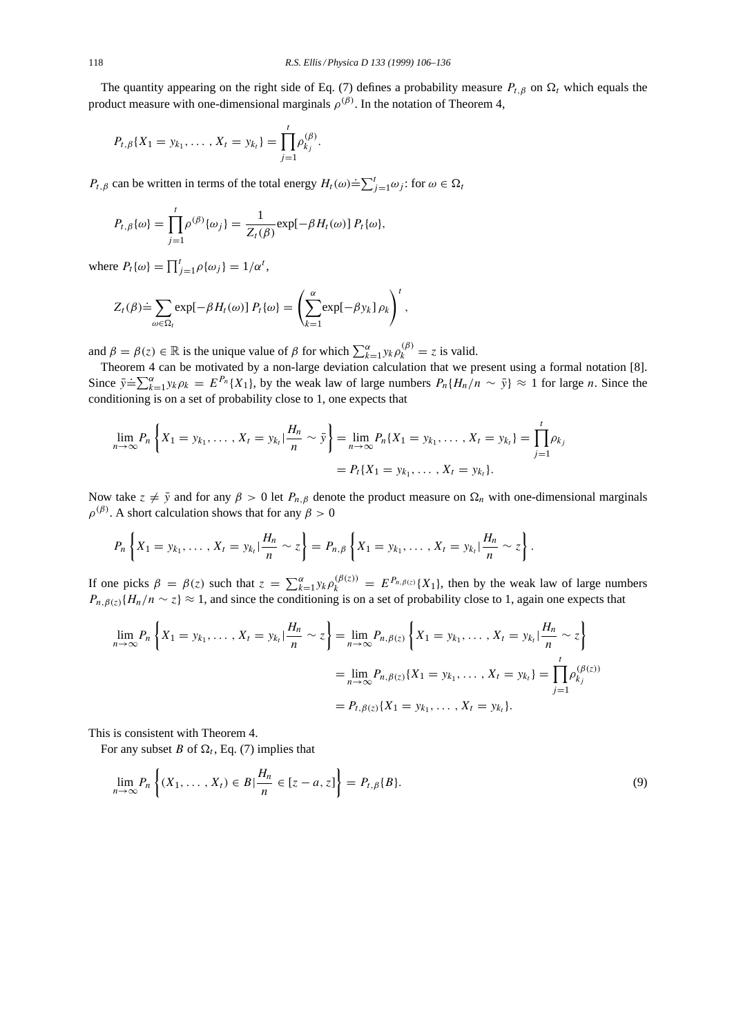The quantity appearing on the right side of Eq. (7) defines a probability measure $P_{t,\beta}$ on $\Omega_t$ which equals the product measure with one-dimensional marginals $\rho^{(\beta)}$. In the notation of Theorem 4,

$$P_{t,\beta}\{X_1 = y_{k_1}, \ldots , X_t = y_{k_t}\} = \prod_{j=1}^{t} \rho_{k_j}^{(\beta)}.$$

$P_{t,\beta}$ can be written in terms of the total energy $H_t(\omega) \doteq \sum_{j=1}^{t} \omega_j$: for $\omega \in \Omega_t$

$$P_{t,\beta}\{\omega\} = \prod_{j=1}^{t} \rho^{(\beta)}\{\omega_j\} = \frac{1}{Z_t(\beta)} \exp[-\beta H_t(\omega)]\, P_t\{\omega\},$$

where $P_t\{\omega\} = \prod_{j=1}^{t} \rho\{\omega_j\} = 1/\alpha^t$,

$$Z_t(\beta) \doteq \sum_{\omega \in \Omega_t} \exp[-\beta H_t(\omega)]\, P_t\{\omega\} = \left( \sum_{k=1}^{\alpha} \exp[-\beta y_k]\, \rho_k \right)^t,$$

and $\beta = \beta(z) \in \mathbb{R}$ is the unique value of $\beta$ for which $\sum_{k=1}^{\alpha} y_k \rho_k^{(\beta)} = z$ is valid.

Theorem 4 can be motivated by a non-large deviation calculation that we present using a formal notation [8]. Since $\bar{y} \doteq \sum_{k=1}^{\alpha} y_k \rho_k = E^{P_n}\{X_1\}$, by the weak law of large numbers $P_n\{H_n/n \sim \bar{y}\} \approx 1$ for large $n$. Since the conditioning is on a set of probability close to 1, one expects that

$$\begin{aligned}
\lim_{n\to\infty} P_n \left\{ X_1 = y_{k_1}, \ldots , X_t = y_{k_t} | \frac{H_n}{n} \sim \bar{y} \right\} &= \lim_{n\to\infty} P_n\{X_1 = y_{k_1}, \ldots , X_t = y_{k_t}\} = \prod_{j=1}^{t} \rho_{k_j} \\
&= P_t\{X_1 = y_{k_1}, \ldots , X_t = y_{k_t}\}.
\end{aligned}$$

Now take $z \neq \bar{y}$ and for any $\beta > 0$ let $P_{n,\beta}$ denote the product measure on $\Omega_n$ with one-dimensional marginals $\rho^{(\beta)}$. A short calculation shows that for any $\beta > 0$

$$P_n \left\{ X_1 = y_{k_1}, \ldots , X_t = y_{k_t} | \frac{H_n}{n} \sim z \right\} = P_{n,\beta} \left\{ X_1 = y_{k_1}, \ldots , X_t = y_{k_t} | \frac{H_n}{n} \sim z \right\}.$$

If one picks $\beta = \beta(z)$ such that $z = \sum_{k=1}^{\alpha} y_k \rho_k^{(\beta(z))} = E^{P_{n,\beta(z)}}\{X_1\}$, then by the weak law of large numbers $P_{n,\beta(z)}\{H_n/n \sim z\} \approx 1$, and since the conditioning is on a set of probability close to 1, again one expects that

$$\begin{aligned}
\lim_{n\to\infty} P_n \left\{ X_1 = y_{k_1}, \ldots , X_t = y_{k_t} | \frac{H_n}{n} \sim z \right\} &= \lim_{n\to\infty} P_{n,\beta(z)} \left\{ X_1 = y_{k_1}, \ldots , X_t = y_{k_t} | \frac{H_n}{n} \sim z \right\} \\
&= \lim_{n\to\infty} P_{n,\beta(z)}\{X_1 = y_{k_1}, \ldots , X_t = y_{k_t}\} = \prod_{j=1}^{t} \rho_{k_j}^{(\beta(z))} \\
&= P_{t,\beta(z)}\{X_1 = y_{k_1}, \ldots , X_t = y_{k_t}\}.
\end{aligned}$$

This is consistent with Theorem 4.

For any subset $B$ of $\Omega_t$, Eq. (7) implies that

$$\lim_{n\to\infty} P_n \left\{ (X_1, \ldots , X_t) \in B | \frac{H_n}{n} \in [z - a, z] \right\} = P_{t,\beta}\{B\}. \tag{9}$$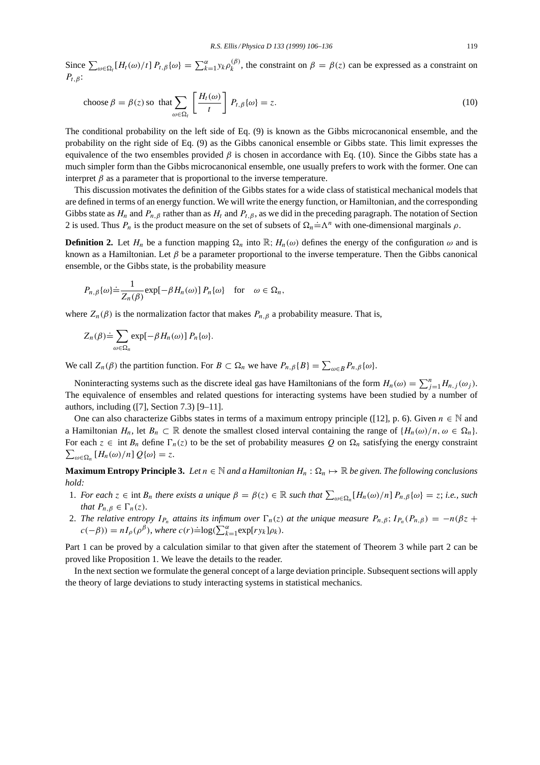Since $\sum_{\omega\in\Omega_t}[H_t(\omega)/t]\,P_{t,\beta}\{\omega\} = \sum_{k=1}^{\alpha} y_k \rho_k^{(\beta)}$, the constraint on $\beta = \beta(z)$ can be expressed as a constraint on $P_{t,\beta}$:

$$\text{choose } \beta = \beta(z) \text{ so that } \sum_{\omega\in\Omega_t}\left[\frac{H_t(\omega)}{t}\right] P_{t,\beta}\{\omega\} = z. \tag{10}$$

The conditional probability on the left side of Eq. (9) is known as the Gibbs microcanonical ensemble, and the probability on the right side of Eq. (9) as the Gibbs canonical ensemble or Gibbs state. This limit expresses the equivalence of the two ensembles provided $\beta$ is chosen in accordance with Eq. (10). Since the Gibbs state has a much simpler form than the Gibbs microcanonical ensemble, one usually prefers to work with the former. One can interpret $\beta$ as a parameter that is proportional to the inverse temperature.

This discussion motivates the definition of the Gibbs states for a wide class of statistical mechanical models that are defined in terms of an energy function. We will write the energy function, or Hamiltonian, and the corresponding Gibbs state as $H_n$ and $P_{n,\beta}$ rather than as $H_t$ and $P_{t,\beta}$, as we did in the preceding paragraph. The notation of Section 2 is used. Thus $P_n$ is the product measure on the set of subsets of $\Omega_n \doteq \Lambda^n$ with one-dimensional marginals $\rho$.

**Definition 2.** Let $H_n$ be a function mapping $\Omega_n$ into $\mathbb{R}$; $H_n(\omega)$ defines the energy of the configuration $\omega$ and is known as a Hamiltonian. Let $\beta$ be a parameter proportional to the inverse temperature. Then the Gibbs canonical ensemble, or the Gibbs state, is the probability measure

$$P_{n,\beta}\{\omega\} \doteq \frac{1}{Z_n(\beta)} \exp[-\beta H_n(\omega)]\, P_n\{\omega\} \quad \text{for} \quad \omega \in \Omega_n,$$

where $Z_n(\beta)$ is the normalization factor that makes $P_{n,\beta}$ a probability measure. That is,

$$Z_n(\beta) \doteq \sum_{\omega\in\Omega_n} \exp[-\beta H_n(\omega)]\, P_n\{\omega\}.$$

We call $Z_n(\beta)$ the partition function. For $B \subset \Omega_n$ we have $P_{n,\beta}\{B\} = \sum_{\omega\in B} P_{n,\beta}\{\omega\}$.

Noninteracting systems such as the discrete ideal gas have Hamiltonians of the form $H_n(\omega) = \sum_{j=1}^{n} H_{n,j}(\omega_j)$. The equivalence of ensembles and related questions for interacting systems have been studied by a number of authors, including ([7], Section 7.3) [9–11].

One can also characterize Gibbs states in terms of a maximum entropy principle ([12], p. 6). Given $n \in \mathbb{N}$ and a Hamiltonian $H_n$, let $B_n \subset \mathbb{R}$ denote the smallest closed interval containing the range of $\{H_n(\omega)/n, \omega \in \Omega_n\}$. For each $z \in \operatorname{int} B_n$ define $\Gamma_n(z)$ to be the set of probability measures $Q$ on $\Omega_n$ satisfying the energy constraint $\sum_{\omega\in\Omega_n}[H_n(\omega)/n]\,Q\{\omega\} = z$.

**Maximum Entropy Principle 3.** *Let $n \in \mathbb{N}$ and a Hamiltonian $H_n : \Omega_n \mapsto \mathbb{R}$ be given. The following conclusions hold:*

1. *For each $z \in \operatorname{int} B_n$ there exists a unique $\beta = \beta(z) \in \mathbb{R}$ such that $\sum_{\omega\in\Omega_n}[H_n(\omega)/n]\,P_{n,\beta}\{\omega\} = z$; i.e., such that $P_{n,\beta} \in \Gamma_n(z)$.*
2. *The relative entropy $I_{P_n}$ attains its infimum over $\Gamma_n(z)$ at the unique measure $P_{n,\beta}$; $I_{P_n}(P_{n,\beta}) = -n(\beta z + c(-\beta)) = n I_\rho(\rho^\beta)$, where $c(r) \doteq \log(\sum_{k=1}^{\alpha} \exp[r y_k]\rho_k)$.*

Part 1 can be proved by a calculation similar to that given after the statement of Theorem 3 while part 2 can be proved like Proposition 1. We leave the details to the reader.

In the next section we formulate the general concept of a large deviation principle. Subsequent sections will apply the theory of large deviations to study interacting systems in statistical mechanics.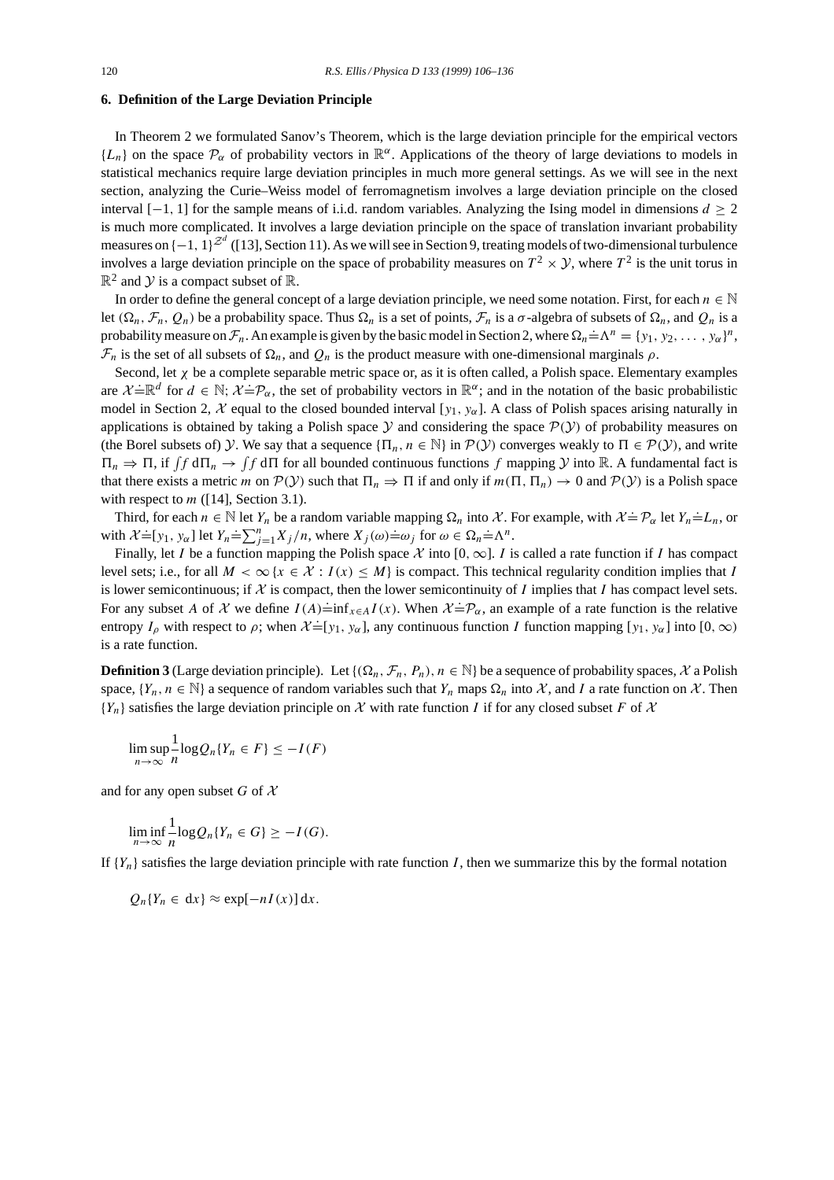## 6. Definition of the Large Deviation Principle

In Theorem 2 we formulated Sanov's Theorem, which is the large deviation principle for the empirical vectors $\{L_n\}$ on the space $\mathcal{P}_\alpha$ of probability vectors in $\mathbb{R}^\alpha$. Applications of the theory of large deviations to models in statistical mechanics require large deviation principles in much more general settings. As we will see in the next section, analyzing the Curie–Weiss model of ferromagnetism involves a large deviation principle on the closed interval $[-1, 1]$ for the sample means of i.i.d. random variables. Analyzing the Ising model in dimensions $d \geq 2$ is much more complicated. It involves a large deviation principle on the space of translation invariant probability measures on $\{-1, 1\}^{\mathbb{Z}^d}$ ([13], Section 11). As we will see in Section 9, treating models of two-dimensional turbulence involves a large deviation principle on the space of probability measures on $T^2 \times \mathcal{Y}$, where $T^2$ is the unit torus in $\mathbb{R}^2$ and $\mathcal{Y}$ is a compact subset of $\mathbb{R}$.

In order to define the general concept of a large deviation principle, we need some notation. First, for each $n \in \mathbb{N}$ let $(\Omega_n, \mathcal{F}_n, Q_n)$ be a probability space. Thus $\Omega_n$ is a set of points, $\mathcal{F}_n$ is a $\sigma$-algebra of subsets of $\Omega_n$, and $Q_n$ is a probability measure on $\mathcal{F}_n$. An example is given by the basic model in Section 2, where $\Omega_n \doteq \Lambda^n = \{y_1, y_2, \ldots, y_\alpha\}^n$, $\mathcal{F}_n$ is the set of all subsets of $\Omega_n$, and $Q_n$ is the product measure with one-dimensional marginals $\rho$.

Second, let $\chi$ be a complete separable metric space or, as it is often called, a Polish space. Elementary examples are $\mathcal{X} \doteq \mathbb{R}^d$ for $d \in \mathbb{N}$; $\mathcal{X} \doteq \mathcal{P}_\alpha$, the set of probability vectors in $\mathbb{R}^\alpha$; and in the notation of the basic probabilistic model in Section 2, $\mathcal{X}$ equal to the closed bounded interval $[y_1, y_\alpha]$. A class of Polish spaces arising naturally in applications is obtained by taking a Polish space $\mathcal{Y}$ and considering the space $\mathcal{P}(\mathcal{Y})$ of probability measures on (the Borel subsets of) $\mathcal{Y}$. We say that a sequence $\{\Pi_n, n \in \mathbb{N}\}$ in $\mathcal{P}(\mathcal{Y})$ converges weakly to $\Pi \in \mathcal{P}(\mathcal{Y})$, and write $\Pi_n \Rightarrow \Pi$, if $\int f \, d\Pi_n \to \int f \, d\Pi$ for all bounded continuous functions $f$ mapping $\mathcal{Y}$ into $\mathbb{R}$. A fundamental fact is that there exists a metric $m$ on $\mathcal{P}(\mathcal{Y})$ such that $\Pi_n \Rightarrow \Pi$ if and only if $m(\Pi, \Pi_n) \to 0$ and $\mathcal{P}(\mathcal{Y})$ is a Polish space with respect to $m$ ([14], Section 3.1).

Third, for each $n \in \mathbb{N}$ let $Y_n$ be a random variable mapping $\Omega_n$ into $\mathcal{X}$. For example, with $\mathcal{X} \doteq \mathcal{P}_\alpha$ let $Y_n \doteq L_n$, or with $\mathcal{X} \doteq [y_1, y_\alpha]$ let $Y_n \doteq \sum_{j=1}^n X_j / n$, where $X_j(\omega) \doteq \omega_j$ for $\omega \in \Omega_n \doteq \Lambda^n$.

Finally, let $I$ be a function mapping the Polish space $\mathcal{X}$ into $[0, \infty]$. $I$ is called a rate function if $I$ has compact level sets; i.e., for all $M < \infty$ $\{x \in \mathcal{X} : I(x) \leq M\}$ is compact. This technical regularity condition implies that $I$ is lower semicontinuous; if $\mathcal{X}$ is compact, then the lower semicontinuity of $I$ implies that $I$ has compact level sets. For any subset $A$ of $\mathcal{X}$ we define $I(A) \doteq \inf_{x \in A} I(x)$. When $\mathcal{X} \doteq \mathcal{P}_\alpha$, an example of a rate function is the relative entropy $I_\rho$ with respect to $\rho$; when $\mathcal{X} \doteq [y_1, y_\alpha]$, any continuous function $I$ function mapping $[y_1, y_\alpha]$ into $[0, \infty)$ is a rate function.

**Definition 3** (Large deviation principle). Let $\{(\Omega_n, \mathcal{F}_n, P_n), n \in \mathbb{N}\}$ be a sequence of probability spaces, $\mathcal{X}$ a Polish space, $\{Y_n, n \in \mathbb{N}\}$ a sequence of random variables such that $Y_n$ maps $\Omega_n$ into $\mathcal{X}$, and $I$ a rate function on $\mathcal{X}$. Then $\{Y_n\}$ satisfies the large deviation principle on $\mathcal{X}$ with rate function $I$ if for any closed subset $F$ of $\mathcal{X}$

$$\limsup_{n\to\infty} \frac{1}{n} \log Q_n\{Y_n \in F\} \leq -I(F)$$

and for any open subset $G$ of $\mathcal{X}$

$$\liminf_{n\to\infty} \frac{1}{n} \log Q_n\{Y_n \in G\} \geq -I(G).$$

If $\{Y_n\}$ satisfies the large deviation principle with rate function $I$, then we summarize this by the formal notation

$$Q_n\{Y_n \in dx\} \approx \exp[-nI(x)] \, dx.$$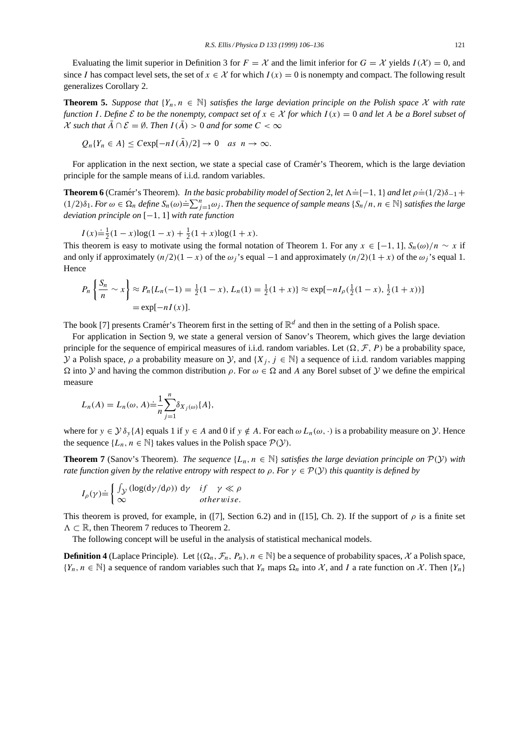Evaluating the limit superior in Definition 3 for $F = \mathcal{X}$ and the limit inferior for $G = \mathcal{X}$ yields $I(\mathcal{X}) = 0$, and since $I$ has compact level sets, the set of $x \in \mathcal{X}$ for which $I(x) = 0$ is nonempty and compact. The following result generalizes Corollary 2.

**Theorem 5.** *Suppose that $\{Y_n, n \in \mathbb{N}\}$ satisfies the large deviation principle on the Polish space $\mathcal{X}$ with rate function $I$. Define $\mathcal{E}$ to be the nonempty, compact set of $x \in \mathcal{X}$ for which $I(x) = 0$ and let $A$ be a Borel subset of $\mathcal{X}$ such that $\bar{A} \cap \mathcal{E} = \emptyset$. Then $I(\bar{A}) > 0$ and for some $C < \infty$*

$$Q_n\{Y_n \in A\} \leq C\exp[-nI(\bar{A})/2] \to 0 \quad as \ \ n \to \infty.$$

For application in the next section, we state a special case of Cramér's Theorem, which is the large deviation principle for the sample means of i.i.d. random variables.

**Theorem 6** (Cramér's Theorem). *In the basic probability model of Section 2, let $\Lambda \doteq \{-1, 1\}$ and let $\rho \doteq (1/2)\delta_{-1} + (1/2)\delta_1$. For $\omega \in \Omega_n$ define $S_n(\omega) \doteq \sum_{j=1}^{n} \omega_j$. Then the sequence of sample means $\{S_n/n, n \in \mathbb{N}\}$ satisfies the large deviation principle on $[-1, 1]$ with rate function*

$$I(x) \doteq \tfrac{1}{2}(1-x)\log(1-x) + \tfrac{1}{2}(1+x)\log(1+x).$$

This theorem is easy to motivate using the formal notation of Theorem 1. For any $x \in [-1, 1]$, $S_n(\omega)/n \sim x$ if and only if approximately $(n/2)(1-x)$ of the $\omega_j$'s equal $-1$ and approximately $(n/2)(1+x)$ of the $\omega_j$'s equal 1. Hence

$$\begin{aligned} P_n\left\{\frac{S_n}{n} \sim x\right\} &\approx P_n\{L_n(-1) = \tfrac{1}{2}(1-x), L_n(1) = \tfrac{1}{2}(1+x)\} \approx \exp[-nI_\rho(\tfrac{1}{2}(1-x), \tfrac{1}{2}(1+x))] \\ &= \exp[-nI(x)]. \end{aligned}$$

The book [7] presents Cramér's Theorem first in the setting of $\mathbb{R}^d$ and then in the setting of a Polish space.

For application in Section 9, we state a general version of Sanov's Theorem, which gives the large deviation principle for the sequence of empirical measures of i.i.d. random variables. Let $(\Omega, \mathcal{F}, P)$ be a probability space, $\mathcal{Y}$ a Polish space, $\rho$ a probability measure on $\mathcal{Y}$, and $\{X_j, j \in \mathbb{N}\}$ a sequence of i.i.d. random variables mapping $\Omega$ into $\mathcal{Y}$ and having the common distribution $\rho$. For $\omega \in \Omega$ and $A$ any Borel subset of $\mathcal{Y}$ we define the empirical measure

$$L_n(A) = L_n(\omega, A) \doteq \frac{1}{n}\sum_{j=1}^{n} \delta_{X_j(\omega)}\{A\},$$

where for $y \in \mathcal{Y}$ $\delta_y\{A\}$ equals 1 if $y \in A$ and 0 if $y \notin A$. For each $\omega$ $L_n(\omega, \cdot)$ is a probability measure on $\mathcal{Y}$. Hence the sequence $\{L_n, n \in \mathbb{N}\}$ takes values in the Polish space $\mathcal{P}(\mathcal{Y})$.

**Theorem 7** (Sanov's Theorem). *The sequence $\{L_n, n \in \mathbb{N}\}$ satisfies the large deviation principle on $\mathcal{P}(\mathcal{Y})$ with rate function given by the relative entropy with respect to $\rho$. For $\gamma \in \mathcal{P}(\mathcal{Y})$ this quantity is defined by*

$$I_\rho(\gamma) \doteq \begin{cases} \int_{\mathcal{Y}} (\log(\mathrm{d}\gamma/\mathrm{d}\rho))\, \mathrm{d}\gamma & if \quad \gamma \ll \rho \\ \infty & otherwise. \end{cases}$$

This theorem is proved, for example, in ([7], Section 6.2) and in ([15], Ch. 2). If the support of $\rho$ is a finite set $\Lambda \subset \mathbb{R}$, then Theorem 7 reduces to Theorem 2.

The following concept will be useful in the analysis of statistical mechanical models.

**Definition 4** (Laplace Principle). Let $\{(\Omega_n, \mathcal{F}_n, P_n), n \in \mathbb{N}\}$ be a sequence of probability spaces, $\mathcal{X}$ a Polish space, $\{Y_n, n \in \mathbb{N}\}$ a sequence of random variables such that $Y_n$ maps $\Omega_n$ into $\mathcal{X}$, and $I$ a rate function on $\mathcal{X}$. Then $\{Y_n\}$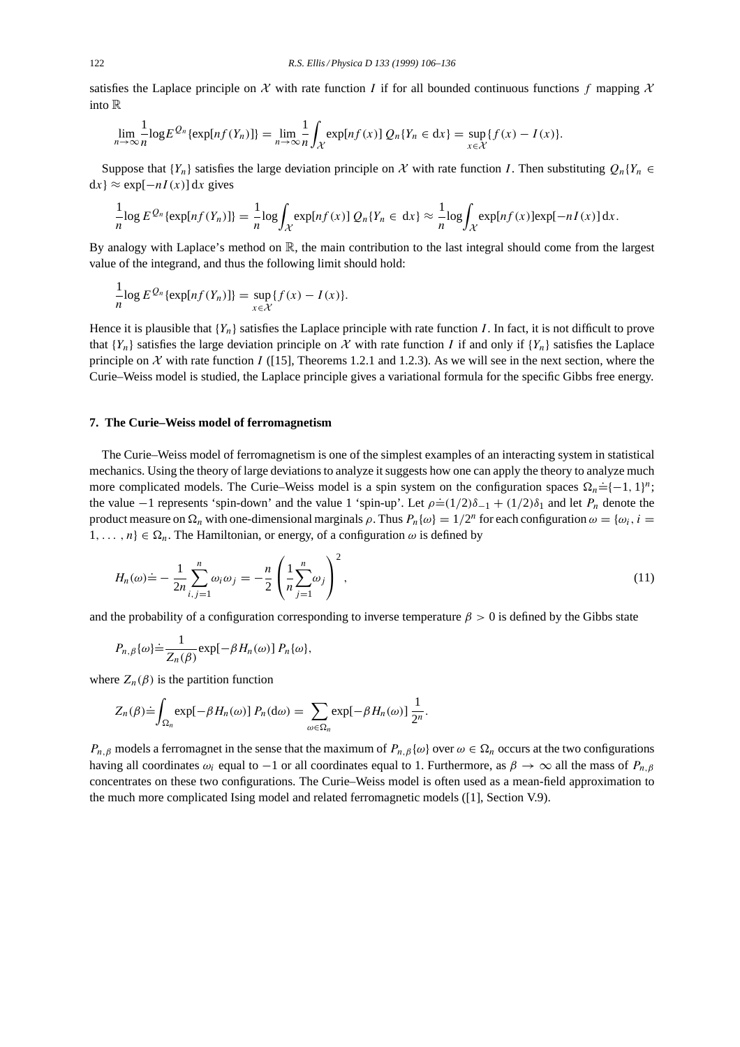satisfies the Laplace principle on $\mathcal{X}$ with rate function $I$ if for all bounded continuous functions $f$ mapping $\mathcal{X}$ into $\mathbb{R}$

$$\lim_{n\to\infty}\frac{1}{n}\log E^{Q_n}\{\exp[nf(Y_n)]\} = \lim_{n\to\infty}\frac{1}{n}\int_{\mathcal{X}}\exp[nf(x)]\,Q_n\{Y_n\in \mathrm{d}x\} = \sup_{x\in\mathcal{X}}\{f(x)-I(x)\}.$$

Suppose that $\{Y_n\}$ satisfies the large deviation principle on $\mathcal{X}$ with rate function $I$. Then substituting $Q_n\{Y_n \in \mathrm{d}x\} \approx \exp[-nI(x)]\,\mathrm{d}x$ gives

$$\frac{1}{n}\log E^{Q_n}\{\exp[nf(Y_n)]\} = \frac{1}{n}\log\int_{\mathcal{X}}\exp[nf(x)]\,Q_n\{Y_n\in \mathrm{d}x\} \approx \frac{1}{n}\log\int_{\mathcal{X}}\exp[nf(x)]\exp[-nI(x)]\,\mathrm{d}x.$$

By analogy with Laplace's method on $\mathbb{R}$, the main contribution to the last integral should come from the largest value of the integrand, and thus the following limit should hold:

$$\frac{1}{n}\log E^{Q_n}\{\exp[nf(Y_n)]\} = \sup_{x\in\mathcal{X}}\{f(x)-I(x)\}.$$

Hence it is plausible that $\{Y_n\}$ satisfies the Laplace principle with rate function $I$. In fact, it is not difficult to prove that $\{Y_n\}$ satisfies the large deviation principle on $\mathcal{X}$ with rate function $I$ if and only if $\{Y_n\}$ satisfies the Laplace principle on $\mathcal{X}$ with rate function $I$ ([15], Theorems 1.2.1 and 1.2.3). As we will see in the next section, where the Curie–Weiss model is studied, the Laplace principle gives a variational formula for the specific Gibbs free energy.

## 7. The Curie–Weiss model of ferromagnetism

The Curie–Weiss model of ferromagnetism is one of the simplest examples of an interacting system in statistical mechanics. Using the theory of large deviations to analyze it suggests how one can apply the theory to analyze much more complicated models. The Curie–Weiss model is a spin system on the configuration spaces $\Omega_n \doteq \{-1,1\}^n$; the value $-1$ represents 'spin-down' and the value 1 'spin-up'. Let $\rho \doteq (1/2)\delta_{-1} + (1/2)\delta_1$ and let $P_n$ denote the product measure on $\Omega_n$ with one-dimensional marginals $\rho$. Thus $P_n\{\omega\} = 1/2^n$ for each configuration $\omega = \{\omega_i, i = 1,\ldots,n\} \in \Omega_n$. The Hamiltonian, or energy, of a configuration $\omega$ is defined by

$$H_n(\omega) \doteq -\frac{1}{2n}\sum_{i,j=1}^{n}\omega_i\omega_j = -\frac{n}{2}\left(\frac{1}{n}\sum_{j=1}^{n}\omega_j\right)^2, \tag{11}$$

and the probability of a configuration corresponding to inverse temperature $\beta > 0$ is defined by the Gibbs state

$$P_{n,\beta}\{\omega\} \doteq \frac{1}{Z_n(\beta)}\exp[-\beta H_n(\omega)]\,P_n\{\omega\},$$

where $Z_n(\beta)$ is the partition function

$$Z_n(\beta) \doteq \int_{\Omega_n}\exp[-\beta H_n(\omega)]\,P_n(\mathrm{d}\omega) = \sum_{\omega\in\Omega_n}\exp[-\beta H_n(\omega)]\,\frac{1}{2^n}.$$

$P_{n,\beta}$ models a ferromagnet in the sense that the maximum of $P_{n,\beta}\{\omega\}$ over $\omega \in \Omega_n$ occurs at the two configurations having all coordinates $\omega_i$ equal to $-1$ or all coordinates equal to 1. Furthermore, as $\beta \to \infty$ all the mass of $P_{n,\beta}$ concentrates on these two configurations. The Curie–Weiss model is often used as a mean-field approximation to the much more complicated Ising model and related ferromagnetic models ([1], Section V.9).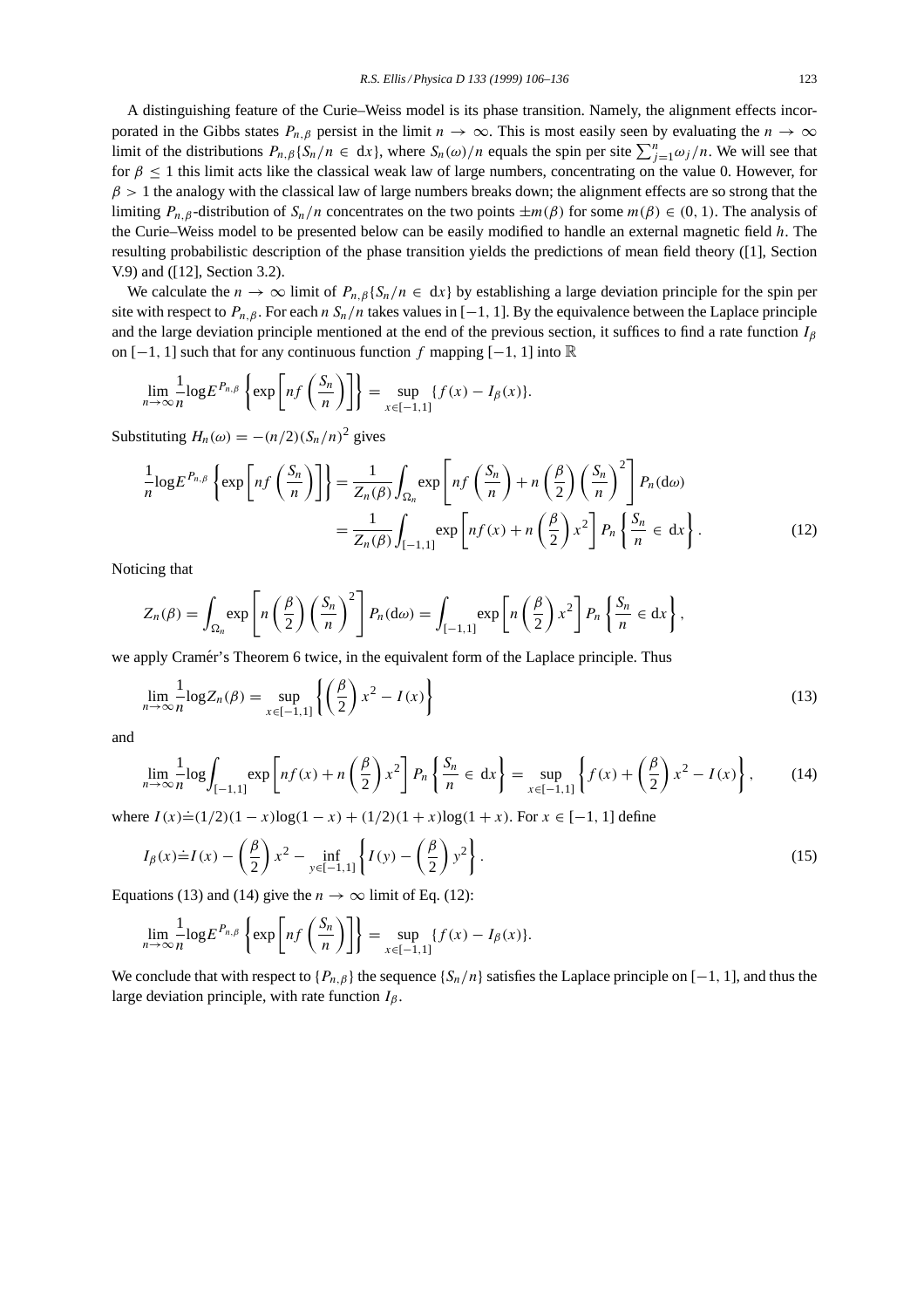A distinguishing feature of the Curie–Weiss model is its phase transition. Namely, the alignment effects incorporated in the Gibbs states $P_{n,\beta}$ persist in the limit $n \to \infty$. This is most easily seen by evaluating the $n \to \infty$ limit of the distributions $P_{n,\beta}\{S_n/n \in \mathrm{d}x\}$, where $S_n(\omega)/n$ equals the spin per site $\sum_{j=1}^{n}\omega_j/n$. We will see that for $\beta \le 1$ this limit acts like the classical weak law of large numbers, concentrating on the value 0. However, for $\beta > 1$ the analogy with the classical law of large numbers breaks down; the alignment effects are so strong that the limiting $P_{n,\beta}$-distribution of $S_n/n$ concentrates on the two points $\pm m(\beta)$ for some $m(\beta) \in (0,1)$. The analysis of the Curie–Weiss model to be presented below can be easily modified to handle an external magnetic field $h$. The resulting probabilistic description of the phase transition yields the predictions of mean field theory ([1], Section V.9) and ([12], Section 3.2).

We calculate the $n \to \infty$ limit of $P_{n,\beta}\{S_n/n \in \mathrm{d}x\}$ by establishing a large deviation principle for the spin per site with respect to $P_{n,\beta}$. For each $n$ $S_n/n$ takes values in $[-1,1]$. By the equivalence between the Laplace principle and the large deviation principle mentioned at the end of the previous section, it suffices to find a rate function $I_\beta$ on $[-1,1]$ such that for any continuous function $f$ mapping $[-1,1]$ into $\mathbb{R}$

$$\lim_{n\to\infty}\frac{1}{n}\log E^{P_{n,\beta}}\left\{\exp\left[nf\left(\frac{S_n}{n}\right)\right]\right\} = \sup_{x\in[-1,1]}\{f(x) - I_\beta(x)\}.$$

Substituting $H_n(\omega) = -(n/2)(S_n/n)^2$ gives

$$\begin{aligned}\frac{1}{n}\log E^{P_{n,\beta}}\left\{\exp\left[nf\left(\frac{S_n}{n}\right)\right]\right\} &= \frac{1}{Z_n(\beta)}\int_{\Omega_n}\exp\left[nf\left(\frac{S_n}{n}\right) + n\left(\frac{\beta}{2}\right)\left(\frac{S_n}{n}\right)^2\right]P_n(\mathrm{d}\omega)\\ &= \frac{1}{Z_n(\beta)}\int_{[-1,1]}\exp\left[nf(x) + n\left(\frac{\beta}{2}\right)x^2\right]P_n\left\{\frac{S_n}{n}\in \mathrm{d}x\right\}. \end{aligned} \tag{12}$$

Noticing that

$$Z_n(\beta) = \int_{\Omega_n}\exp\left[n\left(\frac{\beta}{2}\right)\left(\frac{S_n}{n}\right)^2\right]P_n(\mathrm{d}\omega) = \int_{[-1,1]}\exp\left[n\left(\frac{\beta}{2}\right)x^2\right]P_n\left\{\frac{S_n}{n}\in \mathrm{d}x\right\},$$

we apply Cramér's Theorem 6 twice, in the equivalent form of the Laplace principle. Thus

$$\lim_{n\to\infty}\frac{1}{n}\log Z_n(\beta) = \sup_{x\in[-1,1]}\left\{\left(\frac{\beta}{2}\right)x^2 - I(x)\right\} \tag{13}$$

and

$$\lim_{n\to\infty}\frac{1}{n}\log\int_{[-1,1]}\exp\left[nf(x) + n\left(\frac{\beta}{2}\right)x^2\right]P_n\left\{\frac{S_n}{n}\in \mathrm{d}x\right\} = \sup_{x\in[-1,1]}\left\{f(x) + \left(\frac{\beta}{2}\right)x^2 - I(x)\right\}, \tag{14}$$

where $I(x) \doteq (1/2)(1-x)\log(1-x) + (1/2)(1+x)\log(1+x)$. For $x \in [-1,1]$ define

$$I_\beta(x) \doteq I(x) - \left(\frac{\beta}{2}\right)x^2 - \inf_{y\in[-1,1]}\left\{I(y) - \left(\frac{\beta}{2}\right)y^2\right\}. \tag{15}$$

Equations (13) and (14) give the $n \to \infty$ limit of Eq. (12):

$$\lim_{n\to\infty}\frac{1}{n}\log E^{P_{n,\beta}}\left\{\exp\left[nf\left(\frac{S_n}{n}\right)\right]\right\} = \sup_{x\in[-1,1]}\{f(x) - I_\beta(x)\}.$$

We conclude that with respect to $\{P_{n,\beta}\}$ the sequence $\{S_n/n\}$ satisfies the Laplace principle on $[-1,1]$, and thus the large deviation principle, with rate function $I_\beta$.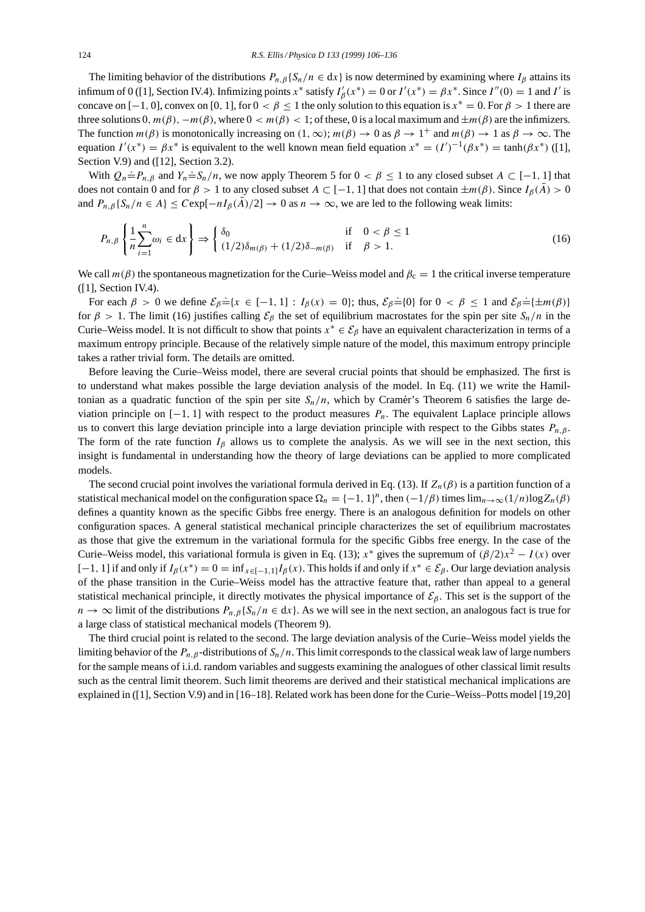The limiting behavior of the distributions $P_{n,\beta}\{S_n/n \in dx\}$ is now determined by examining where $I_\beta$ attains its infimum of 0 ([1], Section IV.4). Infimizing points $x^*$ satisfy $I'_\beta(x^*) = 0$ or $I'(x^*) = \beta x^*$. Since $I''(0) = 1$ and $I'$ is concave on $[-1, 0]$, convex on $[0, 1]$, for $0 < \beta \leq 1$ the only solution to this equation is $x^* = 0$. For $\beta > 1$ there are three solutions $0, m(\beta), -m(\beta)$, where $0 < m(\beta) < 1$; of these, 0 is a local maximum and $\pm m(\beta)$ are the infimizers. The function $m(\beta)$ is monotonically increasing on $(1, \infty)$; $m(\beta) \to 0$ as $\beta \to 1^+$ and $m(\beta) \to 1$ as $\beta \to \infty$. The equation $I'(x^*) = \beta x^*$ is equivalent to the well known mean field equation $x^* = (I')^{-1}(\beta x^*) = \tanh(\beta x^*)$ ([1], Section V.9) and ([12], Section 3.2).

With $Q_n \doteq P_{n,\beta}$ and $Y_n \doteq S_n/n$, we now apply Theorem 5 for $0 < \beta \leq 1$ to any closed subset $A \subset [-1, 1]$ that does not contain 0 and for $\beta > 1$ to any closed subset $A \subset [-1, 1]$ that does not contain $\pm m(\beta)$. Since $I_\beta(\bar{A}) > 0$ and $P_{n,\beta}\{S_n/n \in A\} \leq C\exp[-nI_\beta(\bar{A})/2] \to 0$ as $n \to \infty$, we are led to the following weak limits:

$$P_{n,\beta}\left\{\frac{1}{n}\sum_{i=1}^{n}\omega_i \in dx\right\} \Rightarrow \begin{cases} \delta_0 & \text{if} \quad 0 < \beta \leq 1 \\ (1/2)\delta_{m(\beta)} + (1/2)\delta_{-m(\beta)} & \text{if} \quad \beta > 1. \end{cases} \tag{16}$$

We call $m(\beta)$ the spontaneous magnetization for the Curie–Weiss model and $\beta_c = 1$ the critical inverse temperature ([1], Section IV.4).

For each $\beta > 0$ we define $\mathcal{E}_\beta \doteq \{x \in [-1, 1] : I_\beta(x) = 0\}$; thus, $\mathcal{E}_\beta \doteq \{0\}$ for $0 < \beta \leq 1$ and $\mathcal{E}_\beta \doteq \{\pm m(\beta)\}$ for $\beta > 1$. The limit (16) justifies calling $\mathcal{E}_\beta$ the set of equilibrium macrostates for the spin per site $S_n/n$ in the Curie–Weiss model. It is not difficult to show that points $x^* \in \mathcal{E}_\beta$ have an equivalent characterization in terms of a maximum entropy principle. Because of the relatively simple nature of the model, this maximum entropy principle takes a rather trivial form. The details are omitted.

Before leaving the Curie–Weiss model, there are several crucial points that should be emphasized. The first is to understand what makes possible the large deviation analysis of the model. In Eq. (11) we write the Hamiltonian as a quadratic function of the spin per site $S_n/n$, which by Cramér's Theorem 6 satisfies the large deviation principle on $[-1, 1]$ with respect to the product measures $P_n$. The equivalent Laplace principle allows us to convert this large deviation principle into a large deviation principle with respect to the Gibbs states $P_{n,\beta}$. The form of the rate function $I_\beta$ allows us to complete the analysis. As we will see in the next section, this insight is fundamental in understanding how the theory of large deviations can be applied to more complicated models.

The second crucial point involves the variational formula derived in Eq. (13). If $Z_n(\beta)$ is a partition function of a statistical mechanical model on the configuration space $\Omega_n = \{-1, 1\}^n$, then $(-1/\beta)$ times $\lim_{n\to\infty}(1/n)\log Z_n(\beta)$ defines a quantity known as the specific Gibbs free energy. There is an analogous definition for models on other configuration spaces. A general statistical mechanical principle characterizes the set of equilibrium macrostates as those that give the extremum in the variational formula for the specific Gibbs free energy. In the case of the Curie–Weiss model, this variational formula is given in Eq. (13); $x^*$ gives the supremum of $(\beta/2)x^2 - I(x)$ over $[-1, 1]$ if and only if $I_\beta(x^*) = 0 = \inf_{x\in[-1,1]} I_\beta(x)$. This holds if and only if $x^* \in \mathcal{E}_\beta$. Our large deviation analysis of the phase transition in the Curie–Weiss model has the attractive feature that, rather than appeal to a general statistical mechanical principle, it directly motivates the physical importance of $\mathcal{E}_\beta$. This set is the support of the $n \to \infty$ limit of the distributions $P_{n,\beta}\{S_n/n \in dx\}$. As we will see in the next section, an analogous fact is true for a large class of statistical mechanical models (Theorem 9).

The third crucial point is related to the second. The large deviation analysis of the Curie–Weiss model yields the limiting behavior of the $P_{n,\beta}$-distributions of $S_n/n$. This limit corresponds to the classical weak law of large numbers for the sample means of i.i.d. random variables and suggests examining the analogues of other classical limit results such as the central limit theorem. Such limit theorems are derived and their statistical mechanical implications are explained in ([1], Section V.9) and in [16–18]. Related work has been done for the Curie–Weiss–Potts model [19,20]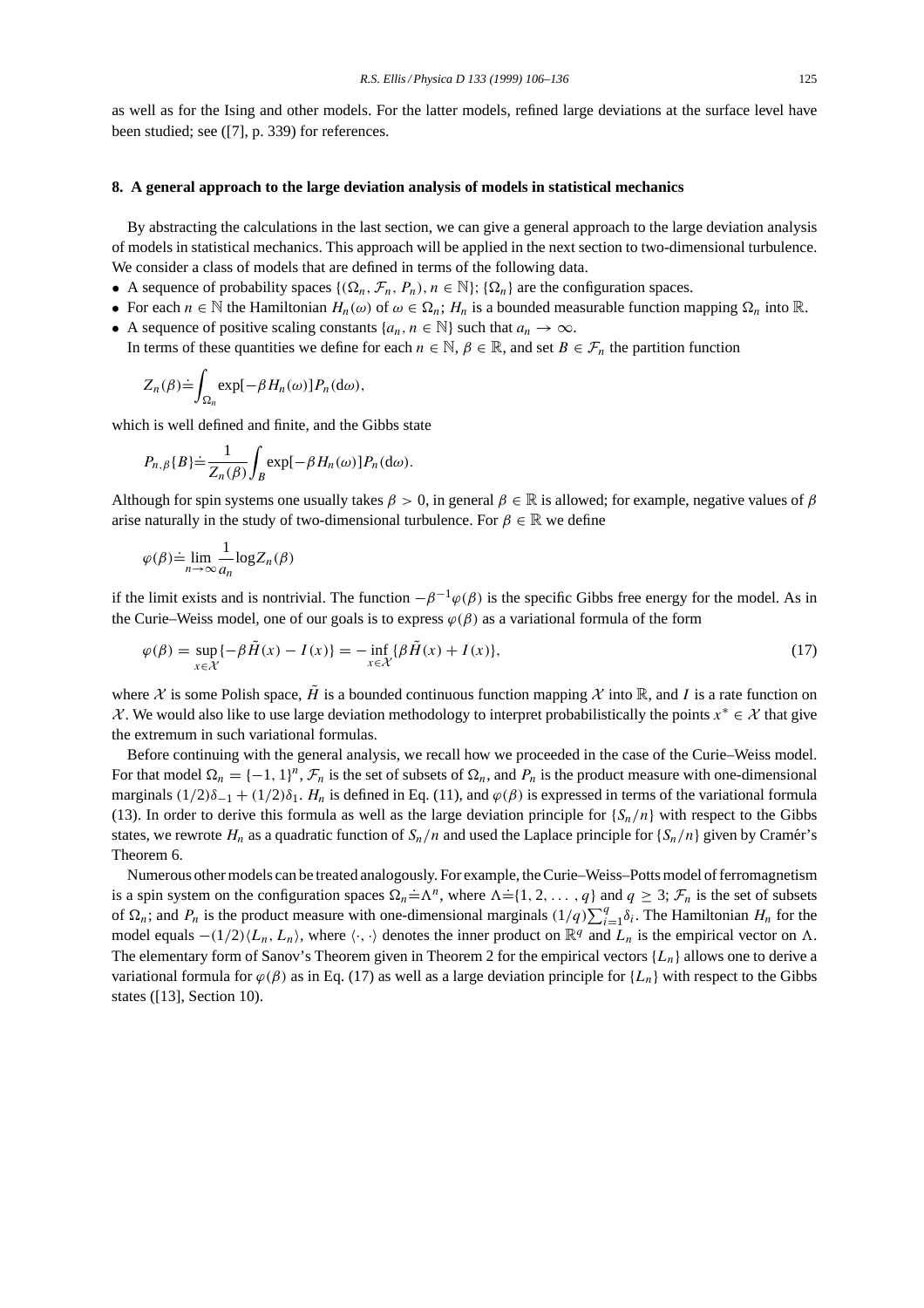as well as for the Ising and other models. For the latter models, refined large deviations at the surface level have been studied; see ([7], p. 339) for references.

### 8. A general approach to the large deviation analysis of models in statistical mechanics

By abstracting the calculations in the last section, we can give a general approach to the large deviation analysis of models in statistical mechanics. This approach will be applied in the next section to two-dimensional turbulence. We consider a class of models that are defined in terms of the following data.

- A sequence of probability spaces $\{(\Omega_n, \mathcal{F}_n, P_n), n \in \mathbb{N}\}$; $\{\Omega_n\}$ are the configuration spaces.
- For each $n \in \mathbb{N}$ the Hamiltonian $H_n(\omega)$ of $\omega \in \Omega_n$; $H_n$ is a bounded measurable function mapping $\Omega_n$ into $\mathbb{R}$.
- A sequence of positive scaling constants $\{a_n, n \in \mathbb{N}\}$ such that $a_n \to \infty$.

In terms of these quantities we define for each $n \in \mathbb{N}$, $\beta \in \mathbb{R}$, and set $B \in \mathcal{F}_n$ the partition function

$$Z_n(\beta) \doteq \int_{\Omega_n} \exp[-\beta H_n(\omega)] P_n(\mathrm{d}\omega),$$

which is well defined and finite, and the Gibbs state

$$P_{n,\beta}\{B\} \doteq \frac{1}{Z_n(\beta)} \int_B \exp[-\beta H_n(\omega)] P_n(\mathrm{d}\omega).$$

Although for spin systems one usually takes $\beta > 0$, in general $\beta \in \mathbb{R}$ is allowed; for example, negative values of $\beta$ arise naturally in the study of two-dimensional turbulence. For $\beta \in \mathbb{R}$ we define

$$\varphi(\beta) \doteq \lim_{n\to\infty} \frac{1}{a_n} \log Z_n(\beta)$$

if the limit exists and is nontrivial. The function $-\beta^{-1}\varphi(\beta)$ is the specific Gibbs free energy for the model. As in the Curie–Weiss model, one of our goals is to express $\varphi(\beta)$ as a variational formula of the form

$$\varphi(\beta) = \sup_{x\in\mathcal{X}} \{-\beta \tilde{H}(x) - I(x)\} = -\inf_{x\in\mathcal{X}} \{\beta \tilde{H}(x) + I(x)\}, \tag{17}$$

where $\mathcal{X}$ is some Polish space, $\tilde{H}$ is a bounded continuous function mapping $\mathcal{X}$ into $\mathbb{R}$, and $I$ is a rate function on $\mathcal{X}$. We would also like to use large deviation methodology to interpret probabilistically the points $x^* \in \mathcal{X}$ that give the extremum in such variational formulas.

Before continuing with the general analysis, we recall how we proceeded in the case of the Curie–Weiss model. For that model $\Omega_n = \{-1, 1\}^n$, $\mathcal{F}_n$ is the set of subsets of $\Omega_n$, and $P_n$ is the product measure with one-dimensional marginals $(1/2)\delta_{-1} + (1/2)\delta_1$. $H_n$ is defined in Eq. (11), and $\varphi(\beta)$ is expressed in terms of the variational formula (13). In order to derive this formula as well as the large deviation principle for $\{S_n/n\}$ with respect to the Gibbs states, we rewrote $H_n$ as a quadratic function of $S_n/n$ and used the Laplace principle for $\{S_n/n\}$ given by Cramér's Theorem 6.

Numerous other models can be treated analogously. For example, the Curie–Weiss–Potts model of ferromagnetism is a spin system on the configuration spaces $\Omega_n \doteq \Lambda^n$, where $\Lambda \doteq \{1, 2, \ldots, q\}$ and $q \geq 3$; $\mathcal{F}_n$ is the set of subsets of $\Omega_n$; and $P_n$ is the product measure with one-dimensional marginals $(1/q)\sum_{i=1}^{q} \delta_i$. The Hamiltonian $H_n$ for the model equals $-(1/2)\langle L_n, L_n\rangle$, where $\langle \cdot, \cdot \rangle$ denotes the inner product on $\mathbb{R}^q$ and $L_n$ is the empirical vector on $\Lambda$. The elementary form of Sanov's Theorem given in Theorem 2 for the empirical vectors $\{L_n\}$ allows one to derive a variational formula for $\varphi(\beta)$ as in Eq. (17) as well as a large deviation principle for $\{L_n\}$ with respect to the Gibbs states ([13], Section 10).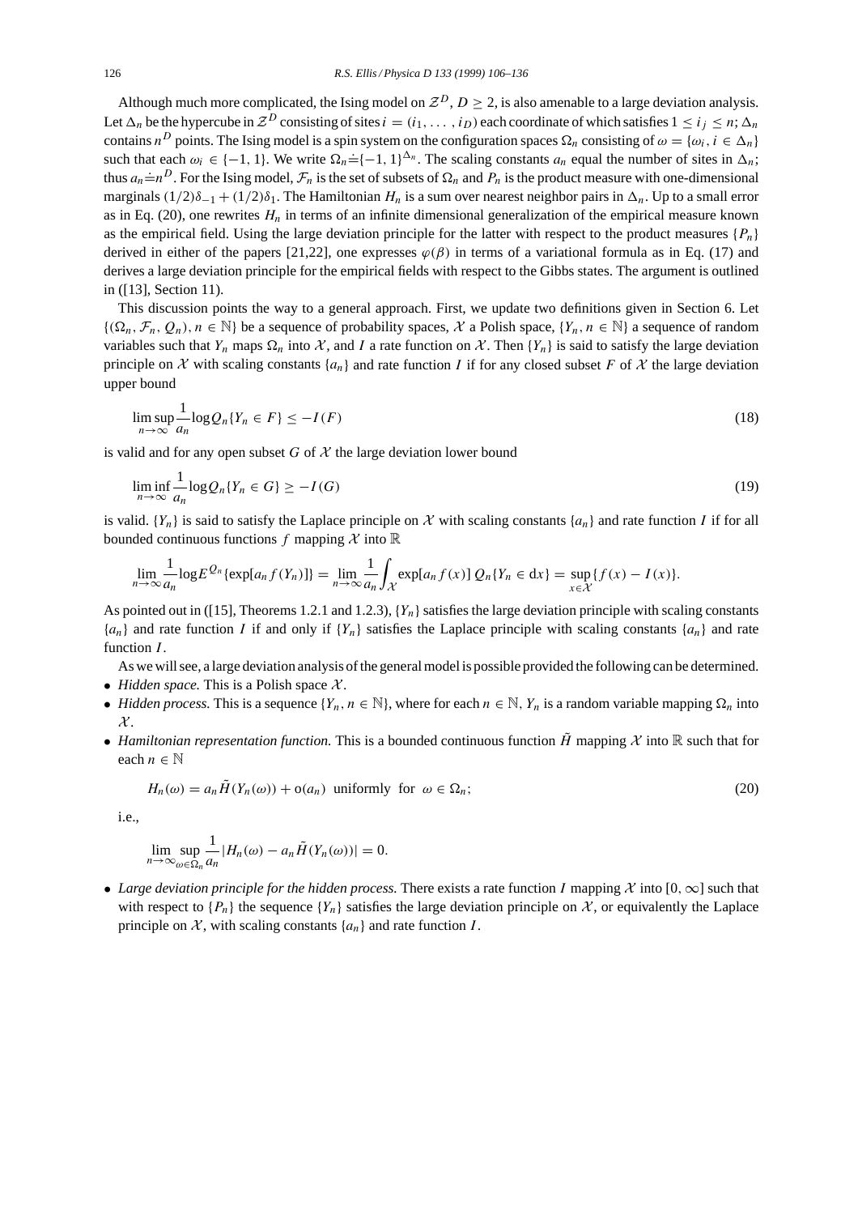Although much more complicated, the Ising model on $\mathcal{Z}^D$, $D \geq 2$, is also amenable to a large deviation analysis. Let $\Delta_n$ be the hypercube in $\mathcal{Z}^D$ consisting of sites $i = (i_1, \ldots, i_D)$ each coordinate of which satisfies $1 \leq i_j \leq n$; $\Delta_n$ contains $n^D$ points. The Ising model is a spin system on the configuration spaces $\Omega_n$ consisting of $\omega = \{\omega_i, i \in \Delta_n\}$ such that each $\omega_i \in \{-1, 1\}$. We write $\Omega_n \doteq \{-1, 1\}^{\Delta_n}$. The scaling constants $a_n$ equal the number of sites in $\Delta_n$; thus $a_n \doteq n^D$. For the Ising model, $\mathcal{F}_n$ is the set of subsets of $\Omega_n$ and $P_n$ is the product measure with one-dimensional marginals $(1/2)\delta_{-1} + (1/2)\delta_1$. The Hamiltonian $H_n$ is a sum over nearest neighbor pairs in $\Delta_n$. Up to a small error as in Eq. (20), one rewrites $H_n$ in terms of an infinite dimensional generalization of the empirical measure known as the empirical field. Using the large deviation principle for the latter with respect to the product measures $\{P_n\}$ derived in either of the papers [21,22], one expresses $\varphi(\beta)$ in terms of a variational formula as in Eq. (17) and derives a large deviation principle for the empirical fields with respect to the Gibbs states. The argument is outlined in ([13], Section 11).

This discussion points the way to a general approach. First, we update two definitions given in Section 6. Let $\{(\Omega_n, \mathcal{F}_n, Q_n), n \in \mathbb{N}\}$ be a sequence of probability spaces, $\mathcal{X}$ a Polish space, $\{Y_n, n \in \mathbb{N}\}$ a sequence of random variables such that $Y_n$ maps $\Omega_n$ into $\mathcal{X}$, and $I$ a rate function on $\mathcal{X}$. Then $\{Y_n\}$ is said to satisfy the large deviation principle on $\mathcal{X}$ with scaling constants $\{a_n\}$ and rate function $I$ if for any closed subset $F$ of $\mathcal{X}$ the large deviation upper bound

$$\limsup_{n\to\infty} \frac{1}{a_n} \log Q_n\{Y_n \in F\} \leq -I(F) \tag{18}$$

is valid and for any open subset $G$ of $\mathcal{X}$ the large deviation lower bound

$$\liminf_{n\to\infty} \frac{1}{a_n} \log Q_n\{Y_n \in G\} \geq -I(G) \tag{19}$$

is valid. $\{Y_n\}$ is said to satisfy the Laplace principle on $\mathcal{X}$ with scaling constants $\{a_n\}$ and rate function $I$ if for all bounded continuous functions $f$ mapping $\mathcal{X}$ into $\mathbb{R}$

$$\lim_{n\to\infty} \frac{1}{a_n} \log E^{Q_n}\{\exp[a_n f(Y_n)]\} = \lim_{n\to\infty} \frac{1}{a_n} \int_{\mathcal{X}} \exp[a_n f(x)]\, Q_n\{Y_n \in \mathrm{d}x\} = \sup_{x\in\mathcal{X}} \{f(x) - I(x)\}.$$

As pointed out in ([15], Theorems 1.2.1 and 1.2.3), $\{Y_n\}$ satisfies the large deviation principle with scaling constants $\{a_n\}$ and rate function $I$ if and only if $\{Y_n\}$ satisfies the Laplace principle with scaling constants $\{a_n\}$ and rate function $I$.

As we will see, a large deviation analysis of the general model is possible provided the following can be determined.

- *Hidden space.* This is a Polish space $\mathcal{X}$.
- *Hidden process.* This is a sequence $\{Y_n, n \in \mathbb{N}\}$, where for each $n \in \mathbb{N}$, $Y_n$ is a random variable mapping $\Omega_n$ into $\mathcal{X}$.
- *Hamiltonian representation function.* This is a bounded continuous function $\tilde{H}$ mapping $\mathcal{X}$ into $\mathbb{R}$ such that for each $n \in \mathbb{N}$

$$H_n(\omega) = a_n \tilde{H}(Y_n(\omega)) + \mathrm{o}(a_n) \quad \text{uniformly for} \quad \omega \in \Omega_n; \tag{20}$$

  i.e.,

$$\lim_{n\to\infty} \sup_{\omega\in\Omega_n} \frac{1}{a_n} |H_n(\omega) - a_n \tilde{H}(Y_n(\omega))| = 0.$$

- *Large deviation principle for the hidden process.* There exists a rate function $I$ mapping $\mathcal{X}$ into $[0, \infty]$ such that with respect to $\{P_n\}$ the sequence $\{Y_n\}$ satisfies the large deviation principle on $\mathcal{X}$, or equivalently the Laplace principle on $\mathcal{X}$, with scaling constants $\{a_n\}$ and rate function $I$.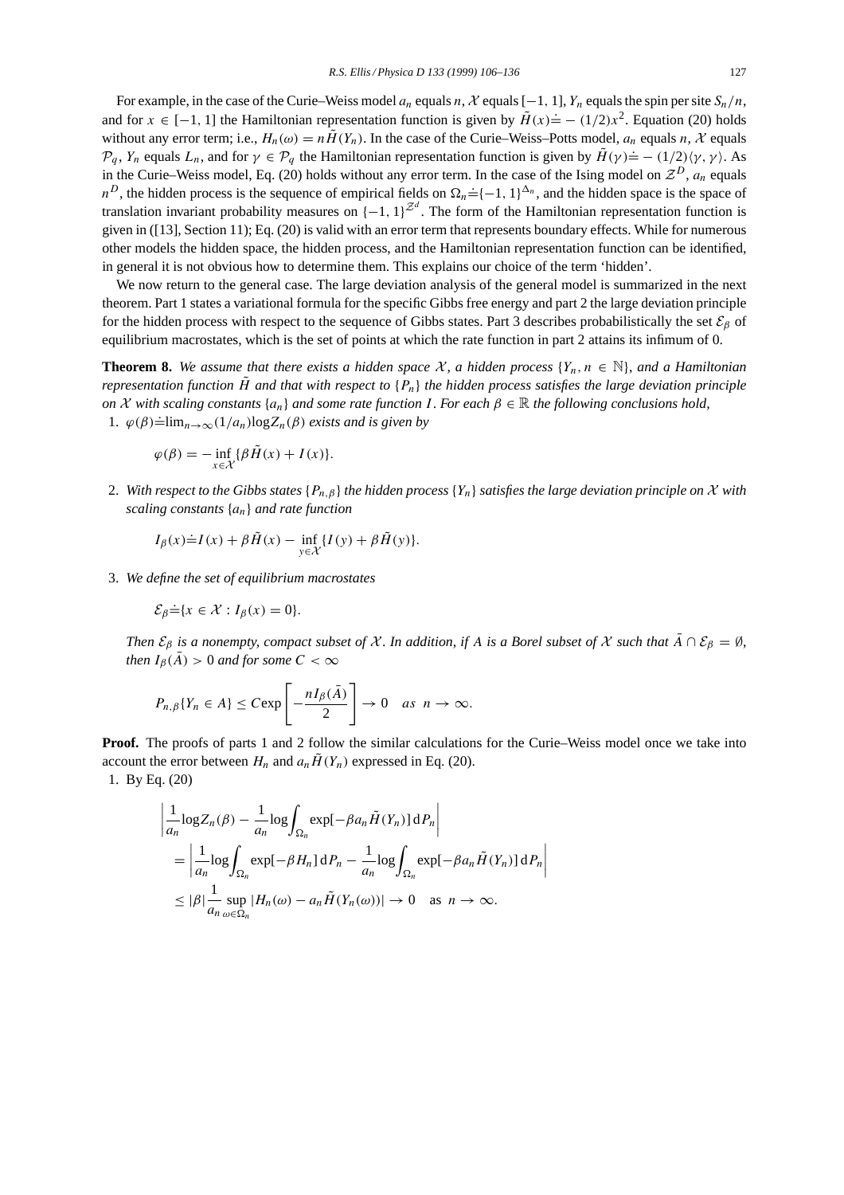For example, in the case of the Curie–Weiss model $a_n$ equals $n$, $\mathcal{X}$ equals $[-1, 1]$, $Y_n$ equals the spin per site $S_n/n$, and for $x \in [-1, 1]$ the Hamiltonian representation function is given by $\tilde{H}(x) \doteq -(1/2)x^2$. Equation (20) holds without any error term; i.e., $H_n(\omega) = n\tilde{H}(Y_n)$. In the case of the Curie–Weiss–Potts model, $a_n$ equals $n$, $\mathcal{X}$ equals $\mathcal{P}_q$, $Y_n$ equals $L_n$, and for $\gamma \in \mathcal{P}_q$ the Hamiltonian representation function is given by $\tilde{H}(\gamma) \doteq -(1/2)\langle \gamma, \gamma \rangle$. As in the Curie–Weiss model, Eq. (20) holds without any error term. In the case of the Ising model on $\mathcal{Z}^D$, $a_n$ equals $n^D$, the hidden process is the sequence of empirical fields on $\Omega_n \doteq \{-1, 1\}^{\Delta_n}$, and the hidden space is the space of translation invariant probability measures on $\{-1, 1\}^{\mathcal{Z}^d}$. The form of the Hamiltonian representation function is given in ([13], Section 11); Eq. (20) is valid with an error term that represents boundary effects. While for numerous other models the hidden space, the hidden process, and the Hamiltonian representation function can be identified, in general it is not obvious how to determine them. This explains our choice of the term 'hidden'.

We now return to the general case. The large deviation analysis of the general model is summarized in the next theorem. Part 1 states a variational formula for the specific Gibbs free energy and part 2 the large deviation principle for the hidden process with respect to the sequence of Gibbs states. Part 3 describes probabilistically the set $\mathcal{E}_\beta$ of equilibrium macrostates, which is the set of points at which the rate function in part 2 attains its infimum of 0.

**Theorem 8.** *We assume that there exists a hidden space $\mathcal{X}$, a hidden process $\{Y_n, n \in \mathbb{N}\}$, and a Hamiltonian representation function $\tilde{H}$ and that with respect to $\{P_n\}$ the hidden process satisfies the large deviation principle on $\mathcal{X}$ with scaling constants $\{a_n\}$ and some rate function $I$. For each $\beta \in \mathbb{R}$ the following conclusions hold,*

1. *$\varphi(\beta) \doteq \lim_{n\to\infty}(1/a_n)\log Z_n(\beta)$ exists and is given by*

$$\varphi(\beta) = -\inf_{x\in\mathcal{X}}\{\beta\tilde{H}(x) + I(x)\}.$$

2. *With respect to the Gibbs states $\{P_{n,\beta}\}$ the hidden process $\{Y_n\}$ satisfies the large deviation principle on $\mathcal{X}$ with scaling constants $\{a_n\}$ and rate function*

$$I_\beta(x) \doteq I(x) + \beta\tilde{H}(x) - \inf_{y\in\mathcal{X}}\{I(y) + \beta\tilde{H}(y)\}.$$

3. *We define the set of equilibrium macrostates*

$$\mathcal{E}_\beta \doteq \{x \in \mathcal{X} : I_\beta(x) = 0\}.$$

*Then $\mathcal{E}_\beta$ is a nonempty, compact subset of $\mathcal{X}$. In addition, if $A$ is a Borel subset of $\mathcal{X}$ such that $\bar{A} \cap \mathcal{E}_\beta = \emptyset$, then $I_\beta(\bar{A}) > 0$ and for some $C < \infty$*

$$P_{n,\beta}\{Y_n \in A\} \le C\exp\left[-\frac{nI_\beta(\bar{A})}{2}\right] \to 0 \quad as \;\; n \to \infty.$$

**Proof.** The proofs of parts 1 and 2 follow the similar calculations for the Curie–Weiss model once we take into account the error between $H_n$ and $a_n\tilde{H}(Y_n)$ expressed in Eq. (20).

1. By Eq. (20)

$$\begin{aligned}
&\left|\frac{1}{a_n}\log Z_n(\beta) - \frac{1}{a_n}\log\int_{\Omega_n}\exp[-\beta a_n\tilde{H}(Y_n)]\,\mathrm{d}P_n\right| \\
&\quad = \left|\frac{1}{a_n}\log\int_{\Omega_n}\exp[-\beta H_n]\,\mathrm{d}P_n - \frac{1}{a_n}\log\int_{\Omega_n}\exp[-\beta a_n\tilde{H}(Y_n)]\,\mathrm{d}P_n\right| \\
&\quad \le |\beta|\frac{1}{a_n}\sup_{\omega\in\Omega_n}|H_n(\omega) - a_n\tilde{H}(Y_n(\omega))| \to 0 \quad \text{as } n \to \infty.
\end{aligned}$$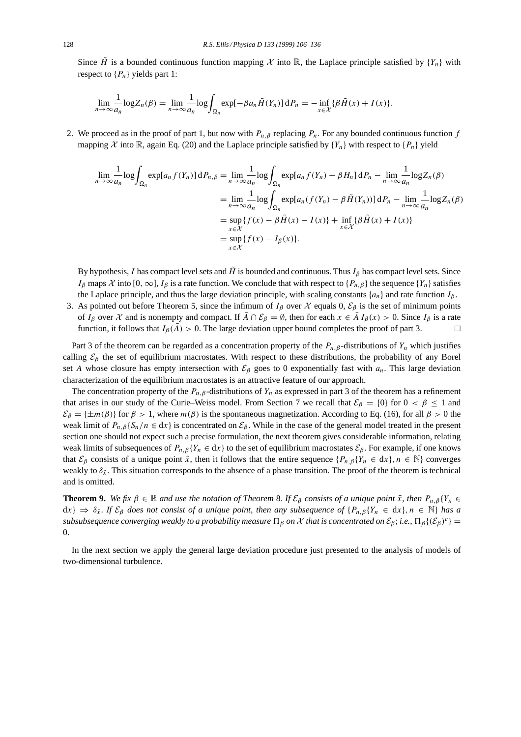Since $\tilde{H}$ is a bounded continuous function mapping $\mathcal{X}$ into $\mathbb{R}$, the Laplace principle satisfied by $\{Y_n\}$ with respect to $\{P_n\}$ yields part 1:

$$\lim_{n\to\infty} \frac{1}{a_n} \log Z_n(\beta) = \lim_{n\to\infty} \frac{1}{a_n} \log \int_{\Omega_n} \exp[-\beta a_n \tilde{H}(Y_n)]\, \mathrm{d}P_n = -\inf_{x\in\mathcal{X}} \{\beta \tilde{H}(x) + I(x)\}.$$

2. We proceed as in the proof of part 1, but now with $P_{n,\beta}$ replacing $P_n$. For any bounded continuous function $f$ mapping $\mathcal{X}$ into $\mathbb{R}$, again Eq. (20) and the Laplace principle satisfied by $\{Y_n\}$ with respect to $\{P_n\}$ yield

$$\begin{aligned}
\lim_{n\to\infty} \frac{1}{a_n} \log \int_{\Omega_n} \exp[a_n f(Y_n)]\, \mathrm{d}P_{n,\beta} &= \lim_{n\to\infty} \frac{1}{a_n} \log \int_{\Omega_n} \exp[a_n f(Y_n) - \beta H_n]\, \mathrm{d}P_n - \lim_{n\to\infty} \frac{1}{a_n} \log Z_n(\beta) \\
&= \lim_{n\to\infty} \frac{1}{a_n} \log \int_{\Omega_n} \exp[a_n(f(Y_n) - \beta \tilde{H}(Y_n))]\, \mathrm{d}P_n - \lim_{n\to\infty} \frac{1}{a_n} \log Z_n(\beta) \\
&= \sup_{x\in\mathcal{X}} \{f(x) - \beta \tilde{H}(x) - I(x)\} + \inf_{x\in\mathcal{X}} \{\beta \tilde{H}(x) + I(x)\} \\
&= \sup_{x\in\mathcal{X}} \{f(x) - I_\beta(x)\}.
\end{aligned}$$

By hypothesis, $I$ has compact level sets and $\tilde{H}$ is bounded and continuous. Thus $I_\beta$ has compact level sets. Since $I_\beta$ maps $\mathcal{X}$ into $[0, \infty]$, $I_\beta$ is a rate function. We conclude that with respect to $\{P_{n,\beta}\}$ the sequence $\{Y_n\}$ satisfies the Laplace principle, and thus the large deviation principle, with scaling constants $\{a_n\}$ and rate function $I_\beta$.

3. As pointed out before Theorem 5, since the infimum of $I_\beta$ over $\mathcal{X}$ equals 0, $\mathcal{E}_\beta$ is the set of minimum points of $I_\beta$ over $\mathcal{X}$ and is nonempty and compact. If $\bar{A} \cap \mathcal{E}_\beta = \emptyset$, then for each $x \in \bar{A}$ $I_\beta(x) > 0$. Since $I_\beta$ is a rate function, it follows that $I_\beta(\bar{A}) > 0$. The large deviation upper bound completes the proof of part 3. □

Part 3 of the theorem can be regarded as a concentration property of the $P_{n,\beta}$-distributions of $Y_n$ which justifies calling $\mathcal{E}_\beta$ the set of equilibrium macrostates. With respect to these distributions, the probability of any Borel set $A$ whose closure has empty intersection with $\mathcal{E}_\beta$ goes to 0 exponentially fast with $a_n$. This large deviation characterization of the equilibrium macrostates is an attractive feature of our approach.

The concentration property of the $P_{n,\beta}$-distributions of $Y_n$ as expressed in part 3 of the theorem has a refinement that arises in our study of the Curie–Weiss model. From Section 7 we recall that $\mathcal{E}_\beta = \{0\}$ for $0 < \beta \le 1$ and $\mathcal{E}_\beta = \{\pm m(\beta)\}$ for $\beta > 1$, where $m(\beta)$ is the spontaneous magnetization. According to Eq. (16), for all $\beta > 0$ the weak limit of $P_{n,\beta}\{S_n/n \in \mathrm{d}x\}$ is concentrated on $\mathcal{E}_\beta$. While in the case of the general model treated in the present section one should not expect such a precise formulation, the next theorem gives considerable information, relating weak limits of subsequences of $P_{n,\beta}\{Y_n \in \mathrm{d}x\}$ to the set of equilibrium macrostates $\mathcal{E}_\beta$. For example, if one knows that $\mathcal{E}_\beta$ consists of a unique point $\tilde{x}$, then it follows that the entire sequence $\{P_{n,\beta}\{Y_n \in \mathrm{d}x\}, n \in \mathbb{N}\}$ converges weakly to $\delta_{\tilde{x}}$. This situation corresponds to the absence of a phase transition. The proof of the theorem is technical and is omitted.

**Theorem 9.** *We fix $\beta \in \mathbb{R}$ and use the notation of Theorem 8. If $\mathcal{E}_\beta$ consists of a unique point $\tilde{x}$, then $P_{n,\beta}\{Y_n \in \mathrm{d}x\} \Rightarrow \delta_{\tilde{x}}$. If $\mathcal{E}_\beta$ does not consist of a unique point, then any subsequence of $\{P_{n,\beta}\{Y_n \in \mathrm{d}x\}, n \in \mathbb{N}\}$ has a subsubsequence converging weakly to a probability measure $\Pi_\beta$ on $\mathcal{X}$ that is concentrated on $\mathcal{E}_\beta$; i.e., $\Pi_\beta\{(\mathcal{E}_\beta)^c\} = 0$.*

In the next section we apply the general large deviation procedure just presented to the analysis of models of two-dimensional turbulence.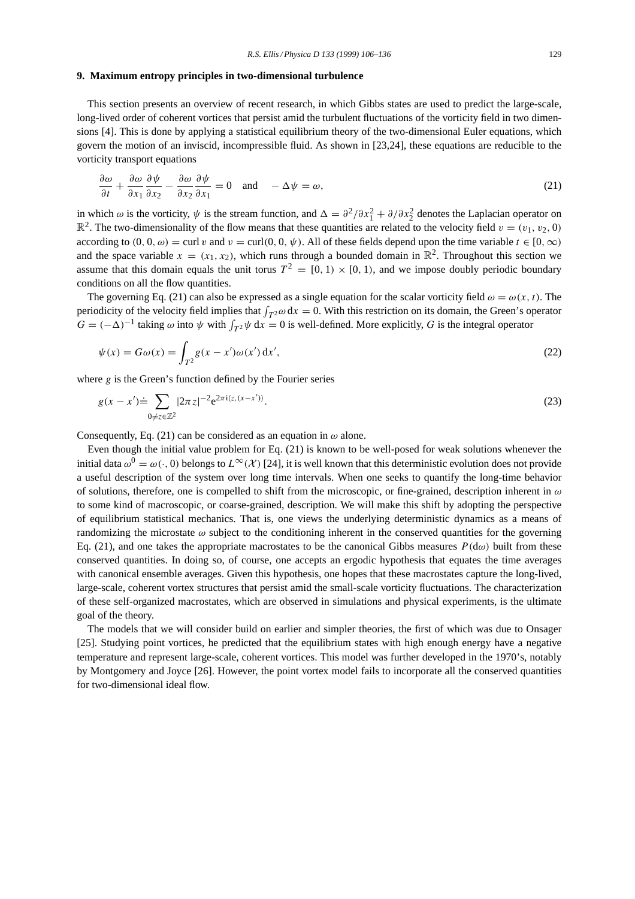## 9. Maximum entropy principles in two-dimensional turbulence

This section presents an overview of recent research, in which Gibbs states are used to predict the large-scale, long-lived order of coherent vortices that persist amid the turbulent fluctuations of the vorticity field in two dimensions [4]. This is done by applying a statistical equilibrium theory of the two-dimensional Euler equations, which govern the motion of an inviscid, incompressible fluid. As shown in [23,24], these equations are reducible to the vorticity transport equations

$$\frac{\partial \omega}{\partial t} + \frac{\partial \omega}{\partial x_1}\frac{\partial \psi}{\partial x_2} - \frac{\partial \omega}{\partial x_2}\frac{\partial \psi}{\partial x_1} = 0 \quad \text{and} \quad -\Delta\psi = \omega, \tag{21}$$

in which $\omega$ is the vorticity, $\psi$ is the stream function, and $\Delta = \partial^2/\partial x_1^2 + \partial/\partial x_2^2$ denotes the Laplacian operator on $\mathbb{R}^2$. The two-dimensionality of the flow means that these quantities are related to the velocity field $v = (v_1, v_2, 0)$ according to $(0, 0, \omega) = \text{curl}\, v$ and $v = \text{curl}(0, 0, \psi)$. All of these fields depend upon the time variable $t \in [0, \infty)$ and the space variable $x = (x_1, x_2)$, which runs through a bounded domain in $\mathbb{R}^2$. Throughout this section we assume that this domain equals the unit torus $T^2 = [0, 1) \times [0, 1)$, and we impose doubly periodic boundary conditions on all the flow quantities.

The governing Eq. (21) can also be expressed as a single equation for the scalar vorticity field $\omega = \omega(x, t)$. The periodicity of the velocity field implies that $\int_{T^2} \omega \, \mathrm{d}x = 0$. With this restriction on its domain, the Green's operator $G = (-\Delta)^{-1}$ taking $\omega$ into $\psi$ with $\int_{T^2} \psi \, \mathrm{d}x = 0$ is well-defined. More explicitly, $G$ is the integral operator

$$\psi(x) = G\omega(x) = \int_{T^2} g(x - x')\omega(x') \, \mathrm{d}x', \tag{22}$$

where $g$ is the Green's function defined by the Fourier series

$$g(x - x') \doteq \sum_{0 \neq z \in \mathbb{Z}^2} |2\pi z|^{-2} \mathrm{e}^{2\pi \mathrm{i}\langle z, (x - x')\rangle}. \tag{23}$$

Consequently, Eq. (21) can be considered as an equation in $\omega$ alone.

Even though the initial value problem for Eq. (21) is known to be well-posed for weak solutions whenever the initial data $\omega^0 = \omega(\cdot, 0)$ belongs to $L^\infty(\mathcal{X})$ [24], it is well known that this deterministic evolution does not provide a useful description of the system over long time intervals. When one seeks to quantify the long-time behavior of solutions, therefore, one is compelled to shift from the microscopic, or fine-grained, description inherent in $\omega$ to some kind of macroscopic, or coarse-grained, description. We will make this shift by adopting the perspective of equilibrium statistical mechanics. That is, one views the underlying deterministic dynamics as a means of randomizing the microstate $\omega$ subject to the conditioning inherent in the conserved quantities for the governing Eq. (21), and one takes the appropriate macrostates to be the canonical Gibbs measures $P(\mathrm{d}\omega)$ built from these conserved quantities. In doing so, of course, one accepts an ergodic hypothesis that equates the time averages with canonical ensemble averages. Given this hypothesis, one hopes that these macrostates capture the long-lived, large-scale, coherent vortex structures that persist amid the small-scale vorticity fluctuations. The characterization of these self-organized macrostates, which are observed in simulations and physical experiments, is the ultimate goal of the theory.

The models that we will consider build on earlier and simpler theories, the first of which was due to Onsager [25]. Studying point vortices, he predicted that the equilibrium states with high enough energy have a negative temperature and represent large-scale, coherent vortices. This model was further developed in the 1970's, notably by Montgomery and Joyce [26]. However, the point vortex model fails to incorporate all the conserved quantities for two-dimensional ideal flow.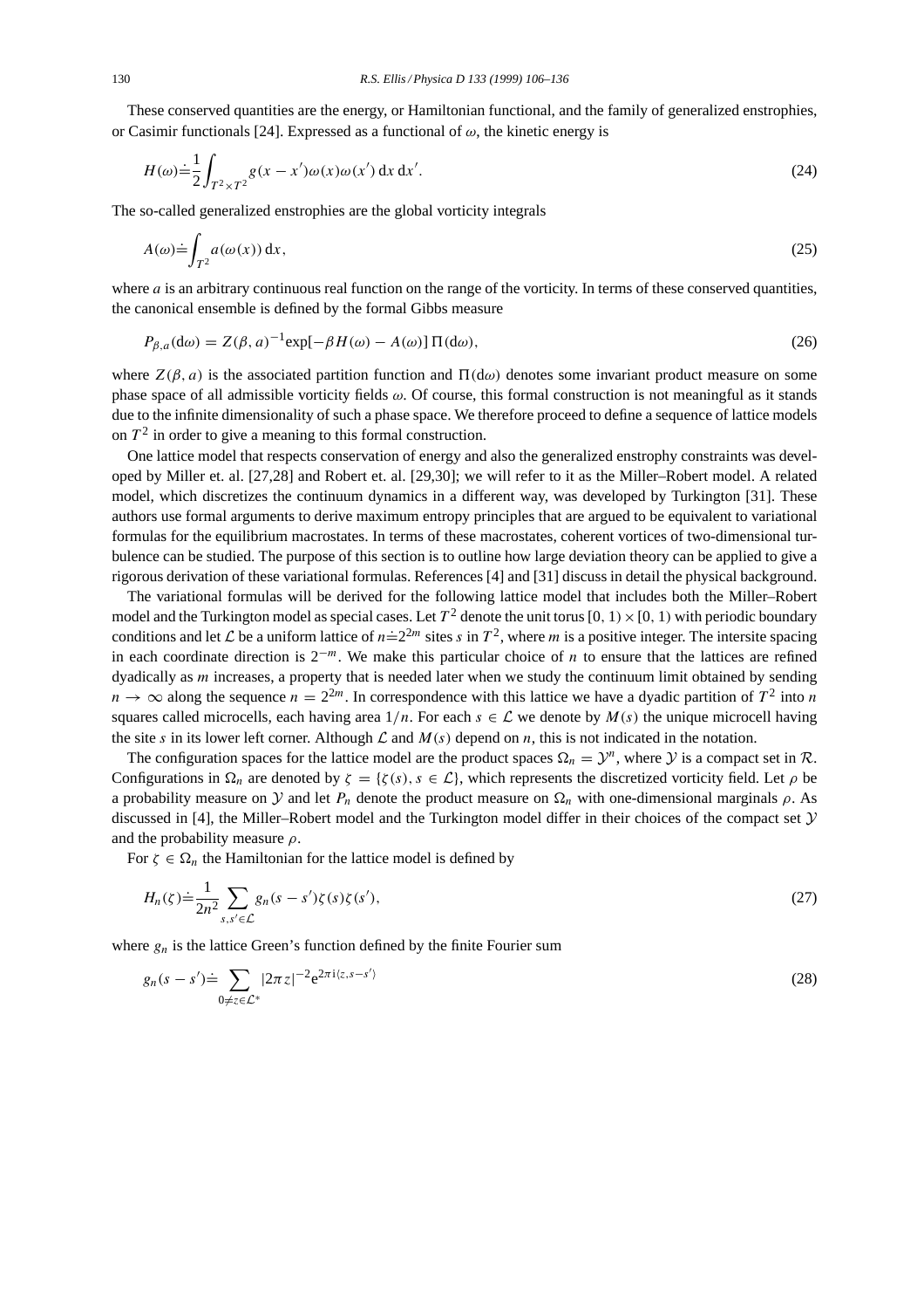These conserved quantities are the energy, or Hamiltonian functional, and the family of generalized enstrophies, or Casimir functionals [24]. Expressed as a functional of $\omega$, the kinetic energy is

$$H(\omega) \doteq \frac{1}{2}\int_{T^2 \times T^2} g(x - x')\omega(x)\omega(x')\,\mathrm{d}x\,\mathrm{d}x'. \tag{24}$$

The so-called generalized enstrophies are the global vorticity integrals

$$A(\omega) \doteq \int_{T^2} a(\omega(x))\,\mathrm{d}x, \tag{25}$$

where $a$ is an arbitrary continuous real function on the range of the vorticity. In terms of these conserved quantities, the canonical ensemble is defined by the formal Gibbs measure

$$P_{\beta,a}(\mathrm{d}\omega) = Z(\beta, a)^{-1}\exp[-\beta H(\omega) - A(\omega)]\,\Pi(\mathrm{d}\omega), \tag{26}$$

where $Z(\beta, a)$ is the associated partition function and $\Pi(\mathrm{d}\omega)$ denotes some invariant product measure on some phase space of all admissible vorticity fields $\omega$. Of course, this formal construction is not meaningful as it stands due to the infinite dimensionality of such a phase space. We therefore proceed to define a sequence of lattice models on $T^2$ in order to give a meaning to this formal construction.

One lattice model that respects conservation of energy and also the generalized enstrophy constraints was developed by Miller et. al. [27,28] and Robert et. al. [29,30]; we will refer to it as the Miller–Robert model. A related model, which discretizes the continuum dynamics in a different way, was developed by Turkington [31]. These authors use formal arguments to derive maximum entropy principles that are argued to be equivalent to variational formulas for the equilibrium macrostates. In terms of these macrostates, coherent vortices of two-dimensional turbulence can be studied. The purpose of this section is to outline how large deviation theory can be applied to give a rigorous derivation of these variational formulas. References [4] and [31] discuss in detail the physical background.

The variational formulas will be derived for the following lattice model that includes both the Miller–Robert model and the Turkington model as special cases. Let $T^2$ denote the unit torus $[0, 1) \times [0, 1)$ with periodic boundary conditions and let $\mathcal{L}$ be a uniform lattice of $n \doteq 2^{2m}$ sites $s$ in $T^2$, where $m$ is a positive integer. The intersite spacing in each coordinate direction is $2^{-m}$. We make this particular choice of $n$ to ensure that the lattices are refined dyadically as $m$ increases, a property that is needed later when we study the continuum limit obtained by sending $n \to \infty$ along the sequence $n = 2^{2m}$. In correspondence with this lattice we have a dyadic partition of $T^2$ into $n$ squares called microcells, each having area $1/n$. For each $s \in \mathcal{L}$ we denote by $M(s)$ the unique microcell having the site $s$ in its lower left corner. Although $\mathcal{L}$ and $M(s)$ depend on $n$, this is not indicated in the notation.

The configuration spaces for the lattice model are the product spaces $\Omega_n = \mathcal{Y}^n$, where $\mathcal{Y}$ is a compact set in $\mathcal{R}$. Configurations in $\Omega_n$ are denoted by $\zeta = \{\zeta(s), s \in \mathcal{L}\}$, which represents the discretized vorticity field. Let $\rho$ be a probability measure on $\mathcal{Y}$ and let $P_n$ denote the product measure on $\Omega_n$ with one-dimensional marginals $\rho$. As discussed in [4], the Miller–Robert model and the Turkington model differ in their choices of the compact set $\mathcal{Y}$ and the probability measure $\rho$.

For $\zeta \in \Omega_n$ the Hamiltonian for the lattice model is defined by

$$H_n(\zeta) \doteq \frac{1}{2n^2}\sum_{s,s' \in \mathcal{L}} g_n(s - s')\zeta(s)\zeta(s'), \tag{27}$$

where $g_n$ is the lattice Green's function defined by the finite Fourier sum

$$g_n(s - s') \doteq \sum_{0 \neq z \in \mathcal{L}^*} |2\pi z|^{-2}\mathrm{e}^{2\pi \mathrm{i}\langle z, s - s'\rangle} \tag{28}$$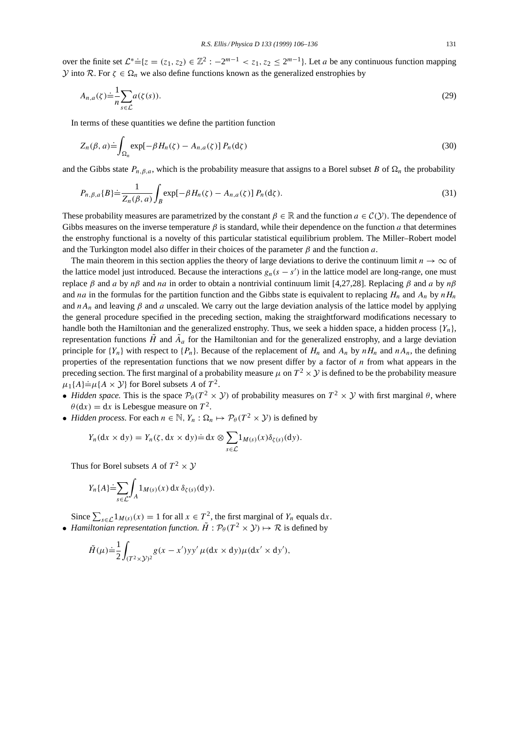over the finite set $\mathcal{L}^* \doteq \{z = (z_1, z_2) \in \mathbb{Z}^2 : -2^{m-1} < z_1, z_2 \leq 2^{m-1}\}$. Let $a$ be any continuous function mapping $\mathcal{Y}$ into $\mathcal{R}$. For $\zeta \in \Omega_n$ we also define functions known as the generalized enstrophies by

$$A_{n,a}(\zeta) \doteq \frac{1}{n} \sum_{s \in \mathcal{L}} a(\zeta(s)). \tag{29}$$

In terms of these quantities we define the partition function

$$Z_n(\beta, a) \doteq \int_{\Omega_n} \exp[-\beta H_n(\zeta) - A_{n,a}(\zeta)]\, P_n(\mathrm{d}\zeta) \tag{30}$$

and the Gibbs state $P_{n,\beta,a}$, which is the probability measure that assigns to a Borel subset $B$ of $\Omega_n$ the probability

$$P_{n,\beta,a}\{B\} \doteq \frac{1}{Z_n(\beta, a)} \int_B \exp[-\beta H_n(\zeta) - A_{n,a}(\zeta)]\, P_n(\mathrm{d}\zeta). \tag{31}$$

These probability measures are parametrized by the constant $\beta \in \mathbb{R}$ and the function $a \in \mathcal{C}(\mathcal{Y})$. The dependence of Gibbs measures on the inverse temperature $\beta$ is standard, while their dependence on the function $a$ that determines the enstrophy functional is a novelty of this particular statistical equilibrium problem. The Miller–Robert model and the Turkington model also differ in their choices of the parameter $\beta$ and the function $a$.

The main theorem in this section applies the theory of large deviations to derive the continuum limit $n \to \infty$ of the lattice model just introduced. Because the interactions $g_n(s - s')$ in the lattice model are long-range, one must replace $\beta$ and $a$ by $n\beta$ and $na$ in order to obtain a nontrivial continuum limit [4,27,28]. Replacing $\beta$ and $a$ by $n\beta$ and $na$ in the formulas for the partition function and the Gibbs state is equivalent to replacing $H_n$ and $A_n$ by $nH_n$ and $nA_n$ and leaving $\beta$ and $a$ unscaled. We carry out the large deviation analysis of the lattice model by applying the general procedure specified in the preceding section, making the straightforward modifications necessary to handle both the Hamiltonian and the generalized enstrophy. Thus, we seek a hidden space, a hidden process $\{Y_n\}$, representation functions $\tilde{H}$ and $\tilde{A}_a$ for the Hamiltonian and for the generalized enstrophy, and a large deviation principle for $\{Y_n\}$ with respect to $\{P_n\}$. Because of the replacement of $H_n$ and $A_n$ by $nH_n$ and $nA_n$, the defining properties of the representation functions that we now present differ by a factor of $n$ from what appears in the preceding section. The first marginal of a probability measure $\mu$ on $T^2 \times \mathcal{Y}$ is defined to be the probability measure $\mu_1\{A\} \doteq \mu\{A \times \mathcal{Y}\}$ for Borel subsets $A$ of $T^2$.

- *Hidden space.* This is the space $\mathcal{P}_\theta(T^2 \times \mathcal{Y})$ of probability measures on $T^2 \times \mathcal{Y}$ with first marginal $\theta$, where $\theta(\mathrm{d}x) = \mathrm{d}x$ is Lebesgue measure on $T^2$.
- *Hidden process.* For each $n \in \mathbb{N}$, $Y_n : \Omega_n \mapsto \mathcal{P}_\theta(T^2 \times \mathcal{Y})$ is defined by

$$Y_n(\mathrm{d}x \times \mathrm{d}y) = Y_n(\zeta, \mathrm{d}x \times \mathrm{d}y) \doteq \mathrm{d}x \otimes \sum_{s \in \mathcal{L}} 1_{M(s)}(x) \delta_{\zeta(s)}(\mathrm{d}y).$$

Thus for Borel subsets $A$ of $T^2 \times \mathcal{Y}$

$$Y_n\{A\} \doteq \sum_{s \in \mathcal{L}} \int_A 1_{M(s)}(x)\, \mathrm{d}x\, \delta_{\zeta(s)}(\mathrm{d}y).$$

Since $\sum_{s \in \mathcal{L}} 1_{M(s)}(x) = 1$ for all $x \in T^2$, the first marginal of $Y_n$ equals $\mathrm{d}x$.

- *Hamiltonian representation function.* $\tilde{H} : \mathcal{P}_\theta(T^2 \times \mathcal{Y}) \mapsto \mathcal{R}$ is defined by

$$\tilde{H}(\mu) \doteq \frac{1}{2} \int_{(T^2 \times \mathcal{Y})^2} g(x - x') y y'\, \mu(\mathrm{d}x \times \mathrm{d}y) \mu(\mathrm{d}x' \times \mathrm{d}y'),$$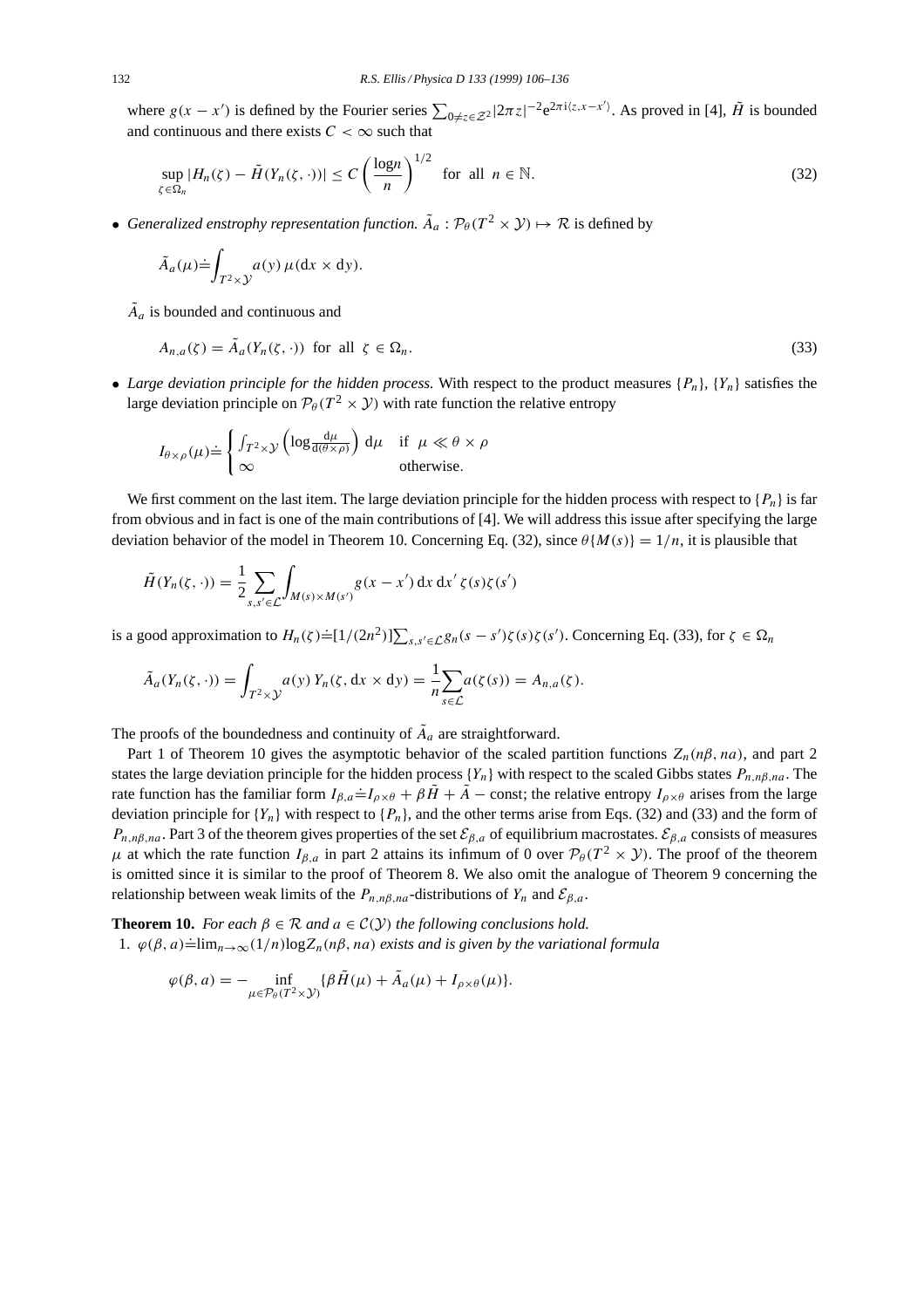where $g(x - x')$ is defined by the Fourier series $\sum_{0 \neq z \in \mathcal{Z}^2} |2\pi z|^{-2} e^{2\pi i \langle z, x - x' \rangle}$. As proved in [4], $\tilde{H}$ is bounded and continuous and there exists $C < \infty$ such that

$$\sup_{\zeta \in \Omega_n} |H_n(\zeta) - \tilde{H}(Y_n(\zeta, \cdot))| \leq C \left( \frac{\log n}{n} \right)^{1/2} \quad \text{for all } n \in \mathbb{N}. \tag{32}$$

- *Generalized enstrophy representation function.* $\tilde{A}_a : \mathcal{P}_\theta(T^2 \times \mathcal{Y}) \mapsto \mathcal{R}$ is defined by

$$\tilde{A}_a(\mu) \doteq \int_{T^2 \times \mathcal{Y}} a(y)\, \mu(\mathrm{d}x \times \mathrm{d}y).$$

  $\tilde{A}_a$ is bounded and continuous and

$$A_{n,a}(\zeta) = \tilde{A}_a(Y_n(\zeta, \cdot)) \quad \text{for all } \zeta \in \Omega_n. \tag{33}$$

- *Large deviation principle for the hidden process.* With respect to the product measures $\{P_n\}$, $\{Y_n\}$ satisfies the large deviation principle on $\mathcal{P}_\theta(T^2 \times \mathcal{Y})$ with rate function the relative entropy

$$I_{\theta \times \rho}(\mu) \doteq \begin{cases} \int_{T^2 \times \mathcal{Y}} \left( \log \frac{\mathrm{d}\mu}{\mathrm{d}(\theta \times \rho)} \right) \mathrm{d}\mu & \text{if } \mu \ll \theta \times \rho \\ \infty & \text{otherwise.} \end{cases}$$

We first comment on the last item. The large deviation principle for the hidden process with respect to $\{P_n\}$ is far from obvious and in fact is one of the main contributions of [4]. We will address this issue after specifying the large deviation behavior of the model in Theorem 10. Concerning Eq. (32), since $\theta\{M(s)\} = 1/n$, it is plausible that

$$\tilde{H}(Y_n(\zeta, \cdot)) = \frac{1}{2} \sum_{s, s' \in \mathcal{L}} \int_{M(s) \times M(s')} g(x - x')\, \mathrm{d}x\, \mathrm{d}x'\, \zeta(s)\zeta(s')$$

is a good approximation to $H_n(\zeta) \doteq [1/(2n^2)] \sum_{s, s' \in \mathcal{L}} g_n(s - s')\zeta(s)\zeta(s')$. Concerning Eq. (33), for $\zeta \in \Omega_n$

$$\tilde{A}_a(Y_n(\zeta, \cdot)) = \int_{T^2 \times \mathcal{Y}} a(y)\, Y_n(\zeta, \mathrm{d}x \times \mathrm{d}y) = \frac{1}{n} \sum_{s \in \mathcal{L}} a(\zeta(s)) = A_{n,a}(\zeta).$$

The proofs of the boundedness and continuity of $\tilde{A}_a$ are straightforward.

Part 1 of Theorem 10 gives the asymptotic behavior of the scaled partition functions $Z_n(n\beta, na)$, and part 2 states the large deviation principle for the hidden process $\{Y_n\}$ with respect to the scaled Gibbs states $P_{n,n\beta,na}$. The rate function has the familiar form $I_{\beta,a} \doteq I_{\rho \times \theta} + \beta \tilde{H} + \tilde{A} - \text{const}$; the relative entropy $I_{\rho \times \theta}$ arises from the large deviation principle for $\{Y_n\}$ with respect to $\{P_n\}$, and the other terms arise from Eqs. (32) and (33) and the form of $P_{n,n\beta,na}$. Part 3 of the theorem gives properties of the set $\mathcal{E}_{\beta,a}$ of equilibrium macrostates. $\mathcal{E}_{\beta,a}$ consists of measures $\mu$ at which the rate function $I_{\beta,a}$ in part 2 attains its infimum of 0 over $\mathcal{P}_\theta(T^2 \times \mathcal{Y})$. The proof of the theorem is omitted since it is similar to the proof of Theorem 8. We also omit the analogue of Theorem 9 concerning the relationship between weak limits of the $P_{n,n\beta,na}$-distributions of $Y_n$ and $\mathcal{E}_{\beta,a}$.

**Theorem 10.** *For each $\beta \in \mathcal{R}$ and $a \in \mathcal{C}(\mathcal{Y})$ the following conclusions hold.*

1. $\varphi(\beta, a) \doteq \lim_{n \to \infty} (1/n) \log Z_n(n\beta, na)$ *exists and is given by the variational formula*

$$\varphi(\beta, a) = - \inf_{\mu \in \mathcal{P}_\theta(T^2 \times \mathcal{Y})} \{\beta \tilde{H}(\mu) + \tilde{A}_a(\mu) + I_{\rho \times \theta}(\mu)\}.$$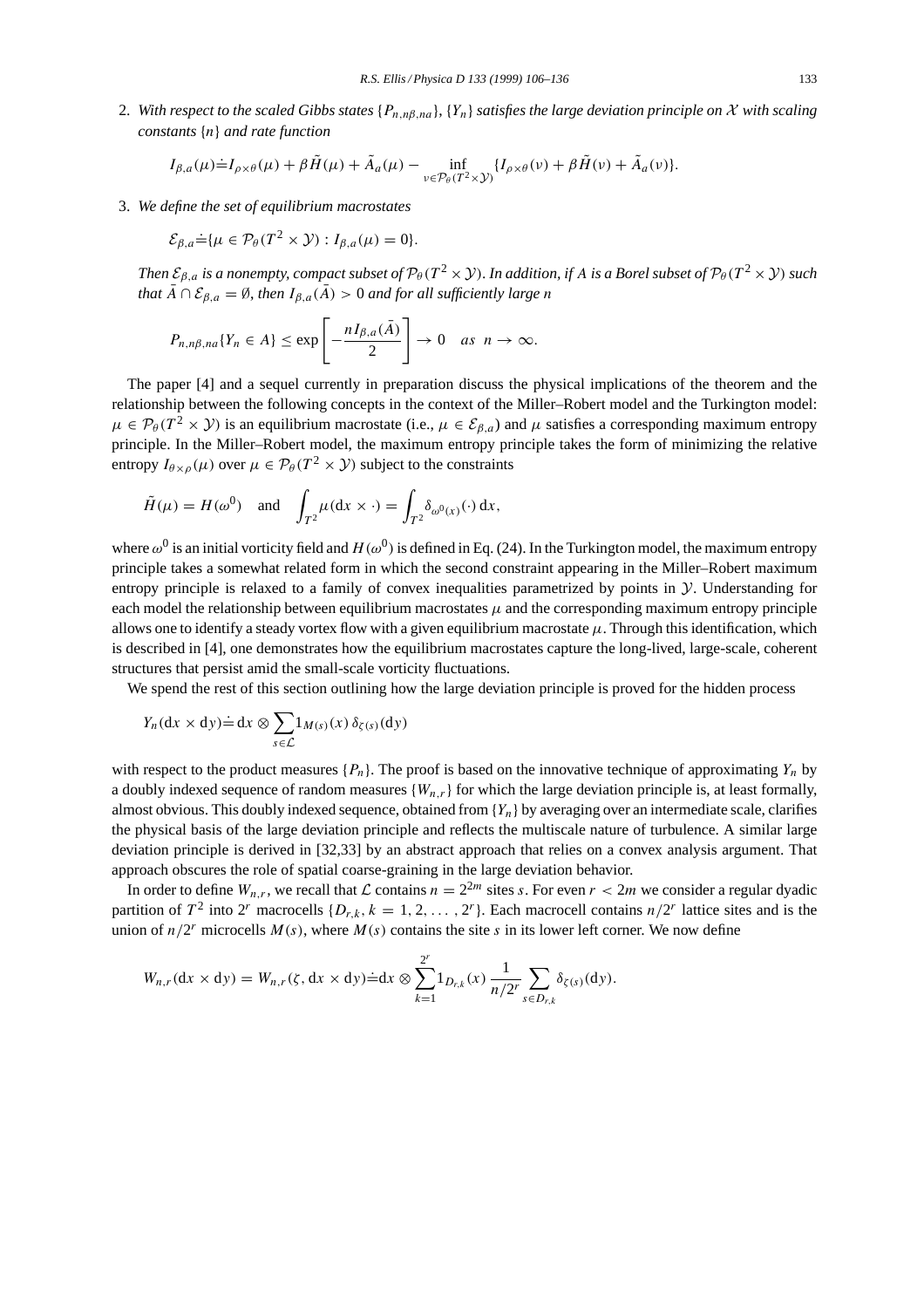2. *With respect to the scaled Gibbs states* $\{P_{n,n\beta,na}\}$, $\{Y_n\}$ *satisfies the large deviation principle on* $\mathcal{X}$ *with scaling constants* $\{n\}$ *and rate function*

$$I_{\beta,a}(\mu) \doteq I_{\rho\times\theta}(\mu) + \beta\tilde{H}(\mu) + \tilde{A}_a(\mu) - \inf_{\nu\in\mathcal{P}_\theta(T^2\times\mathcal{Y})}\{I_{\rho\times\theta}(\nu) + \beta\tilde{H}(\nu) + \tilde{A}_a(\nu)\}.$$

3. *We define the set of equilibrium macrostates*

$$\mathcal{E}_{\beta,a} \doteq \{\mu \in \mathcal{P}_\theta(T^2 \times \mathcal{Y}) : I_{\beta,a}(\mu) = 0\}.$$

*Then* $\mathcal{E}_{\beta,a}$ *is a nonempty, compact subset of* $\mathcal{P}_\theta(T^2 \times \mathcal{Y})$. *In addition, if* $A$ *is a Borel subset of* $\mathcal{P}_\theta(T^2 \times \mathcal{Y})$ *such that* $\bar{A} \cap \mathcal{E}_{\beta,a} = \emptyset$, *then* $I_{\beta,a}(\bar{A}) > 0$ *and for all sufficiently large* $n$

$$P_{n,n\beta,na}\{Y_n \in A\} \le \exp\left[-\frac{nI_{\beta,a}(\bar{A})}{2}\right] \to 0 \quad as \;\; n \to \infty.$$

The paper [4] and a sequel currently in preparation discuss the physical implications of the theorem and the relationship between the following concepts in the context of the Miller–Robert model and the Turkington model: $\mu \in \mathcal{P}_\theta(T^2 \times \mathcal{Y})$ is an equilibrium macrostate (i.e., $\mu \in \mathcal{E}_{\beta,a}$) and $\mu$ satisfies a corresponding maximum entropy principle. In the Miller–Robert model, the maximum entropy principle takes the form of minimizing the relative entropy $I_{\theta\times\rho}(\mu)$ over $\mu \in \mathcal{P}_\theta(T^2 \times \mathcal{Y})$ subject to the constraints

$$\tilde{H}(\mu) = H(\omega^0) \quad \text{and} \quad \int_{T^2} \mu(\mathrm{d}x \times \cdot) = \int_{T^2} \delta_{\omega^0(x)}(\cdot)\,\mathrm{d}x,$$

where $\omega^0$ is an initial vorticity field and $H(\omega^0)$ is defined in Eq. (24). In the Turkington model, the maximum entropy principle takes a somewhat related form in which the second constraint appearing in the Miller–Robert maximum entropy principle is relaxed to a family of convex inequalities parametrized by points in $\mathcal{Y}$. Understanding for each model the relationship between equilibrium macrostates $\mu$ and the corresponding maximum entropy principle allows one to identify a steady vortex flow with a given equilibrium macrostate $\mu$. Through this identification, which is described in [4], one demonstrates how the equilibrium macrostates capture the long-lived, large-scale, coherent structures that persist amid the small-scale vorticity fluctuations.

We spend the rest of this section outlining how the large deviation principle is proved for the hidden process

$$Y_n(\mathrm{d}x \times \mathrm{d}y) \doteq \mathrm{d}x \otimes \sum_{s\in\mathcal{L}} 1_{M(s)}(x)\,\delta_{\zeta(s)}(\mathrm{d}y)$$

with respect to the product measures $\{P_n\}$. The proof is based on the innovative technique of approximating $Y_n$ by a doubly indexed sequence of random measures $\{W_{n,r}\}$ for which the large deviation principle is, at least formally, almost obvious. This doubly indexed sequence, obtained from $\{Y_n\}$ by averaging over an intermediate scale, clarifies the physical basis of the large deviation principle and reflects the multiscale nature of turbulence. A similar large deviation principle is derived in [32,33] by an abstract approach that relies on a convex analysis argument. That approach obscures the role of spatial coarse-graining in the large deviation behavior.

In order to define $W_{n,r}$, we recall that $\mathcal{L}$ contains $n = 2^{2m}$ sites $s$. For even $r < 2m$ we consider a regular dyadic partition of $T^2$ into $2^r$ macrocells $\{D_{r,k}, k = 1, 2, \ldots, 2^r\}$. Each macrocell contains $n/2^r$ lattice sites and is the union of $n/2^r$ microcells $M(s)$, where $M(s)$ contains the site $s$ in its lower left corner. We now define

$$W_{n,r}(\mathrm{d}x \times \mathrm{d}y) = W_{n,r}(\zeta, \mathrm{d}x \times \mathrm{d}y) \doteq \mathrm{d}x \otimes \sum_{k=1}^{2^r} 1_{D_{r,k}}(x)\,\frac{1}{n/2^r} \sum_{s\in D_{r,k}} \delta_{\zeta(s)}(\mathrm{d}y).$$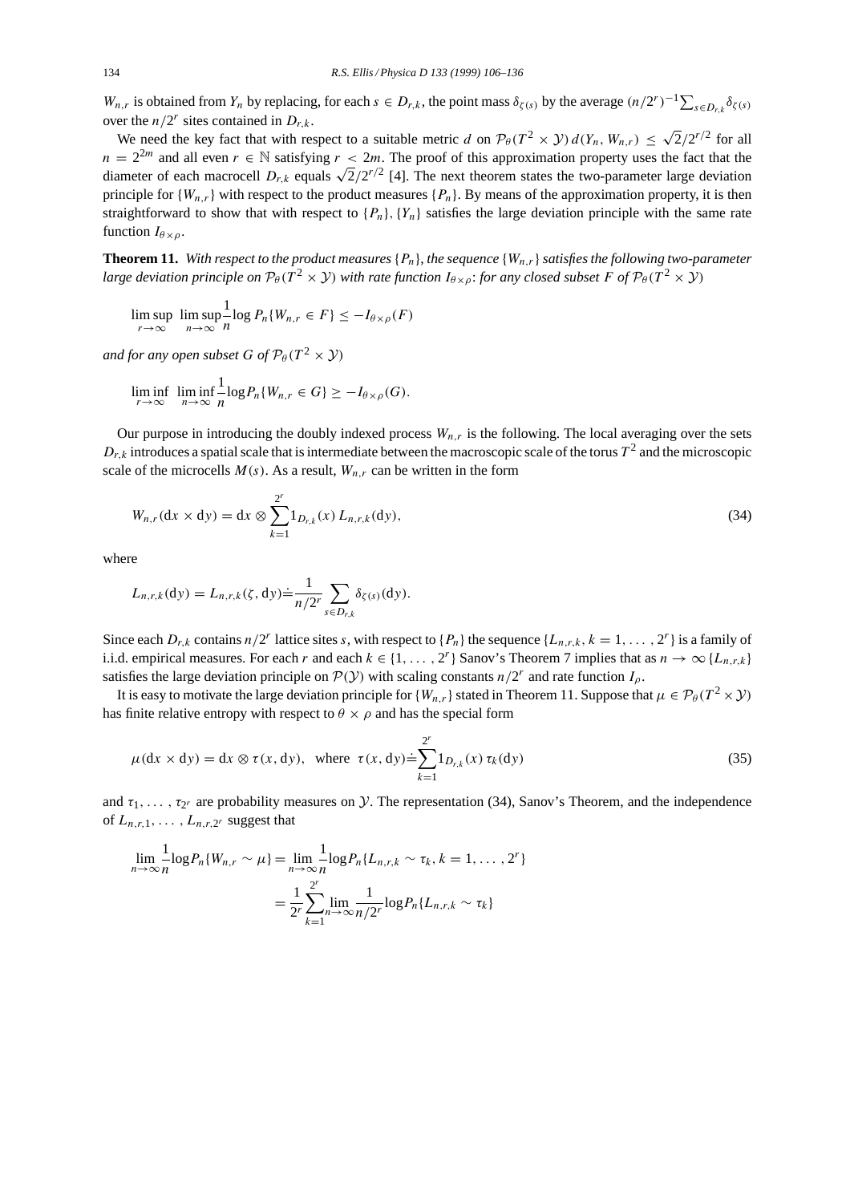$W_{n,r}$ is obtained from $Y_n$ by replacing, for each $s \in D_{r,k}$, the point mass $\delta_{\zeta(s)}$ by the average $(n/2^r)^{-1}\sum_{s\in D_{r,k}}\delta_{\zeta(s)}$ over the $n/2^r$ sites contained in $D_{r,k}$.

We need the key fact that with respect to a suitable metric $d$ on $\mathcal{P}_\theta(T^2 \times \mathcal{Y})$ $d(Y_n, W_{n,r}) \le \sqrt{2}/2^{r/2}$ for all $n = 2^{2m}$ and all even $r \in \mathbb{N}$ satisfying $r < 2m$. The proof of this approximation property uses the fact that the diameter of each macrocell $D_{r,k}$ equals $\sqrt{2}/2^{r/2}$ [4]. The next theorem states the two-parameter large deviation principle for $\{W_{n,r}\}$ with respect to the product measures $\{P_n\}$. By means of the approximation property, it is then straightforward to show that with respect to $\{P_n\}$, $\{Y_n\}$ satisfies the large deviation principle with the same rate function $I_{\theta\times\rho}$.

**Theorem 11.** *With respect to the product measures $\{P_n\}$, the sequence $\{W_{n,r}\}$ satisfies the following two-parameter large deviation principle on $\mathcal{P}_\theta(T^2 \times \mathcal{Y})$ with rate function $I_{\theta\times\rho}$: for any closed subset $F$ of $\mathcal{P}_\theta(T^2 \times \mathcal{Y})$*

$$\limsup_{r\to\infty}\ \limsup_{n\to\infty}\frac{1}{n}\log P_n\{W_{n,r} \in F\} \le -I_{\theta\times\rho}(F)$$

*and for any open subset $G$ of $\mathcal{P}_\theta(T^2 \times \mathcal{Y})$*

$$\liminf_{r\to\infty}\ \liminf_{n\to\infty}\frac{1}{n}\log P_n\{W_{n,r} \in G\} \ge -I_{\theta\times\rho}(G).$$

Our purpose in introducing the doubly indexed process $W_{n,r}$ is the following. The local averaging over the sets $D_{r,k}$ introduces a spatial scale that is intermediate between the macroscopic scale of the torus $T^2$ and the microscopic scale of the microcells $M(s)$. As a result, $W_{n,r}$ can be written in the form

$$W_{n,r}(\mathrm{d}x \times \mathrm{d}y) = \mathrm{d}x \otimes \sum_{k=1}^{2^r} 1_{D_{r,k}}(x)\, L_{n,r,k}(\mathrm{d}y), \tag{34}$$

where

$$L_{n,r,k}(\mathrm{d}y) = L_{n,r,k}(\zeta, \mathrm{d}y) \doteq \frac{1}{n/2^r}\sum_{s\in D_{r,k}} \delta_{\zeta(s)}(\mathrm{d}y).$$

Since each $D_{r,k}$ contains $n/2^r$ lattice sites $s$, with respect to $\{P_n\}$ the sequence $\{L_{n,r,k}, k = 1, \dots, 2^r\}$ is a family of i.i.d. empirical measures. For each $r$ and each $k \in \{1, \dots, 2^r\}$ Sanov's Theorem 7 implies that as $n \to \infty$ $\{L_{n,r,k}\}$ satisfies the large deviation principle on $\mathcal{P}(\mathcal{Y})$ with scaling constants $n/2^r$ and rate function $I_\rho$.

It is easy to motivate the large deviation principle for $\{W_{n,r}\}$ stated in Theorem 11. Suppose that $\mu \in \mathcal{P}_\theta(T^2 \times \mathcal{Y})$ has finite relative entropy with respect to $\theta \times \rho$ and has the special form

$$\mu(\mathrm{d}x \times \mathrm{d}y) = \mathrm{d}x \otimes \tau(x, \mathrm{d}y), \quad \text{where } \tau(x, \mathrm{d}y) \doteq \sum_{k=1}^{2^r} 1_{D_{r,k}}(x)\, \tau_k(\mathrm{d}y) \tag{35}$$

and $\tau_1, \dots, \tau_{2^r}$ are probability measures on $\mathcal{Y}$. The representation (34), Sanov's Theorem, and the independence of $L_{n,r,1}, \dots, L_{n,r,2^r}$ suggest that

$$\begin{aligned}
\lim_{n\to\infty}\frac{1}{n}\log P_n\{W_{n,r} \sim \mu\} &= \lim_{n\to\infty}\frac{1}{n}\log P_n\{L_{n,r,k} \sim \tau_k, k = 1, \dots, 2^r\} \\
&= \frac{1}{2^r}\sum_{k=1}^{2^r}\lim_{n\to\infty}\frac{1}{n/2^r}\log P_n\{L_{n,r,k} \sim \tau_k\}
\end{aligned}$$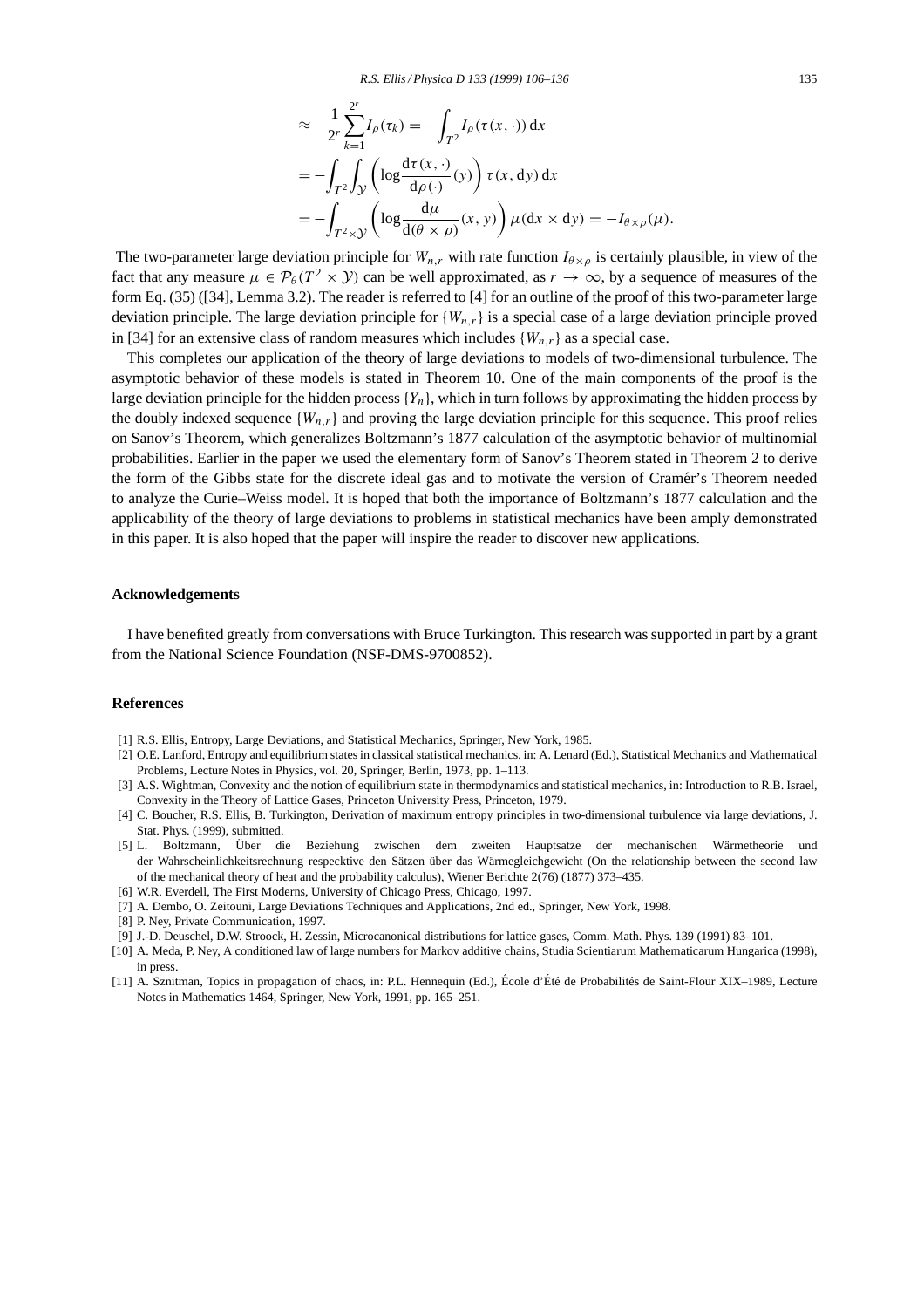$$
\begin{aligned}
&\approx -\frac{1}{2^r}\sum_{k=1}^{2^r} I_\rho(\tau_k) = -\int_{T^2} I_\rho(\tau(x,\cdot))\,\mathrm{d}x \\
&= -\int_{T^2}\int_{\mathcal{Y}} \left(\log \frac{\mathrm{d}\tau(x,\cdot)}{\mathrm{d}\rho(\cdot)}(y)\right) \tau(x,\mathrm{d}y)\,\mathrm{d}x \\
&= -\int_{T^2\times\mathcal{Y}} \left(\log \frac{\mathrm{d}\mu}{\mathrm{d}(\theta\times\rho)}(x,y)\right) \mu(\mathrm{d}x\times\mathrm{d}y) = -I_{\theta\times\rho}(\mu).
\end{aligned}
$$

The two-parameter large deviation principle for $W_{n,r}$ with rate function $I_{\theta\times\rho}$ is certainly plausible, in view of the fact that any measure $\mu \in \mathcal{P}_\theta(T^2\times\mathcal{Y})$ can be well approximated, as $r\to\infty$, by a sequence of measures of the form Eq. (35) ([34], Lemma 3.2). The reader is referred to [4] for an outline of the proof of this two-parameter large deviation principle. The large deviation principle for $\{W_{n,r}\}$ is a special case of a large deviation principle proved in [34] for an extensive class of random measures which includes $\{W_{n,r}\}$ as a special case.

This completes our application of the theory of large deviations to models of two-dimensional turbulence. The asymptotic behavior of these models is stated in Theorem 10. One of the main components of the proof is the large deviation principle for the hidden process $\{Y_n\}$, which in turn follows by approximating the hidden process by the doubly indexed sequence $\{W_{n,r}\}$ and proving the large deviation principle for this sequence. This proof relies on Sanov's Theorem, which generalizes Boltzmann's 1877 calculation of the asymptotic behavior of multinomial probabilities. Earlier in the paper we used the elementary form of Sanov's Theorem stated in Theorem 2 to derive the form of the Gibbs state for the discrete ideal gas and to motivate the version of Cramér's Theorem needed to analyze the Curie–Weiss model. It is hoped that both the importance of Boltzmann's 1877 calculation and the applicability of the theory of large deviations to problems in statistical mechanics have been amply demonstrated in this paper. It is also hoped that the paper will inspire the reader to discover new applications.

## Acknowledgements

I have benefited greatly from conversations with Bruce Turkington. This research was supported in part by a grant from the National Science Foundation (NSF-DMS-9700852).

## References

[1] R.S. Ellis, Entropy, Large Deviations, and Statistical Mechanics, Springer, New York, 1985.

[2] O.E. Lanford, Entropy and equilibrium states in classical statistical mechanics, in: A. Lenard (Ed.), Statistical Mechanics and Mathematical Problems, Lecture Notes in Physics, vol. 20, Springer, Berlin, 1973, pp. 1–113.

[3] A.S. Wightman, Convexity and the notion of equilibrium state in thermodynamics and statistical mechanics, in: Introduction to R.B. Israel, Convexity in the Theory of Lattice Gases, Princeton University Press, Princeton, 1979.

[4] C. Boucher, R.S. Ellis, B. Turkington, Derivation of maximum entropy principles in two-dimensional turbulence via large deviations, J. Stat. Phys. (1999), submitted.

[5] L. Boltzmann, Über die Beziehung zwischen dem zweiten Hauptsatze der mechanischen Wärmetheorie und der Wahrscheinlichkeitsrechnung respecktive den Sätzen über das Wärmegleichgewicht (On the relationship between the second law of the mechanical theory of heat and the probability calculus), Wiener Berichte 2(76) (1877) 373–435.

[6] W.R. Everdell, The First Moderns, University of Chicago Press, Chicago, 1997.

[7] A. Dembo, O. Zeitouni, Large Deviations Techniques and Applications, 2nd ed., Springer, New York, 1998.

[8] P. Ney, Private Communication, 1997.

[9] J.-D. Deuschel, D.W. Stroock, H. Zessin, Microcanonical distributions for lattice gases, Comm. Math. Phys. 139 (1991) 83–101.

[10] A. Meda, P. Ney, A conditioned law of large numbers for Markov additive chains, Studia Scientiarum Mathematicarum Hungarica (1998), in press.

[11] A. Sznitman, Topics in propagation of chaos, in: P.L. Hennequin (Ed.), École d'Été de Probabilités de Saint-Flour XIX–1989, Lecture Notes in Mathematics 1464, Springer, New York, 1991, pp. 165–251.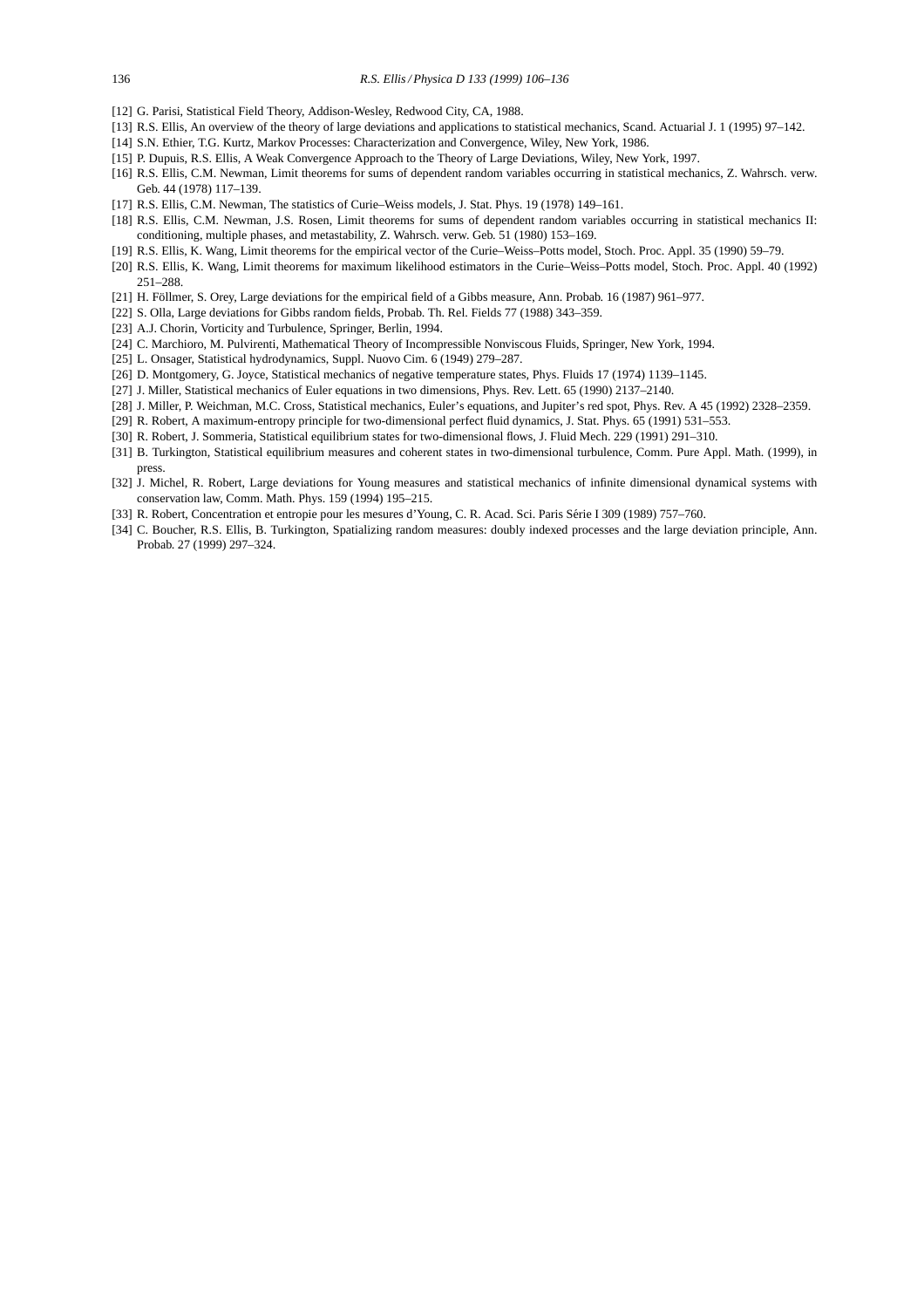[12] G. Parisi, Statistical Field Theory, Addison-Wesley, Redwood City, CA, 1988.

[13] R.S. Ellis, An overview of the theory of large deviations and applications to statistical mechanics, Scand. Actuarial J. 1 (1995) 97–142.

[14] S.N. Ethier, T.G. Kurtz, Markov Processes: Characterization and Convergence, Wiley, New York, 1986.

[15] P. Dupuis, R.S. Ellis, A Weak Convergence Approach to the Theory of Large Deviations, Wiley, New York, 1997.

[16] R.S. Ellis, C.M. Newman, Limit theorems for sums of dependent random variables occurring in statistical mechanics, Z. Wahrsch. verw. Geb. 44 (1978) 117–139.

[17] R.S. Ellis, C.M. Newman, The statistics of Curie–Weiss models, J. Stat. Phys. 19 (1978) 149–161.

[18] R.S. Ellis, C.M. Newman, J.S. Rosen, Limit theorems for sums of dependent random variables occurring in statistical mechanics II: conditioning, multiple phases, and metastability, Z. Wahrsch. verw. Geb. 51 (1980) 153–169.

[19] R.S. Ellis, K. Wang, Limit theorems for the empirical vector of the Curie–Weiss–Potts model, Stoch. Proc. Appl. 35 (1990) 59–79.

[20] R.S. Ellis, K. Wang, Limit theorems for maximum likelihood estimators in the Curie–Weiss–Potts model, Stoch. Proc. Appl. 40 (1992) 251–288.

[21] H. Föllmer, S. Orey, Large deviations for the empirical field of a Gibbs measure, Ann. Probab. 16 (1987) 961–977.

[22] S. Olla, Large deviations for Gibbs random fields, Probab. Th. Rel. Fields 77 (1988) 343–359.

[23] A.J. Chorin, Vorticity and Turbulence, Springer, Berlin, 1994.

[24] C. Marchioro, M. Pulvirenti, Mathematical Theory of Incompressible Nonviscous Fluids, Springer, New York, 1994.

[25] L. Onsager, Statistical hydrodynamics, Suppl. Nuovo Cim. 6 (1949) 279–287.

[26] D. Montgomery, G. Joyce, Statistical mechanics of negative temperature states, Phys. Fluids 17 (1974) 1139–1145.

[27] J. Miller, Statistical mechanics of Euler equations in two dimensions, Phys. Rev. Lett. 65 (1990) 2137–2140.

[28] J. Miller, P. Weichman, M.C. Cross, Statistical mechanics, Euler's equations, and Jupiter's red spot, Phys. Rev. A 45 (1992) 2328–2359.

[29] R. Robert, A maximum-entropy principle for two-dimensional perfect fluid dynamics, J. Stat. Phys. 65 (1991) 531–553.

[30] R. Robert, J. Sommeria, Statistical equilibrium states for two-dimensional flows, J. Fluid Mech. 229 (1991) 291–310.

[31] B. Turkington, Statistical equilibrium measures and coherent states in two-dimensional turbulence, Comm. Pure Appl. Math. (1999), in press.

[32] J. Michel, R. Robert, Large deviations for Young measures and statistical mechanics of infinite dimensional dynamical systems with conservation law, Comm. Math. Phys. 159 (1994) 195–215.

[33] R. Robert, Concentration et entropie pour les mesures d'Young, C. R. Acad. Sci. Paris Série I 309 (1989) 757–760.

[34] C. Boucher, R.S. Ellis, B. Turkington, Spatializing random measures: doubly indexed processes and the large deviation principle, Ann. Probab. 27 (1999) 297–324.